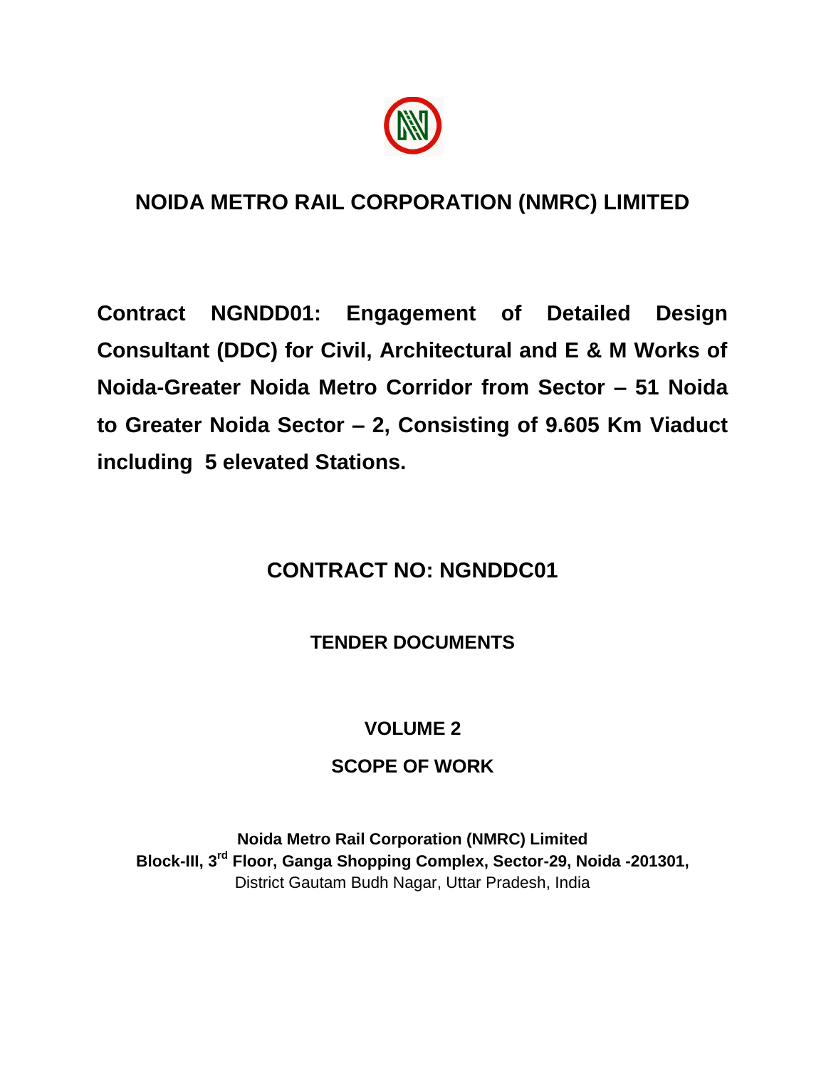# NOIDA METRO RAIL CORPORATION (NMRC) LIMITED

**Contract NGNDD01: Engagement of Detailed Design Consultant (DDC) for Civil, Architectural and E & M Works of Noida-Greater Noida Metro Corridor from Sector – 51 Noida to Greater Noida Sector – 2, Consisting of 9.605 Km Viaduct including 5 elevated Stations.**

## CONTRACT NO: NGNDDC01

### TENDER DOCUMENTS

### VOLUME 2

### SCOPE OF WORK

**Noida Metro Rail Corporation (NMRC) Limited**
**Block-III, 3rd Floor, Ganga Shopping Complex, Sector-29, Noida -201301,**
District Gautam Budh Nagar, Uttar Pradesh, India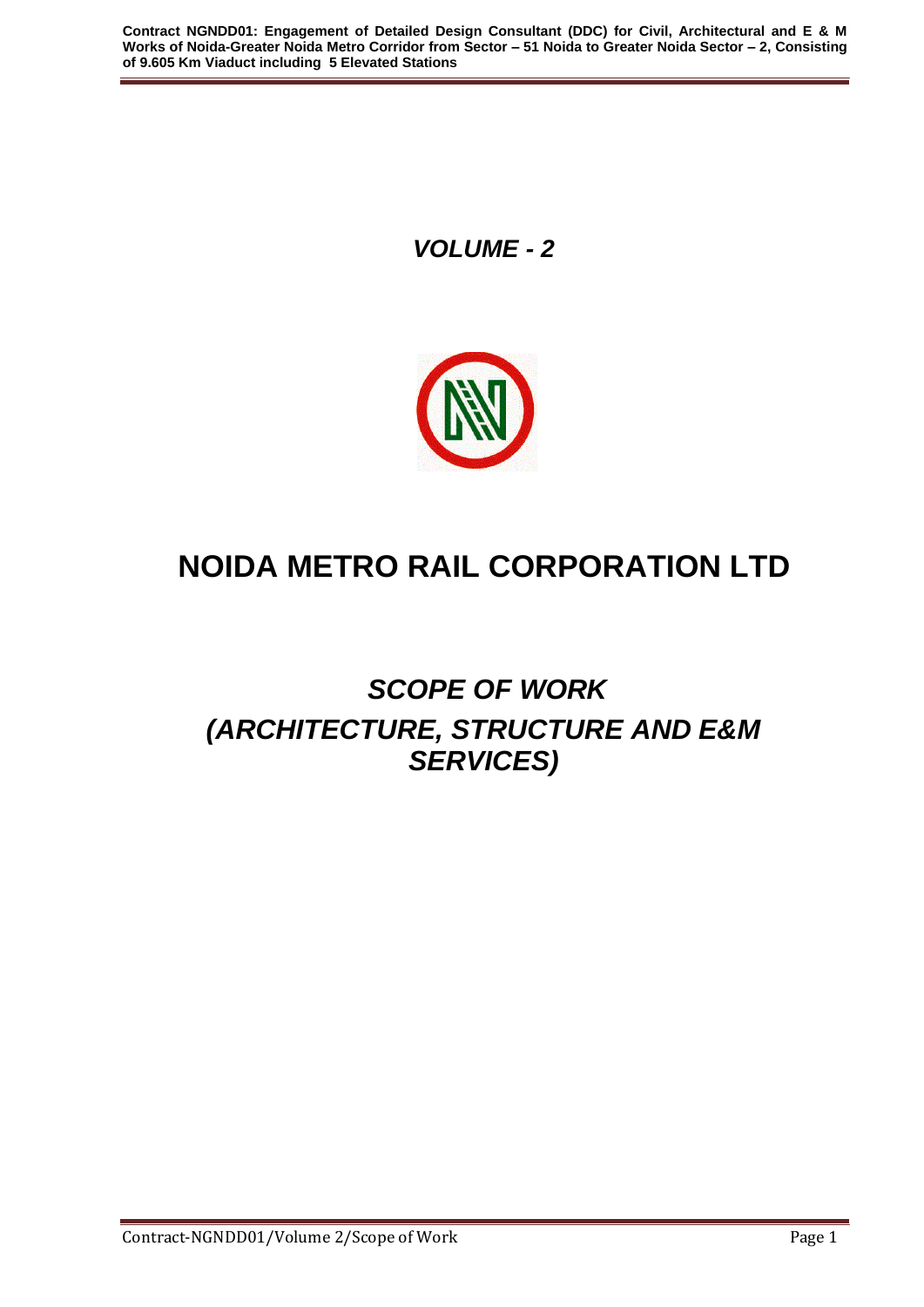*VOLUME - 2*

# NOIDA METRO RAIL CORPORATION LTD

## *SCOPE OF WORK*
## *(ARCHITECTURE, STRUCTURE AND E&M SERVICES)*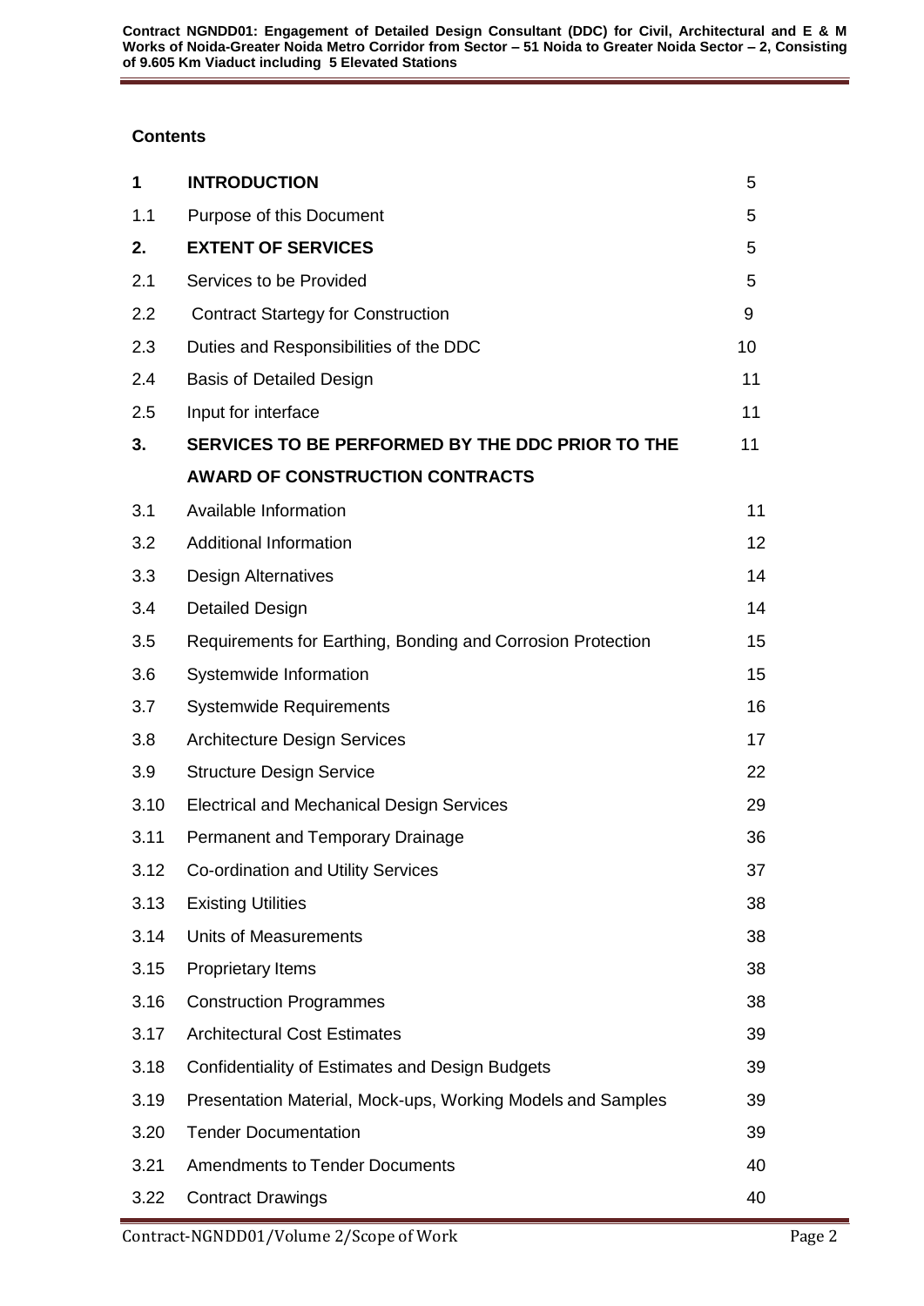**Contents**

| | | |
|---|---|---|
| **1** | **INTRODUCTION** | 5 |
| 1.1 | Purpose of this Document | 5 |
| **2.** | **EXTENT OF SERVICES** | 5 |
| 2.1 | Services to be Provided | 5 |
| 2.2 | Contract Startegy for Construction | 9 |
| 2.3 | Duties and Responsibilities of the DDC | 10 |
| 2.4 | Basis of Detailed Design | 11 |
| 2.5 | Input for interface | 11 |
| **3.** | **SERVICES TO BE PERFORMED BY THE DDC PRIOR TO THE AWARD OF CONSTRUCTION CONTRACTS** | 11 |
| 3.1 | Available Information | 11 |
| 3.2 | Additional Information | 12 |
| 3.3 | Design Alternatives | 14 |
| 3.4 | Detailed Design | 14 |
| 3.5 | Requirements for Earthing, Bonding and Corrosion Protection | 15 |
| 3.6 | Systemwide Information | 15 |
| 3.7 | Systemwide Requirements | 16 |
| 3.8 | Architecture Design Services | 17 |
| 3.9 | Structure Design Service | 22 |
| 3.10 | Electrical and Mechanical Design Services | 29 |
| 3.11 | Permanent and Temporary Drainage | 36 |
| 3.12 | Co-ordination and Utility Services | 37 |
| 3.13 | Existing Utilities | 38 |
| 3.14 | Units of Measurements | 38 |
| 3.15 | Proprietary Items | 38 |
| 3.16 | Construction Programmes | 38 |
| 3.17 | Architectural Cost Estimates | 39 |
| 3.18 | Confidentiality of Estimates and Design Budgets | 39 |
| 3.19 | Presentation Material, Mock-ups, Working Models and Samples | 39 |
| 3.20 | Tender Documentation | 39 |
| 3.21 | Amendments to Tender Documents | 40 |
| 3.22 | Contract Drawings | 40 |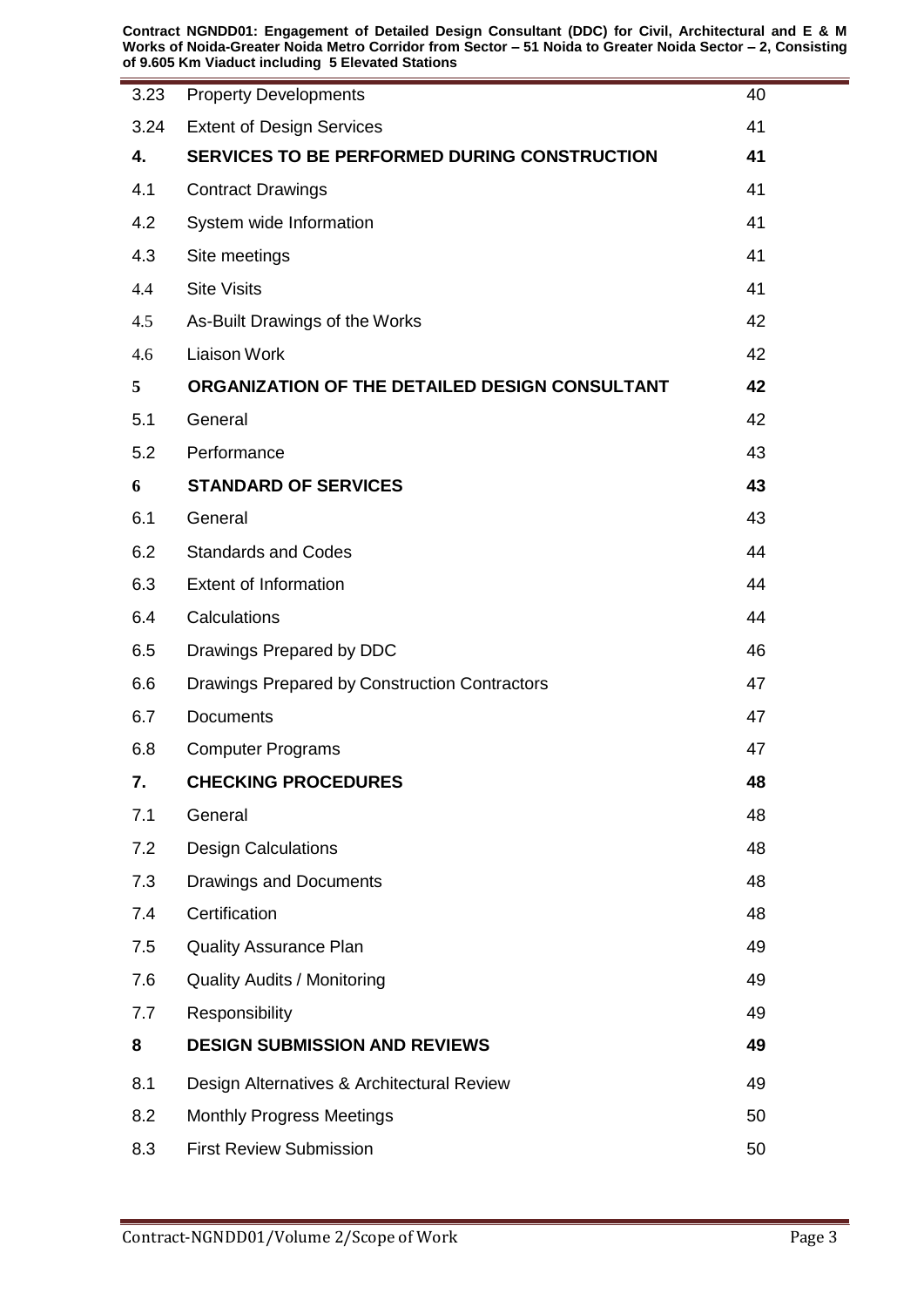| | | |
|---|---|---|
| 3.23 | Property Developments | 40 |
| 3.24 | Extent of Design Services | 41 |
| **4.** | **SERVICES TO BE PERFORMED DURING CONSTRUCTION** | **41** |
| 4.1 | Contract Drawings | 41 |
| 4.2 | System wide Information | 41 |
| 4.3 | Site meetings | 41 |
| 4.4 | Site Visits | 41 |
| 4.5 | As-Built Drawings of the Works | 42 |
| 4.6 | Liaison Work | 42 |
| **5** | **ORGANIZATION OF THE DETAILED DESIGN CONSULTANT** | **42** |
| 5.1 | General | 42 |
| 5.2 | Performance | 43 |
| **6** | **STANDARD OF SERVICES** | **43** |
| 6.1 | General | 43 |
| 6.2 | Standards and Codes | 44 |
| 6.3 | Extent of Information | 44 |
| 6.4 | Calculations | 44 |
| 6.5 | Drawings Prepared by DDC | 46 |
| 6.6 | Drawings Prepared by Construction Contractors | 47 |
| 6.7 | Documents | 47 |
| 6.8 | Computer Programs | 47 |
| **7.** | **CHECKING PROCEDURES** | **48** |
| 7.1 | General | 48 |
| 7.2 | Design Calculations | 48 |
| 7.3 | Drawings and Documents | 48 |
| 7.4 | Certification | 48 |
| 7.5 | Quality Assurance Plan | 49 |
| 7.6 | Quality Audits / Monitoring | 49 |
| 7.7 | Responsibility | 49 |
| **8** | **DESIGN SUBMISSION AND REVIEWS** | **49** |
| 8.1 | Design Alternatives & Architectural Review | 49 |
| 8.2 | Monthly Progress Meetings | 50 |
| 8.3 | First Review Submission | 50 |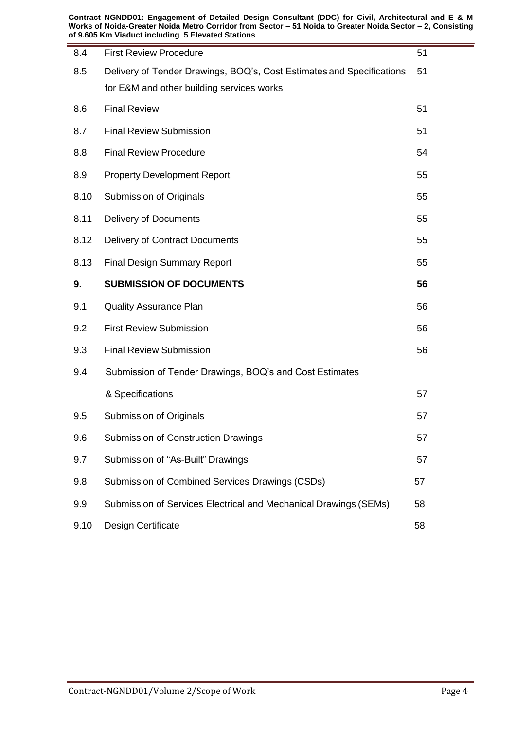| | | |
|---|---|---|
| 8.4 | First Review Procedure | 51 |
| 8.5 | Delivery of Tender Drawings, BOQ's, Cost Estimates and Specifications for E&M and other building services works | 51 |
| 8.6 | Final Review | 51 |
| 8.7 | Final Review Submission | 51 |
| 8.8 | Final Review Procedure | 54 |
| 8.9 | Property Development Report | 55 |
| 8.10 | Submission of Originals | 55 |
| 8.11 | Delivery of Documents | 55 |
| 8.12 | Delivery of Contract Documents | 55 |
| 8.13 | Final Design Summary Report | 55 |
| **9.** | **SUBMISSION OF DOCUMENTS** | **56** |
| 9.1 | Quality Assurance Plan | 56 |
| 9.2 | First Review Submission | 56 |
| 9.3 | Final Review Submission | 56 |
| 9.4 | Submission of Tender Drawings, BOQ's and Cost Estimates & Specifications | 57 |
| 9.5 | Submission of Originals | 57 |
| 9.6 | Submission of Construction Drawings | 57 |
| 9.7 | Submission of "As-Built" Drawings | 57 |
| 9.8 | Submission of Combined Services Drawings (CSDs) | 57 |
| 9.9 | Submission of Services Electrical and Mechanical Drawings (SEMs) | 58 |
| 9.10 | Design Certificate | 58 |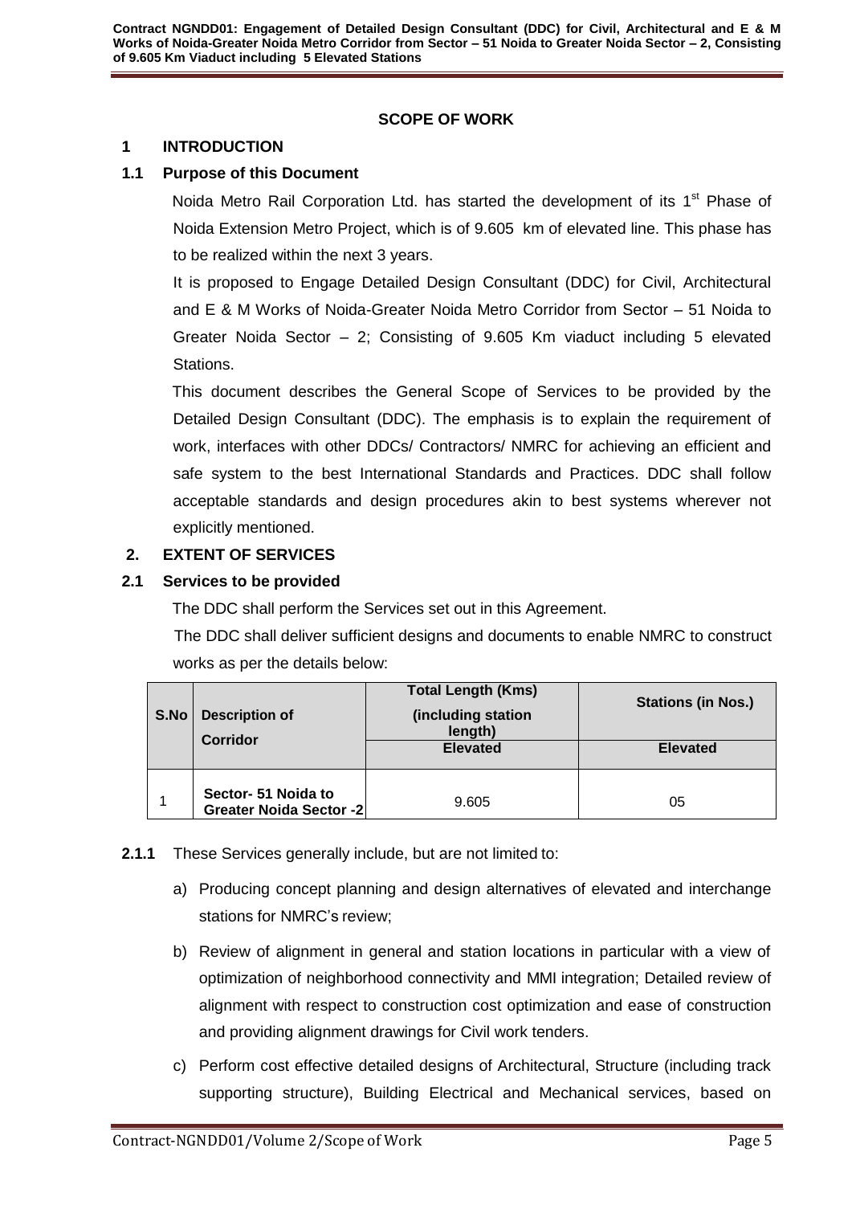**SCOPE OF WORK**

## 1 INTRODUCTION

### 1.1 Purpose of this Document

Noida Metro Rail Corporation Ltd. has started the development of its 1st Phase of Noida Extension Metro Project, which is of 9.605 km of elevated line. This phase has to be realized within the next 3 years.

It is proposed to Engage Detailed Design Consultant (DDC) for Civil, Architectural and E & M Works of Noida-Greater Noida Metro Corridor from Sector – 51 Noida to Greater Noida Sector – 2; Consisting of 9.605 Km viaduct including 5 elevated Stations.

This document describes the General Scope of Services to be provided by the Detailed Design Consultant (DDC). The emphasis is to explain the requirement of work, interfaces with other DDCs/ Contractors/ NMRC for achieving an efficient and safe system to the best International Standards and Practices. DDC shall follow acceptable standards and design procedures akin to best systems wherever not explicitly mentioned.

## 2. EXTENT OF SERVICES

### 2.1 Services to be provided

The DDC shall perform the Services set out in this Agreement.

The DDC shall deliver sufficient designs and documents to enable NMRC to construct works as per the details below:

| S.No | Description of Corridor | Total Length (Kms) (including station length) | Stations (in Nos.) |
|---|---|---|---|
| | | Elevated | Elevated |
| 1 | Sector- 51 Noida to Greater Noida Sector -2 | 9.605 | 05 |

**2.1.1** These Services generally include, but are not limited to:

a) Producing concept planning and design alternatives of elevated and interchange stations for NMRC's review;

b) Review of alignment in general and station locations in particular with a view of optimization of neighborhood connectivity and MMI integration; Detailed review of alignment with respect to construction cost optimization and ease of construction and providing alignment drawings for Civil work tenders.

c) Perform cost effective detailed designs of Architectural, Structure (including track supporting structure), Building Electrical and Mechanical services, based on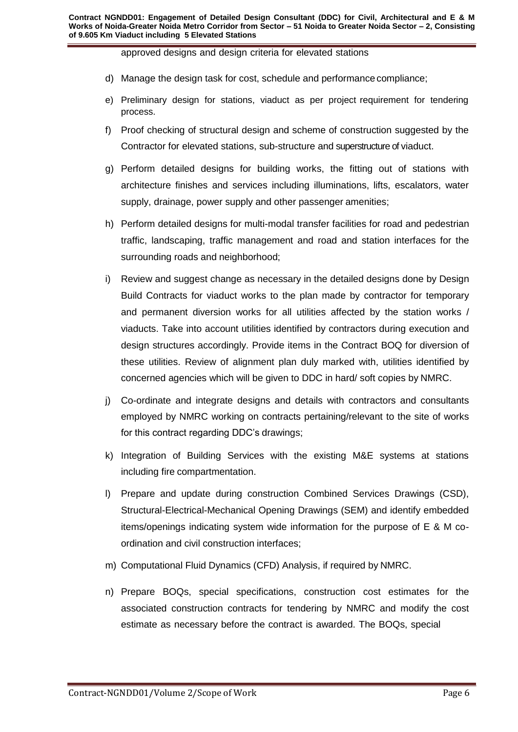approved designs and design criteria for elevated stations

d) Manage the design task for cost, schedule and performance compliance;

e) Preliminary design for stations, viaduct as per project requirement for tendering process.

f) Proof checking of structural design and scheme of construction suggested by the Contractor for elevated stations, sub-structure and superstructure of viaduct.

g) Perform detailed designs for building works, the fitting out of stations with architecture finishes and services including illuminations, lifts, escalators, water supply, drainage, power supply and other passenger amenities;

h) Perform detailed designs for multi-modal transfer facilities for road and pedestrian traffic, landscaping, traffic management and road and station interfaces for the surrounding roads and neighborhood;

i) Review and suggest change as necessary in the detailed designs done by Design Build Contracts for viaduct works to the plan made by contractor for temporary and permanent diversion works for all utilities affected by the station works / viaducts. Take into account utilities identified by contractors during execution and design structures accordingly. Provide items in the Contract BOQ for diversion of these utilities. Review of alignment plan duly marked with, utilities identified by concerned agencies which will be given to DDC in hard/ soft copies by NMRC.

j) Co-ordinate and integrate designs and details with contractors and consultants employed by NMRC working on contracts pertaining/relevant to the site of works for this contract regarding DDC's drawings;

k) Integration of Building Services with the existing M&E systems at stations including fire compartmentation.

l) Prepare and update during construction Combined Services Drawings (CSD), Structural-Electrical-Mechanical Opening Drawings (SEM) and identify embedded items/openings indicating system wide information for the purpose of E & M co-ordination and civil construction interfaces;

m) Computational Fluid Dynamics (CFD) Analysis, if required by NMRC.

n) Prepare BOQs, special specifications, construction cost estimates for the associated construction contracts for tendering by NMRC and modify the cost estimate as necessary before the contract is awarded. The BOQs, special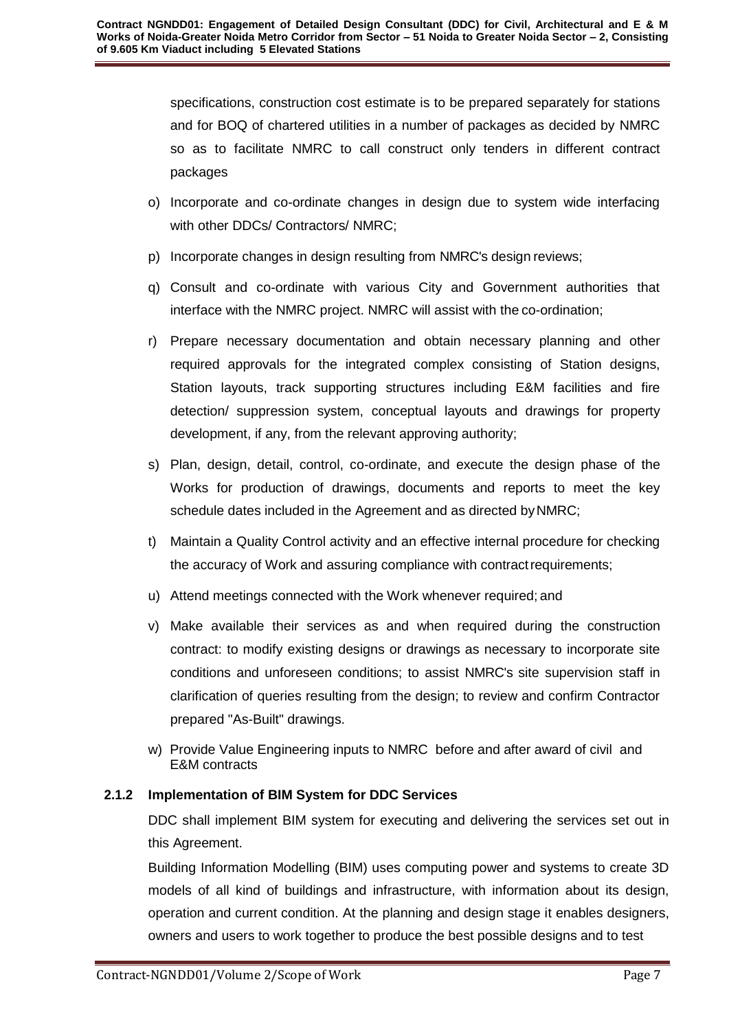specifications, construction cost estimate is to be prepared separately for stations and for BOQ of chartered utilities in a number of packages as decided by NMRC so as to facilitate NMRC to call construct only tenders in different contract packages

o) Incorporate and co-ordinate changes in design due to system wide interfacing with other DDCs/ Contractors/ NMRC;

p) Incorporate changes in design resulting from NMRC's design reviews;

q) Consult and co-ordinate with various City and Government authorities that interface with the NMRC project. NMRC will assist with the co-ordination;

r) Prepare necessary documentation and obtain necessary planning and other required approvals for the integrated complex consisting of Station designs, Station layouts, track supporting structures including E&M facilities and fire detection/ suppression system, conceptual layouts and drawings for property development, if any, from the relevant approving authority;

s) Plan, design, detail, control, co-ordinate, and execute the design phase of the Works for production of drawings, documents and reports to meet the key schedule dates included in the Agreement and as directed by NMRC;

t) Maintain a Quality Control activity and an effective internal procedure for checking the accuracy of Work and assuring compliance with contract requirements;

u) Attend meetings connected with the Work whenever required; and

v) Make available their services as and when required during the construction contract: to modify existing designs or drawings as necessary to incorporate site conditions and unforeseen conditions; to assist NMRC's site supervision staff in clarification of queries resulting from the design; to review and confirm Contractor prepared "As-Built" drawings.

w) Provide Value Engineering inputs to NMRC before and after award of civil and E&M contracts

### 2.1.2 Implementation of BIM System for DDC Services

DDC shall implement BIM system for executing and delivering the services set out in this Agreement.

Building Information Modelling (BIM) uses computing power and systems to create 3D models of all kind of buildings and infrastructure, with information about its design, operation and current condition. At the planning and design stage it enables designers, owners and users to work together to produce the best possible designs and to test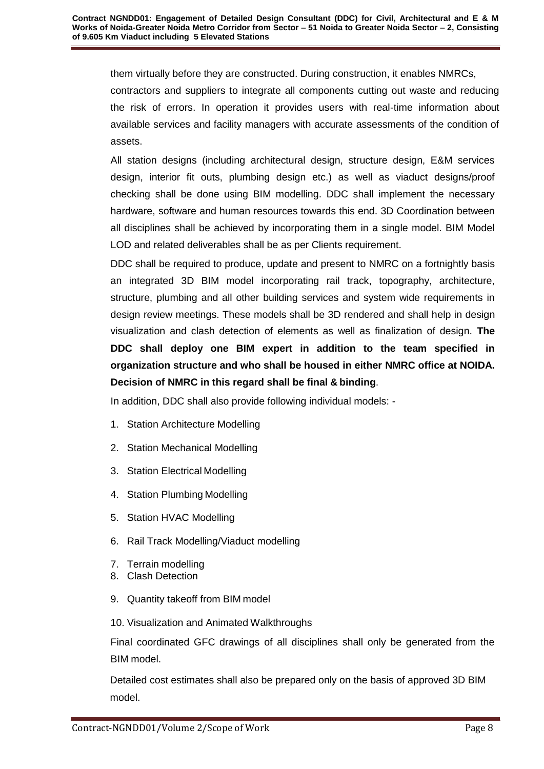them virtually before they are constructed. During construction, it enables NMRCs, contractors and suppliers to integrate all components cutting out waste and reducing the risk of errors. In operation it provides users with real-time information about available services and facility managers with accurate assessments of the condition of assets.

All station designs (including architectural design, structure design, E&M services design, interior fit outs, plumbing design etc.) as well as viaduct designs/proof checking shall be done using BIM modelling. DDC shall implement the necessary hardware, software and human resources towards this end. 3D Coordination between all disciplines shall be achieved by incorporating them in a single model. BIM Model LOD and related deliverables shall be as per Clients requirement.

DDC shall be required to produce, update and present to NMRC on a fortnightly basis an integrated 3D BIM model incorporating rail track, topography, architecture, structure, plumbing and all other building services and system wide requirements in design review meetings. These models shall be 3D rendered and shall help in design visualization and clash detection of elements as well as finalization of design. **The DDC shall deploy one BIM expert in addition to the team specified in organization structure and who shall be housed in either NMRC office at NOIDA. Decision of NMRC in this regard shall be final & binding**.

In addition, DDC shall also provide following individual models: -

1. Station Architecture Modelling
2. Station Mechanical Modelling
3. Station Electrical Modelling
4. Station Plumbing Modelling
5. Station HVAC Modelling
6. Rail Track Modelling/Viaduct modelling
7. Terrain modelling
8. Clash Detection
9. Quantity takeoff from BIM model
10. Visualization and Animated Walkthroughs

Final coordinated GFC drawings of all disciplines shall only be generated from the BIM model.

Detailed cost estimates shall also be prepared only on the basis of approved 3D BIM model.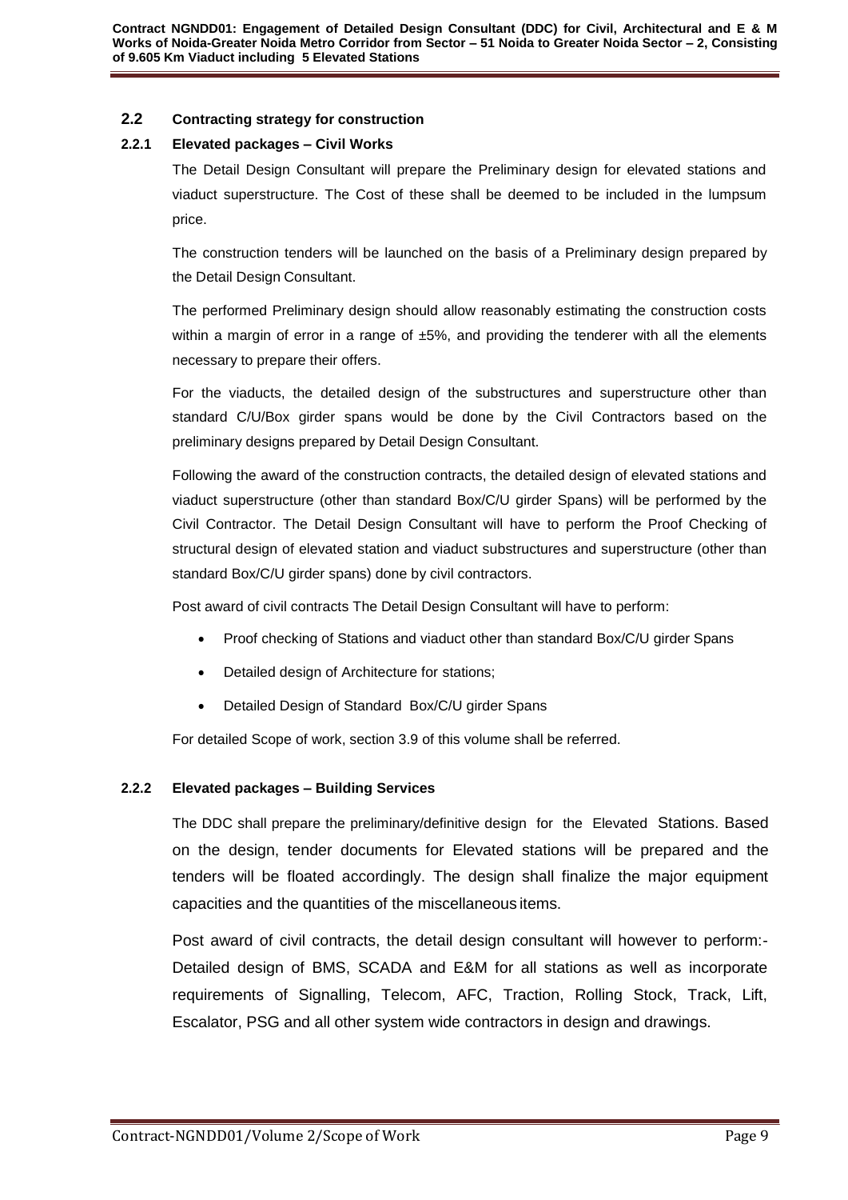## 2.2 Contracting strategy for construction

### 2.2.1 Elevated packages – Civil Works

The Detail Design Consultant will prepare the Preliminary design for elevated stations and viaduct superstructure. The Cost of these shall be deemed to be included in the lumpsum price.

The construction tenders will be launched on the basis of a Preliminary design prepared by the Detail Design Consultant.

The performed Preliminary design should allow reasonably estimating the construction costs within a margin of error in a range of ±5%, and providing the tenderer with all the elements necessary to prepare their offers.

For the viaducts, the detailed design of the substructures and superstructure other than standard C/U/Box girder spans would be done by the Civil Contractors based on the preliminary designs prepared by Detail Design Consultant.

Following the award of the construction contracts, the detailed design of elevated stations and viaduct superstructure (other than standard Box/C/U girder Spans) will be performed by the Civil Contractor. The Detail Design Consultant will have to perform the Proof Checking of structural design of elevated station and viaduct substructures and superstructure (other than standard Box/C/U girder spans) done by civil contractors.

Post award of civil contracts The Detail Design Consultant will have to perform:

- Proof checking of Stations and viaduct other than standard Box/C/U girder Spans
- Detailed design of Architecture for stations;
- Detailed Design of Standard Box/C/U girder Spans

For detailed Scope of work, section 3.9 of this volume shall be referred.

### 2.2.2 Elevated packages – Building Services

The DDC shall prepare the preliminary/definitive design for the Elevated Stations. Based on the design, tender documents for Elevated stations will be prepared and the tenders will be floated accordingly. The design shall finalize the major equipment capacities and the quantities of the miscellaneous items.

Post award of civil contracts, the detail design consultant will however to perform:- Detailed design of BMS, SCADA and E&M for all stations as well as incorporate requirements of Signalling, Telecom, AFC, Traction, Rolling Stock, Track, Lift, Escalator, PSG and all other system wide contractors in design and drawings.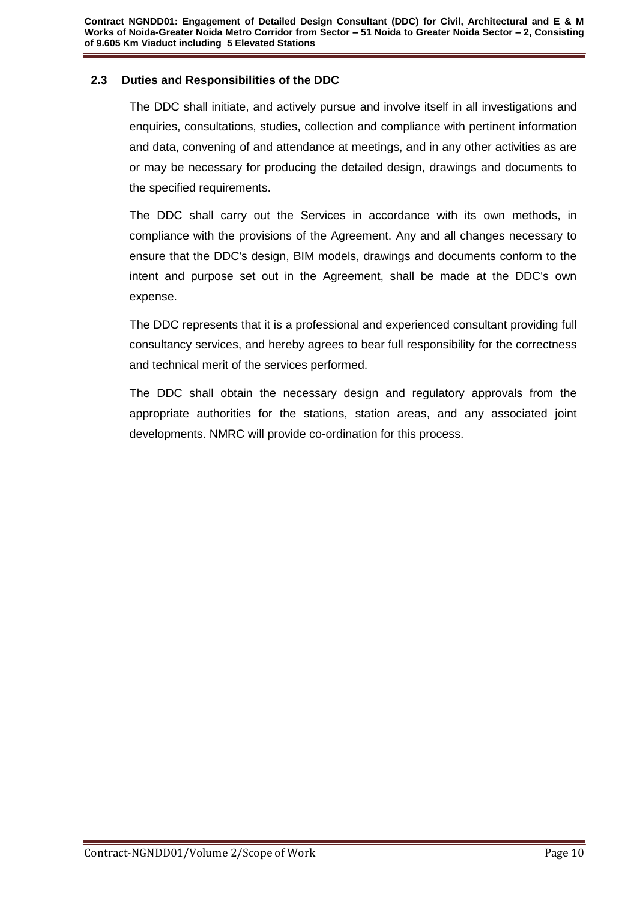## 2.3 Duties and Responsibilities of the DDC

The DDC shall initiate, and actively pursue and involve itself in all investigations and enquiries, consultations, studies, collection and compliance with pertinent information and data, convening of and attendance at meetings, and in any other activities as are or may be necessary for producing the detailed design, drawings and documents to the specified requirements.

The DDC shall carry out the Services in accordance with its own methods, in compliance with the provisions of the Agreement. Any and all changes necessary to ensure that the DDC's design, BIM models, drawings and documents conform to the intent and purpose set out in the Agreement, shall be made at the DDC's own expense.

The DDC represents that it is a professional and experienced consultant providing full consultancy services, and hereby agrees to bear full responsibility for the correctness and technical merit of the services performed.

The DDC shall obtain the necessary design and regulatory approvals from the appropriate authorities for the stations, station areas, and any associated joint developments. NMRC will provide co-ordination for this process.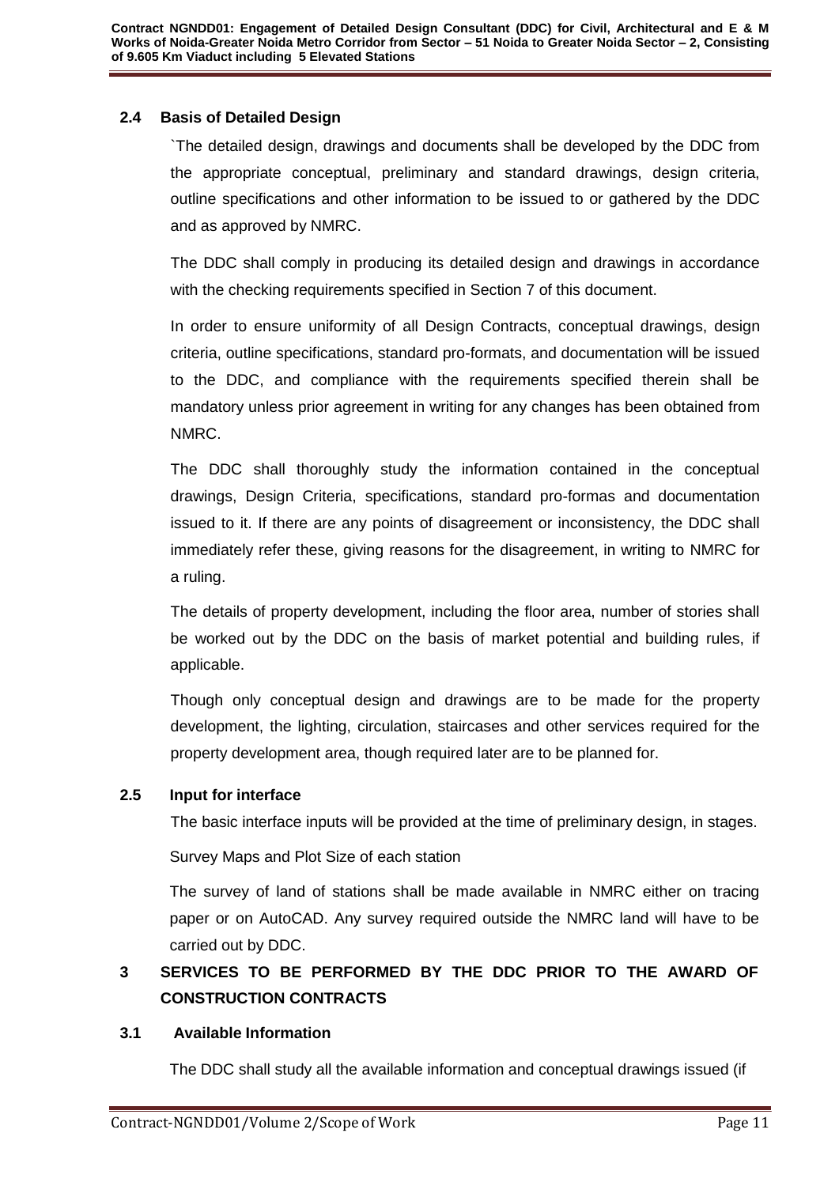## 2.4 Basis of Detailed Design

`The detailed design, drawings and documents shall be developed by the DDC from the appropriate conceptual, preliminary and standard drawings, design criteria, outline specifications and other information to be issued to or gathered by the DDC and as approved by NMRC.

The DDC shall comply in producing its detailed design and drawings in accordance with the checking requirements specified in Section 7 of this document.

In order to ensure uniformity of all Design Contracts, conceptual drawings, design criteria, outline specifications, standard pro-formats, and documentation will be issued to the DDC, and compliance with the requirements specified therein shall be mandatory unless prior agreement in writing for any changes has been obtained from NMRC.

The DDC shall thoroughly study the information contained in the conceptual drawings, Design Criteria, specifications, standard pro-formas and documentation issued to it. If there are any points of disagreement or inconsistency, the DDC shall immediately refer these, giving reasons for the disagreement, in writing to NMRC for a ruling.

The details of property development, including the floor area, number of stories shall be worked out by the DDC on the basis of market potential and building rules, if applicable.

Though only conceptual design and drawings are to be made for the property development, the lighting, circulation, staircases and other services required for the property development area, though required later are to be planned for.

## 2.5 Input for interface

The basic interface inputs will be provided at the time of preliminary design, in stages.

Survey Maps and Plot Size of each station

The survey of land of stations shall be made available in NMRC either on tracing paper or on AutoCAD. Any survey required outside the NMRC land will have to be carried out by DDC.

# 3 SERVICES TO BE PERFORMED BY THE DDC PRIOR TO THE AWARD OF CONSTRUCTION CONTRACTS

## 3.1 Available Information

The DDC shall study all the available information and conceptual drawings issued (if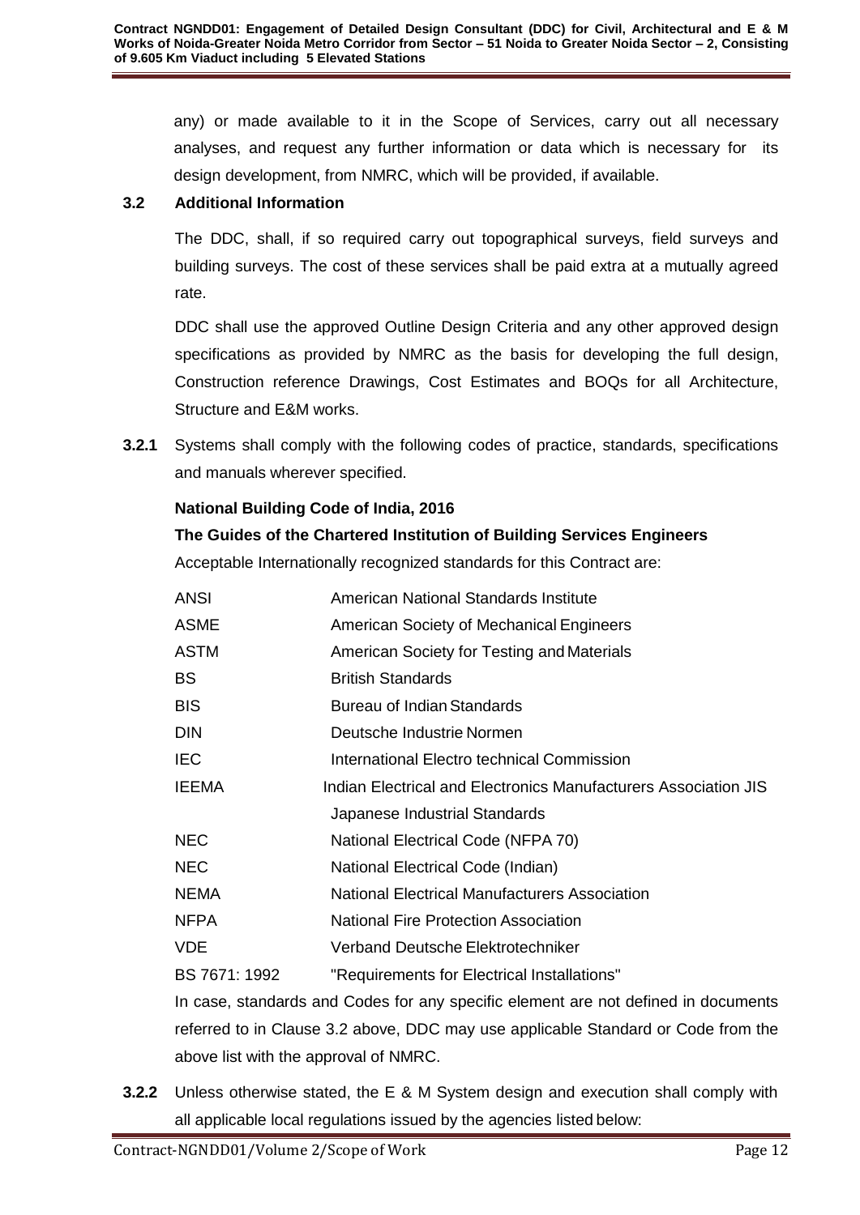any) or made available to it in the Scope of Services, carry out all necessary analyses, and request any further information or data which is necessary for its design development, from NMRC, which will be provided, if available.

### 3.2 Additional Information

The DDC, shall, if so required carry out topographical surveys, field surveys and building surveys. The cost of these services shall be paid extra at a mutually agreed rate.

DDC shall use the approved Outline Design Criteria and any other approved design specifications as provided by NMRC as the basis for developing the full design, Construction reference Drawings, Cost Estimates and BOQs for all Architecture, Structure and E&M works.

**3.2.1** Systems shall comply with the following codes of practice, standards, specifications and manuals wherever specified.

**National Building Code of India, 2016**

**The Guides of the Chartered Institution of Building Services Engineers**

Acceptable Internationally recognized standards for this Contract are:

| | |
|---|---|
| ANSI | American National Standards Institute |
| ASME | American Society of Mechanical Engineers |
| ASTM | American Society for Testing and Materials |
| BS | British Standards |
| BIS | Bureau of Indian Standards |
| DIN | Deutsche Industrie Normen |
| IEC | International Electro technical Commission |
| IEEMA | Indian Electrical and Electronics Manufacturers Association JIS |
| | Japanese Industrial Standards |
| NEC | National Electrical Code (NFPA 70) |
| NEC | National Electrical Code (Indian) |
| NEMA | National Electrical Manufacturers Association |
| NFPA | National Fire Protection Association |
| VDE | Verband Deutsche Elektrotechniker |
| BS 7671: 1992 | "Requirements for Electrical Installations" |

In case, standards and Codes for any specific element are not defined in documents referred to in Clause 3.2 above, DDC may use applicable Standard or Code from the above list with the approval of NMRC.

**3.2.2** Unless otherwise stated, the E & M System design and execution shall comply with all applicable local regulations issued by the agencies listed below: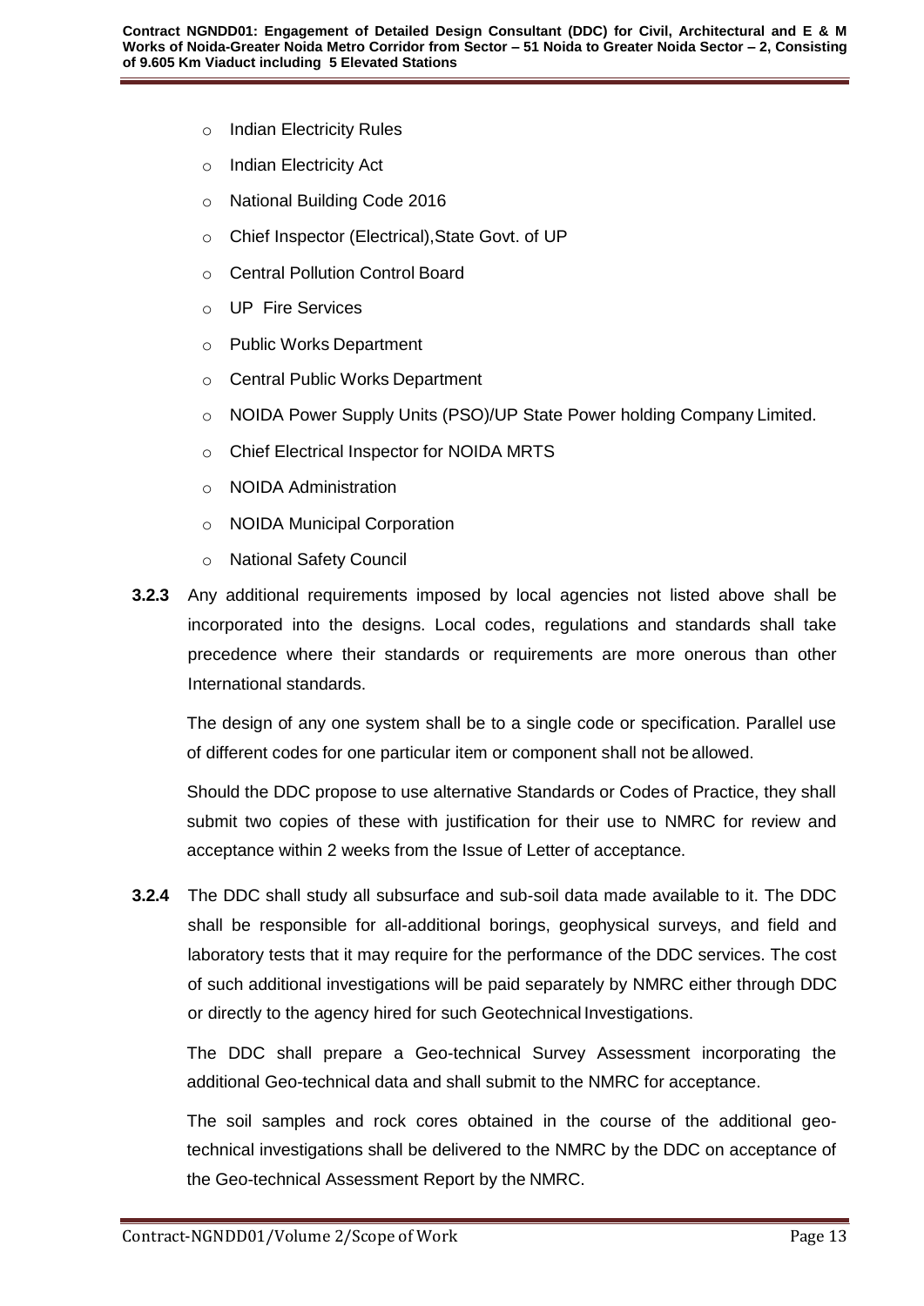- Indian Electricity Rules
- Indian Electricity Act
- National Building Code 2016
- Chief Inspector (Electrical),State Govt. of UP
- Central Pollution Control Board
- UP Fire Services
- Public Works Department
- Central Public Works Department
- NOIDA Power Supply Units (PSO)/UP State Power holding Company Limited.
- Chief Electrical Inspector for NOIDA MRTS
- NOIDA Administration
- NOIDA Municipal Corporation
- National Safety Council

**3.2.3** Any additional requirements imposed by local agencies not listed above shall be incorporated into the designs. Local codes, regulations and standards shall take precedence where their standards or requirements are more onerous than other International standards.

The design of any one system shall be to a single code or specification. Parallel use of different codes for one particular item or component shall not be allowed.

Should the DDC propose to use alternative Standards or Codes of Practice, they shall submit two copies of these with justification for their use to NMRC for review and acceptance within 2 weeks from the Issue of Letter of acceptance.

**3.2.4** The DDC shall study all subsurface and sub-soil data made available to it. The DDC shall be responsible for all-additional borings, geophysical surveys, and field and laboratory tests that it may require for the performance of the DDC services. The cost of such additional investigations will be paid separately by NMRC either through DDC or directly to the agency hired for such Geotechnical Investigations.

The DDC shall prepare a Geo-technical Survey Assessment incorporating the additional Geo-technical data and shall submit to the NMRC for acceptance.

The soil samples and rock cores obtained in the course of the additional geo-technical investigations shall be delivered to the NMRC by the DDC on acceptance of the Geo-technical Assessment Report by the NMRC.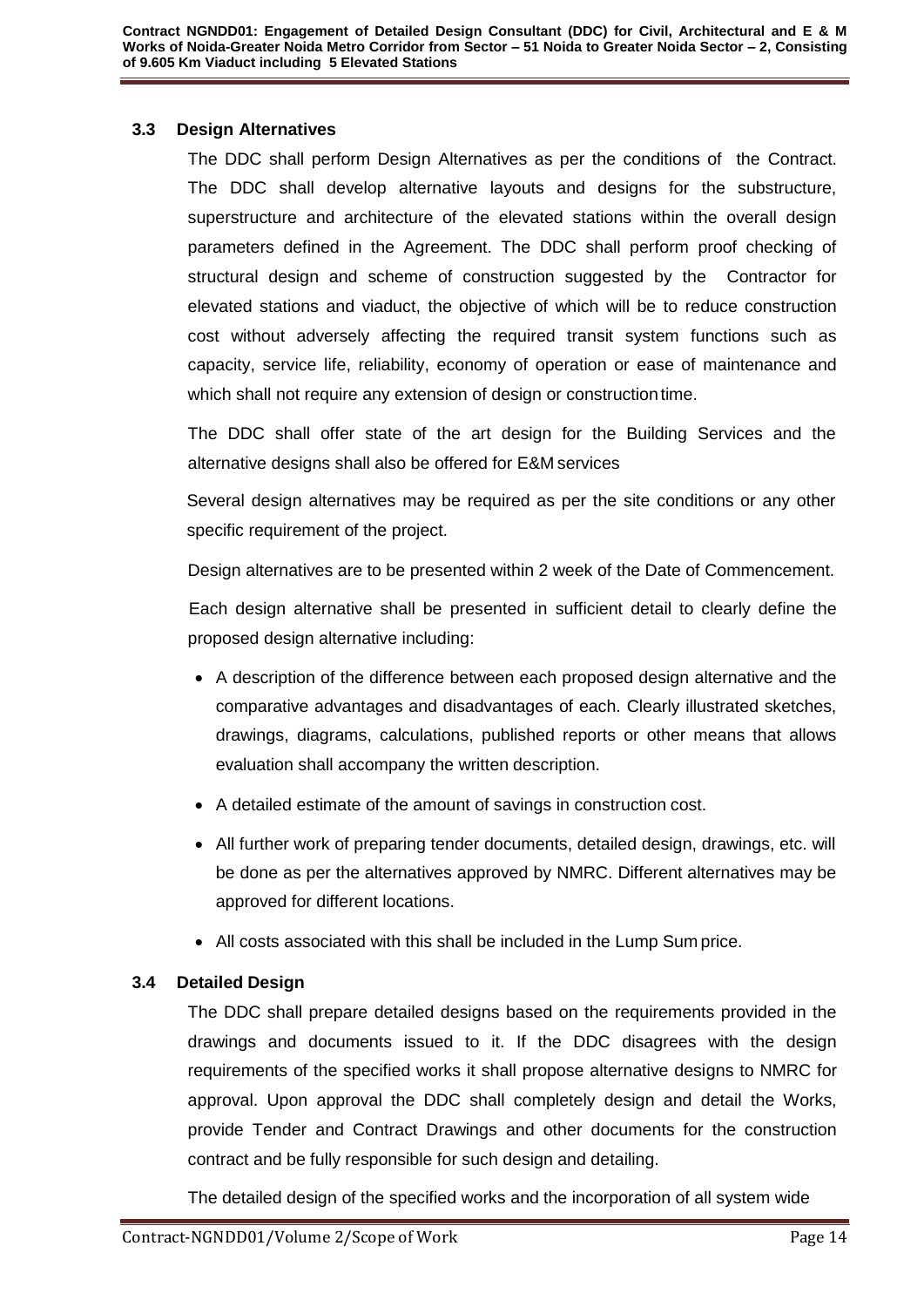### 3.3 Design Alternatives

The DDC shall perform Design Alternatives as per the conditions of the Contract. The DDC shall develop alternative layouts and designs for the substructure, superstructure and architecture of the elevated stations within the overall design parameters defined in the Agreement. The DDC shall perform proof checking of structural design and scheme of construction suggested by the Contractor for elevated stations and viaduct, the objective of which will be to reduce construction cost without adversely affecting the required transit system functions such as capacity, service life, reliability, economy of operation or ease of maintenance and which shall not require any extension of design or construction time.

The DDC shall offer state of the art design for the Building Services and the alternative designs shall also be offered for E&M services

Several design alternatives may be required as per the site conditions or any other specific requirement of the project.

Design alternatives are to be presented within 2 week of the Date of Commencement.

Each design alternative shall be presented in sufficient detail to clearly define the proposed design alternative including:

- A description of the difference between each proposed design alternative and the comparative advantages and disadvantages of each. Clearly illustrated sketches, drawings, diagrams, calculations, published reports or other means that allows evaluation shall accompany the written description.
- A detailed estimate of the amount of savings in construction cost.
- All further work of preparing tender documents, detailed design, drawings, etc. will be done as per the alternatives approved by NMRC. Different alternatives may be approved for different locations.
- All costs associated with this shall be included in the Lump Sum price.

### 3.4 Detailed Design

The DDC shall prepare detailed designs based on the requirements provided in the drawings and documents issued to it. If the DDC disagrees with the design requirements of the specified works it shall propose alternative designs to NMRC for approval. Upon approval the DDC shall completely design and detail the Works, provide Tender and Contract Drawings and other documents for the construction contract and be fully responsible for such design and detailing.

The detailed design of the specified works and the incorporation of all system wide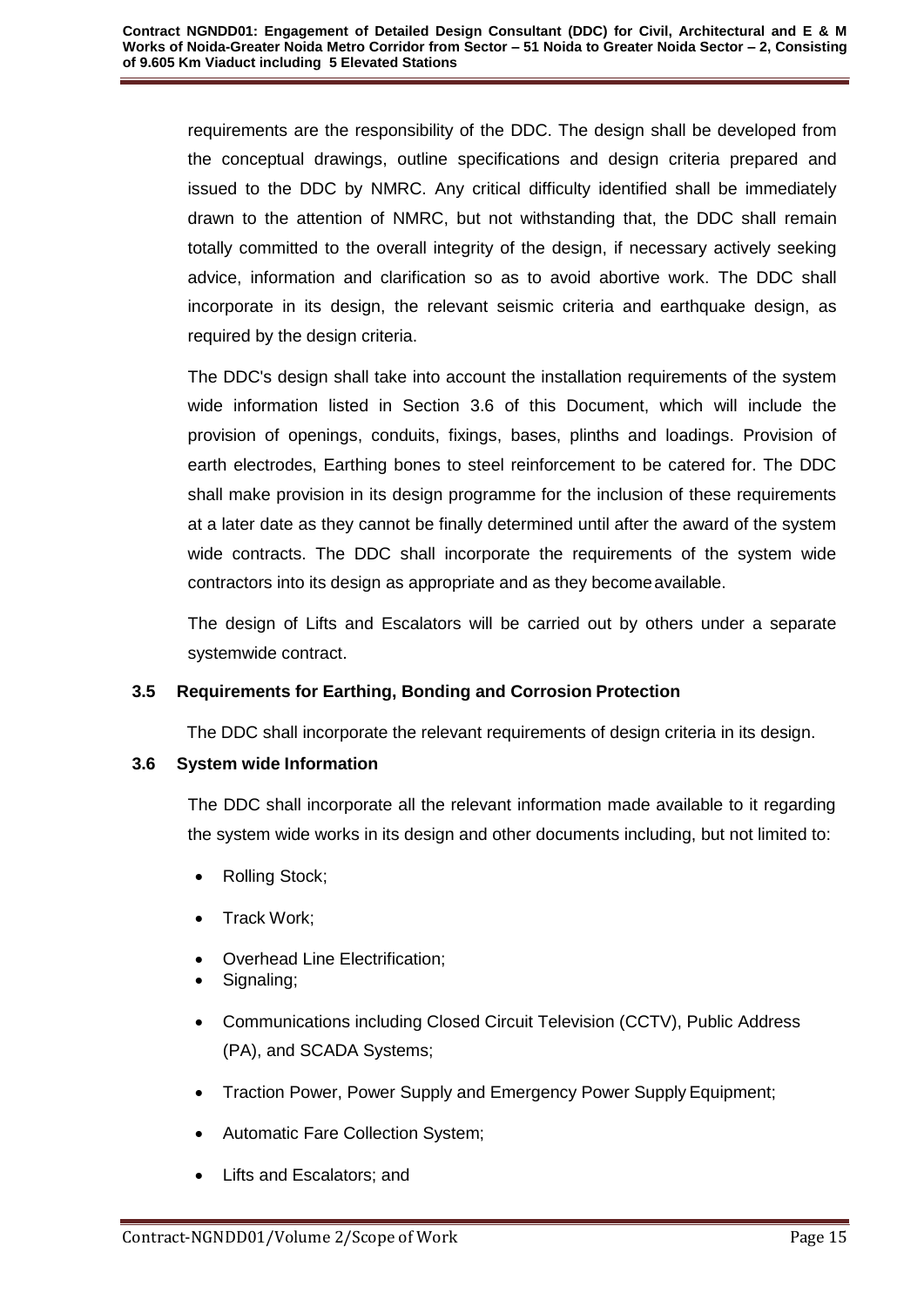requirements are the responsibility of the DDC. The design shall be developed from the conceptual drawings, outline specifications and design criteria prepared and issued to the DDC by NMRC. Any critical difficulty identified shall be immediately drawn to the attention of NMRC, but not withstanding that, the DDC shall remain totally committed to the overall integrity of the design, if necessary actively seeking advice, information and clarification so as to avoid abortive work. The DDC shall incorporate in its design, the relevant seismic criteria and earthquake design, as required by the design criteria.

The DDC's design shall take into account the installation requirements of the system wide information listed in Section 3.6 of this Document, which will include the provision of openings, conduits, fixings, bases, plinths and loadings. Provision of earth electrodes, Earthing bones to steel reinforcement to be catered for. The DDC shall make provision in its design programme for the inclusion of these requirements at a later date as they cannot be finally determined until after the award of the system wide contracts. The DDC shall incorporate the requirements of the system wide contractors into its design as appropriate and as they become available.

The design of Lifts and Escalators will be carried out by others under a separate systemwide contract.

### 3.5 Requirements for Earthing, Bonding and Corrosion Protection

The DDC shall incorporate the relevant requirements of design criteria in its design.

### 3.6 System wide Information

The DDC shall incorporate all the relevant information made available to it regarding the system wide works in its design and other documents including, but not limited to:

- Rolling Stock;
- Track Work;
- Overhead Line Electrification;
- Signaling;
- Communications including Closed Circuit Television (CCTV), Public Address (PA), and SCADA Systems;
- Traction Power, Power Supply and Emergency Power Supply Equipment;
- Automatic Fare Collection System;
- Lifts and Escalators; and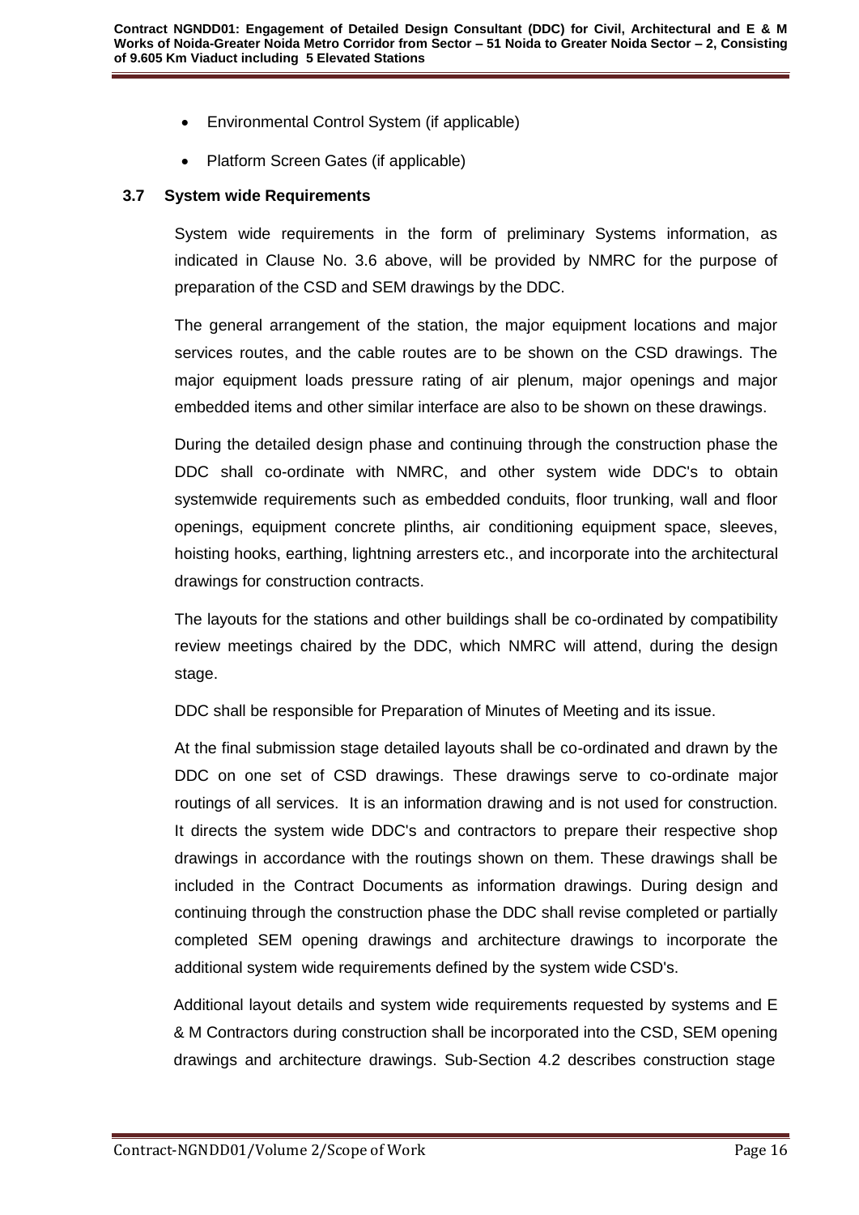- Environmental Control System (if applicable)
- Platform Screen Gates (if applicable)

### 3.7 System wide Requirements

System wide requirements in the form of preliminary Systems information, as indicated in Clause No. 3.6 above, will be provided by NMRC for the purpose of preparation of the CSD and SEM drawings by the DDC.

The general arrangement of the station, the major equipment locations and major services routes, and the cable routes are to be shown on the CSD drawings. The major equipment loads pressure rating of air plenum, major openings and major embedded items and other similar interface are also to be shown on these drawings.

During the detailed design phase and continuing through the construction phase the DDC shall co-ordinate with NMRC, and other system wide DDC's to obtain systemwide requirements such as embedded conduits, floor trunking, wall and floor openings, equipment concrete plinths, air conditioning equipment space, sleeves, hoisting hooks, earthing, lightning arresters etc., and incorporate into the architectural drawings for construction contracts.

The layouts for the stations and other buildings shall be co-ordinated by compatibility review meetings chaired by the DDC, which NMRC will attend, during the design stage.

DDC shall be responsible for Preparation of Minutes of Meeting and its issue.

At the final submission stage detailed layouts shall be co-ordinated and drawn by the DDC on one set of CSD drawings. These drawings serve to co-ordinate major routings of all services. It is an information drawing and is not used for construction. It directs the system wide DDC's and contractors to prepare their respective shop drawings in accordance with the routings shown on them. These drawings shall be included in the Contract Documents as information drawings. During design and continuing through the construction phase the DDC shall revise completed or partially completed SEM opening drawings and architecture drawings to incorporate the additional system wide requirements defined by the system wide CSD's.

Additional layout details and system wide requirements requested by systems and E & M Contractors during construction shall be incorporated into the CSD, SEM opening drawings and architecture drawings. Sub-Section 4.2 describes construction stage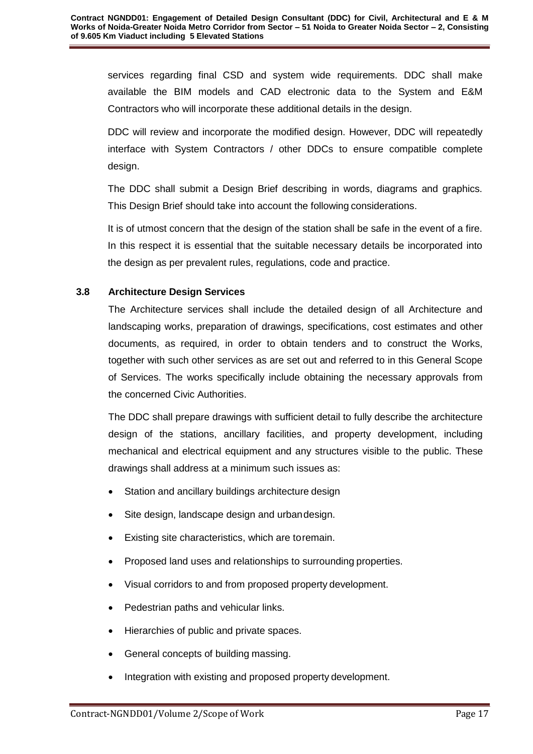services regarding final CSD and system wide requirements. DDC shall make available the BIM models and CAD electronic data to the System and E&M Contractors who will incorporate these additional details in the design.

DDC will review and incorporate the modified design. However, DDC will repeatedly interface with System Contractors / other DDCs to ensure compatible complete design.

The DDC shall submit a Design Brief describing in words, diagrams and graphics. This Design Brief should take into account the following considerations.

It is of utmost concern that the design of the station shall be safe in the event of a fire. In this respect it is essential that the suitable necessary details be incorporated into the design as per prevalent rules, regulations, code and practice.

### 3.8 Architecture Design Services

The Architecture services shall include the detailed design of all Architecture and landscaping works, preparation of drawings, specifications, cost estimates and other documents, as required, in order to obtain tenders and to construct the Works, together with such other services as are set out and referred to in this General Scope of Services. The works specifically include obtaining the necessary approvals from the concerned Civic Authorities.

The DDC shall prepare drawings with sufficient detail to fully describe the architecture design of the stations, ancillary facilities, and property development, including mechanical and electrical equipment and any structures visible to the public. These drawings shall address at a minimum such issues as:

- Station and ancillary buildings architecture design
- Site design, landscape design and urbandesign.
- Existing site characteristics, which are toremain.
- Proposed land uses and relationships to surrounding properties.
- Visual corridors to and from proposed property development.
- Pedestrian paths and vehicular links.
- Hierarchies of public and private spaces.
- General concepts of building massing.
- Integration with existing and proposed property development.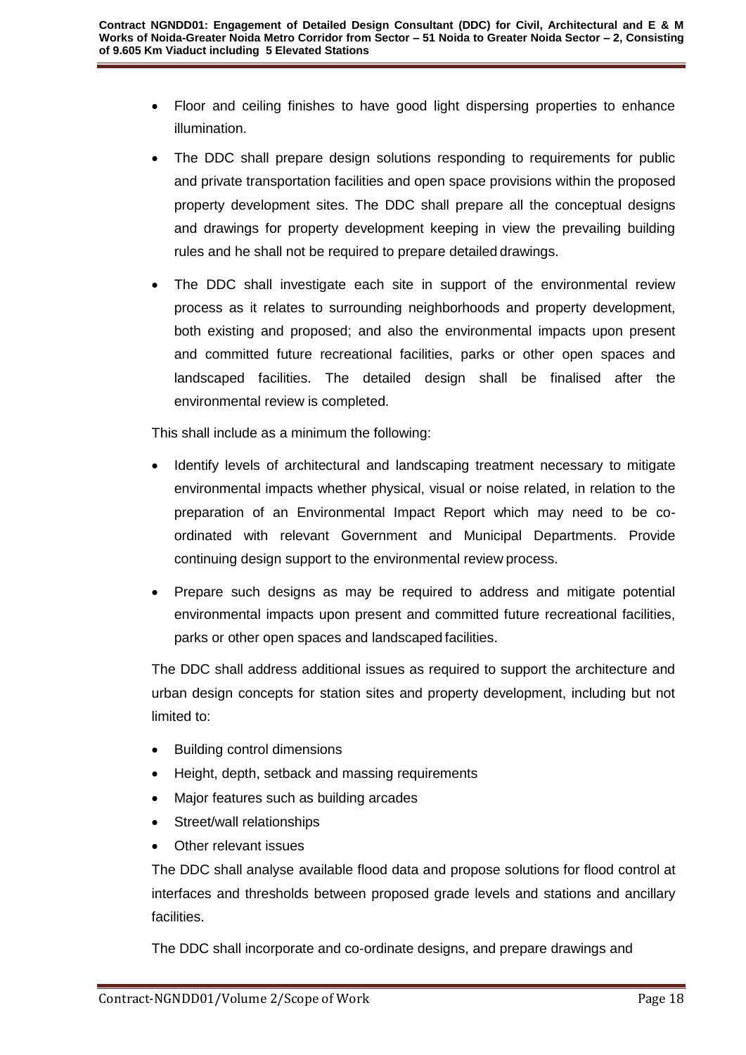- Floor and ceiling finishes to have good light dispersing properties to enhance illumination.
- The DDC shall prepare design solutions responding to requirements for public and private transportation facilities and open space provisions within the proposed property development sites. The DDC shall prepare all the conceptual designs and drawings for property development keeping in view the prevailing building rules and he shall not be required to prepare detailed drawings.
- The DDC shall investigate each site in support of the environmental review process as it relates to surrounding neighborhoods and property development, both existing and proposed; and also the environmental impacts upon present and committed future recreational facilities, parks or other open spaces and landscaped facilities. The detailed design shall be finalised after the environmental review is completed.

This shall include as a minimum the following:

- Identify levels of architectural and landscaping treatment necessary to mitigate environmental impacts whether physical, visual or noise related, in relation to the preparation of an Environmental Impact Report which may need to be co-ordinated with relevant Government and Municipal Departments. Provide continuing design support to the environmental review process.
- Prepare such designs as may be required to address and mitigate potential environmental impacts upon present and committed future recreational facilities, parks or other open spaces and landscaped facilities.

The DDC shall address additional issues as required to support the architecture and urban design concepts for station sites and property development, including but not limited to:

- Building control dimensions
- Height, depth, setback and massing requirements
- Major features such as building arcades
- Street/wall relationships
- Other relevant issues

The DDC shall analyse available flood data and propose solutions for flood control at interfaces and thresholds between proposed grade levels and stations and ancillary facilities.

The DDC shall incorporate and co-ordinate designs, and prepare drawings and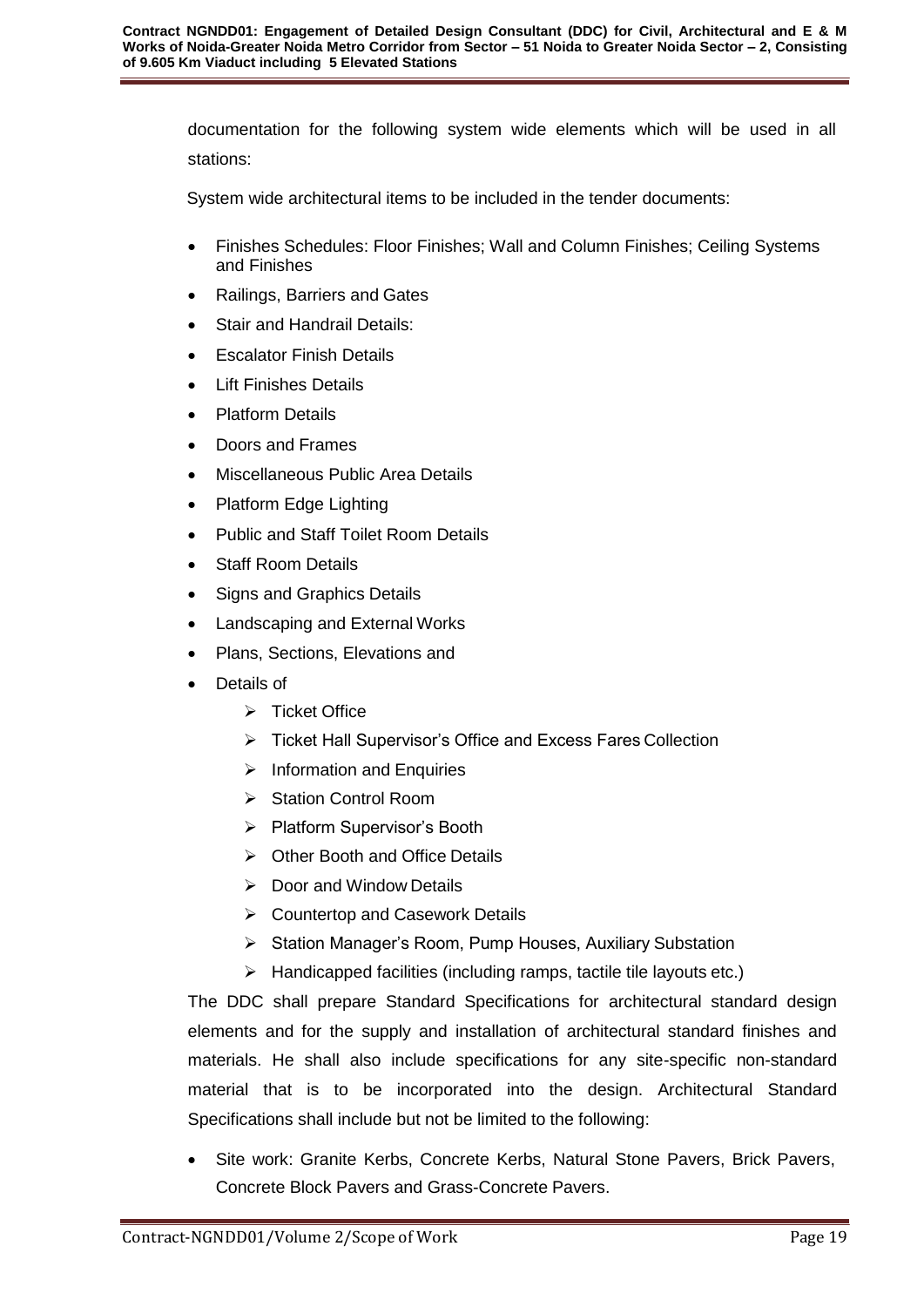documentation for the following system wide elements which will be used in all stations:

System wide architectural items to be included in the tender documents:

- Finishes Schedules: Floor Finishes; Wall and Column Finishes; Ceiling Systems and Finishes
- Railings, Barriers and Gates
- Stair and Handrail Details:
- Escalator Finish Details
- Lift Finishes Details
- Platform Details
- Doors and Frames
- Miscellaneous Public Area Details
- Platform Edge Lighting
- Public and Staff Toilet Room Details
- Staff Room Details
- Signs and Graphics Details
- Landscaping and External Works
- Plans, Sections, Elevations and
- Details of
  - Ticket Office
  - Ticket Hall Supervisor's Office and Excess Fares Collection
  - Information and Enquiries
  - Station Control Room
  - Platform Supervisor's Booth
  - Other Booth and Office Details
  - Door and Window Details
  - Countertop and Casework Details
  - Station Manager's Room, Pump Houses, Auxiliary Substation
  - Handicapped facilities (including ramps, tactile tile layouts etc.)

The DDC shall prepare Standard Specifications for architectural standard design elements and for the supply and installation of architectural standard finishes and materials. He shall also include specifications for any site-specific non-standard material that is to be incorporated into the design. Architectural Standard Specifications shall include but not be limited to the following:

- Site work: Granite Kerbs, Concrete Kerbs, Natural Stone Pavers, Brick Pavers, Concrete Block Pavers and Grass-Concrete Pavers.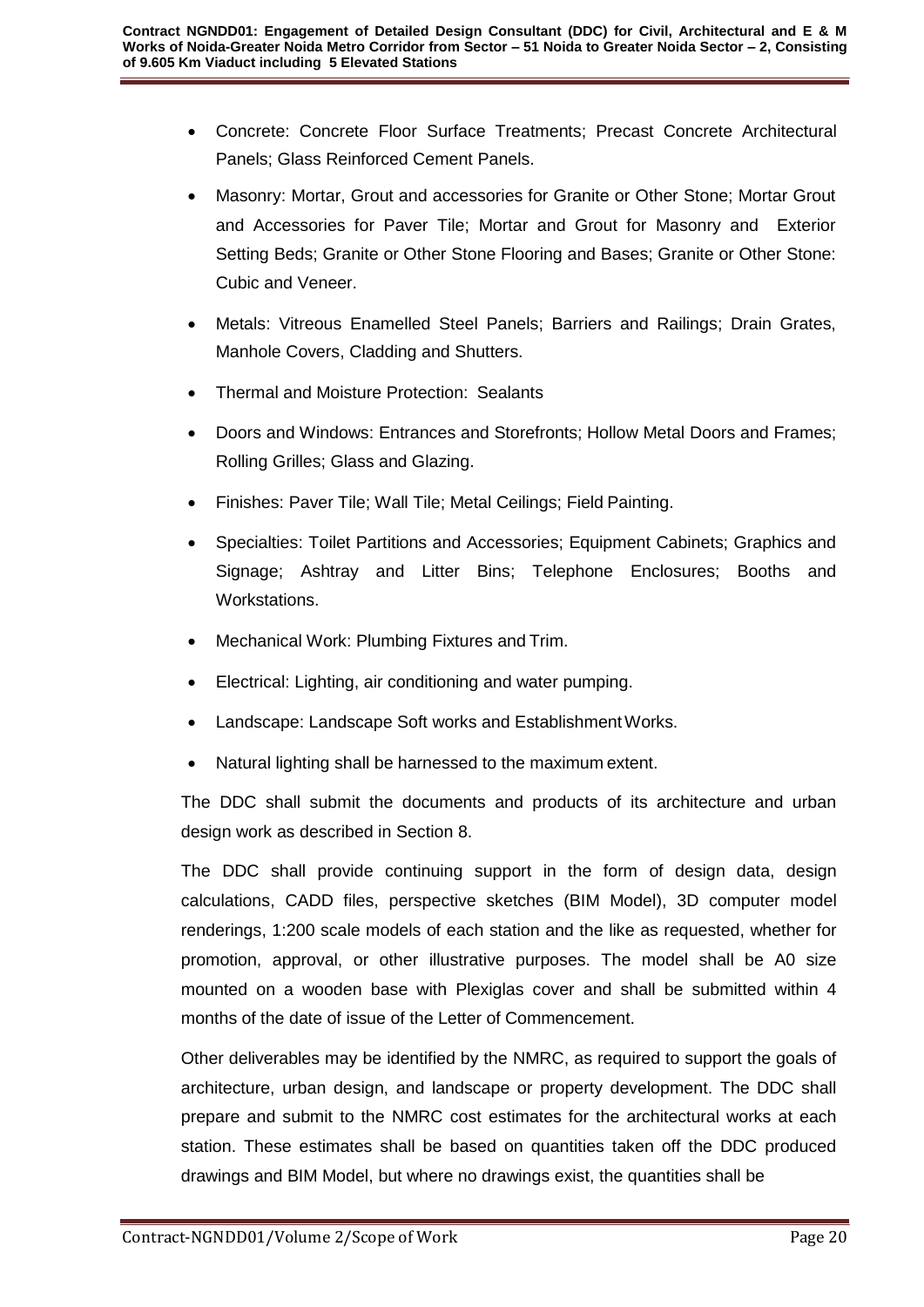- Concrete: Concrete Floor Surface Treatments; Precast Concrete Architectural Panels; Glass Reinforced Cement Panels.
- Masonry: Mortar, Grout and accessories for Granite or Other Stone; Mortar Grout and Accessories for Paver Tile; Mortar and Grout for Masonry and Exterior Setting Beds; Granite or Other Stone Flooring and Bases; Granite or Other Stone: Cubic and Veneer.
- Metals: Vitreous Enamelled Steel Panels; Barriers and Railings; Drain Grates, Manhole Covers, Cladding and Shutters.
- Thermal and Moisture Protection: Sealants
- Doors and Windows: Entrances and Storefronts; Hollow Metal Doors and Frames; Rolling Grilles; Glass and Glazing.
- Finishes: Paver Tile; Wall Tile; Metal Ceilings; Field Painting.
- Specialties: Toilet Partitions and Accessories; Equipment Cabinets; Graphics and Signage; Ashtray and Litter Bins; Telephone Enclosures; Booths and Workstations.
- Mechanical Work: Plumbing Fixtures and Trim.
- Electrical: Lighting, air conditioning and water pumping.
- Landscape: Landscape Soft works and Establishment Works.
- Natural lighting shall be harnessed to the maximum extent.

The DDC shall submit the documents and products of its architecture and urban design work as described in Section 8.

The DDC shall provide continuing support in the form of design data, design calculations, CADD files, perspective sketches (BIM Model), 3D computer model renderings, 1:200 scale models of each station and the like as requested, whether for promotion, approval, or other illustrative purposes. The model shall be A0 size mounted on a wooden base with Plexiglas cover and shall be submitted within 4 months of the date of issue of the Letter of Commencement.

Other deliverables may be identified by the NMRC, as required to support the goals of architecture, urban design, and landscape or property development. The DDC shall prepare and submit to the NMRC cost estimates for the architectural works at each station. These estimates shall be based on quantities taken off the DDC produced drawings and BIM Model, but where no drawings exist, the quantities shall be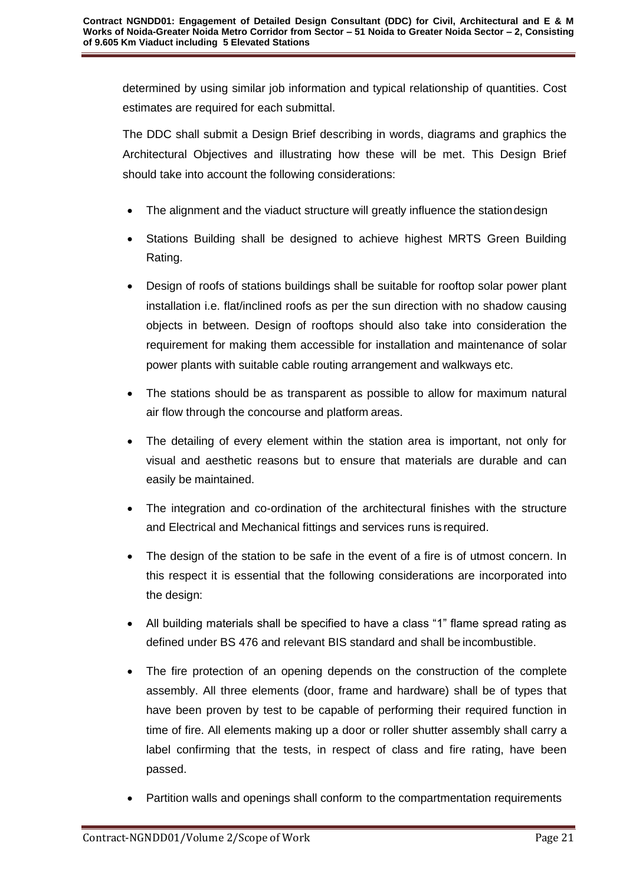determined by using similar job information and typical relationship of quantities. Cost estimates are required for each submittal.

The DDC shall submit a Design Brief describing in words, diagrams and graphics the Architectural Objectives and illustrating how these will be met. This Design Brief should take into account the following considerations:

- The alignment and the viaduct structure will greatly influence the station design
- Stations Building shall be designed to achieve highest MRTS Green Building Rating.
- Design of roofs of stations buildings shall be suitable for rooftop solar power plant installation i.e. flat/inclined roofs as per the sun direction with no shadow causing objects in between. Design of rooftops should also take into consideration the requirement for making them accessible for installation and maintenance of solar power plants with suitable cable routing arrangement and walkways etc.
- The stations should be as transparent as possible to allow for maximum natural air flow through the concourse and platform areas.
- The detailing of every element within the station area is important, not only for visual and aesthetic reasons but to ensure that materials are durable and can easily be maintained.
- The integration and co-ordination of the architectural finishes with the structure and Electrical and Mechanical fittings and services runs is required.
- The design of the station to be safe in the event of a fire is of utmost concern. In this respect it is essential that the following considerations are incorporated into the design:
- All building materials shall be specified to have a class "1" flame spread rating as defined under BS 476 and relevant BIS standard and shall be incombustible.
- The fire protection of an opening depends on the construction of the complete assembly. All three elements (door, frame and hardware) shall be of types that have been proven by test to be capable of performing their required function in time of fire. All elements making up a door or roller shutter assembly shall carry a label confirming that the tests, in respect of class and fire rating, have been passed.
- Partition walls and openings shall conform to the compartmentation requirements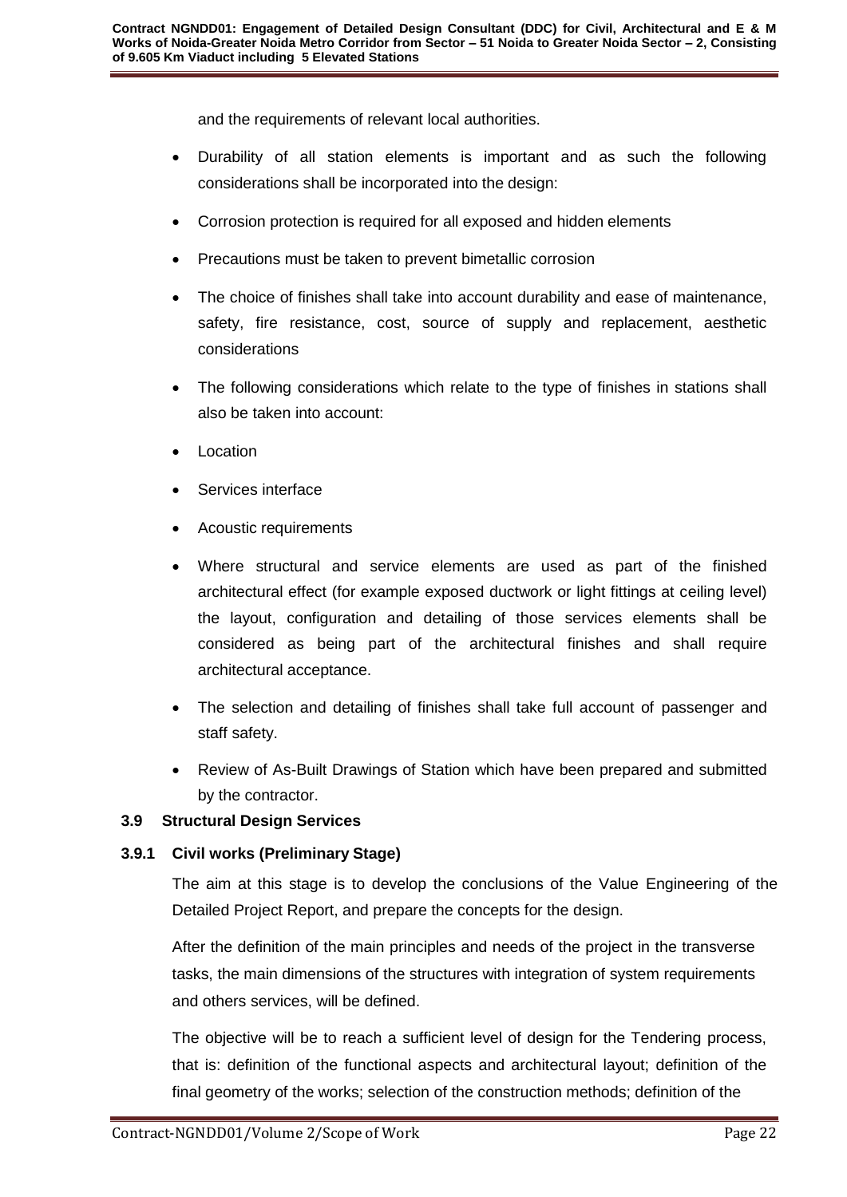and the requirements of relevant local authorities.

- Durability of all station elements is important and as such the following considerations shall be incorporated into the design:
- Corrosion protection is required for all exposed and hidden elements
- Precautions must be taken to prevent bimetallic corrosion
- The choice of finishes shall take into account durability and ease of maintenance, safety, fire resistance, cost, source of supply and replacement, aesthetic considerations
- The following considerations which relate to the type of finishes in stations shall also be taken into account:
- Location
- Services interface
- Acoustic requirements
- Where structural and service elements are used as part of the finished architectural effect (for example exposed ductwork or light fittings at ceiling level) the layout, configuration and detailing of those services elements shall be considered as being part of the architectural finishes and shall require architectural acceptance.
- The selection and detailing of finishes shall take full account of passenger and staff safety.
- Review of As-Built Drawings of Station which have been prepared and submitted by the contractor.

### 3.9 Structural Design Services

#### 3.9.1 Civil works (Preliminary Stage)

The aim at this stage is to develop the conclusions of the Value Engineering of the Detailed Project Report, and prepare the concepts for the design.

After the definition of the main principles and needs of the project in the transverse tasks, the main dimensions of the structures with integration of system requirements and others services, will be defined.

The objective will be to reach a sufficient level of design for the Tendering process, that is: definition of the functional aspects and architectural layout; definition of the final geometry of the works; selection of the construction methods; definition of the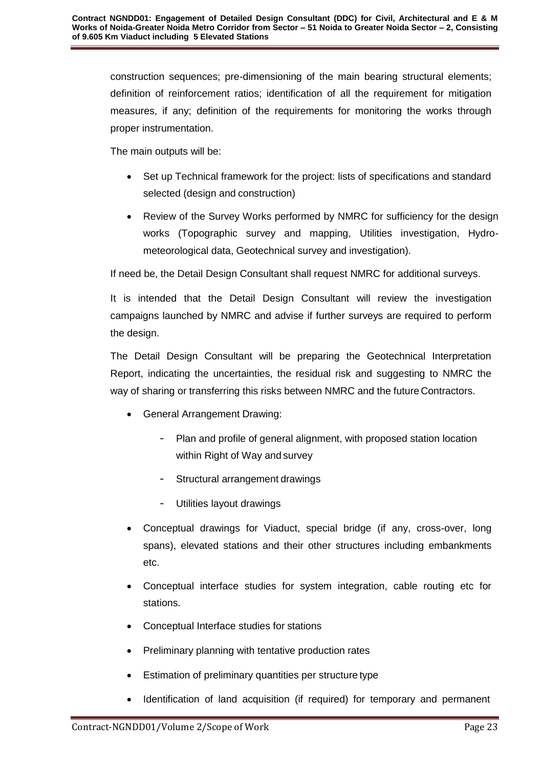construction sequences; pre-dimensioning of the main bearing structural elements; definition of reinforcement ratios; identification of all the requirement for mitigation measures, if any; definition of the requirements for monitoring the works through proper instrumentation.

The main outputs will be:

- Set up Technical framework for the project: lists of specifications and standard selected (design and construction)
- Review of the Survey Works performed by NMRC for sufficiency for the design works (Topographic survey and mapping, Utilities investigation, Hydro-meteorological data, Geotechnical survey and investigation).

If need be, the Detail Design Consultant shall request NMRC for additional surveys.

It is intended that the Detail Design Consultant will review the investigation campaigns launched by NMRC and advise if further surveys are required to perform the design.

The Detail Design Consultant will be preparing the Geotechnical Interpretation Report, indicating the uncertainties, the residual risk and suggesting to NMRC the way of sharing or transferring this risks between NMRC and the future Contractors.

- General Arrangement Drawing:
  - Plan and profile of general alignment, with proposed station location within Right of Way and survey
  - Structural arrangement drawings
  - Utilities layout drawings
- Conceptual drawings for Viaduct, special bridge (if any, cross-over, long spans), elevated stations and their other structures including embankments etc.
- Conceptual interface studies for system integration, cable routing etc for stations.
- Conceptual Interface studies for stations
- Preliminary planning with tentative production rates
- Estimation of preliminary quantities per structure type
- Identification of land acquisition (if required) for temporary and permanent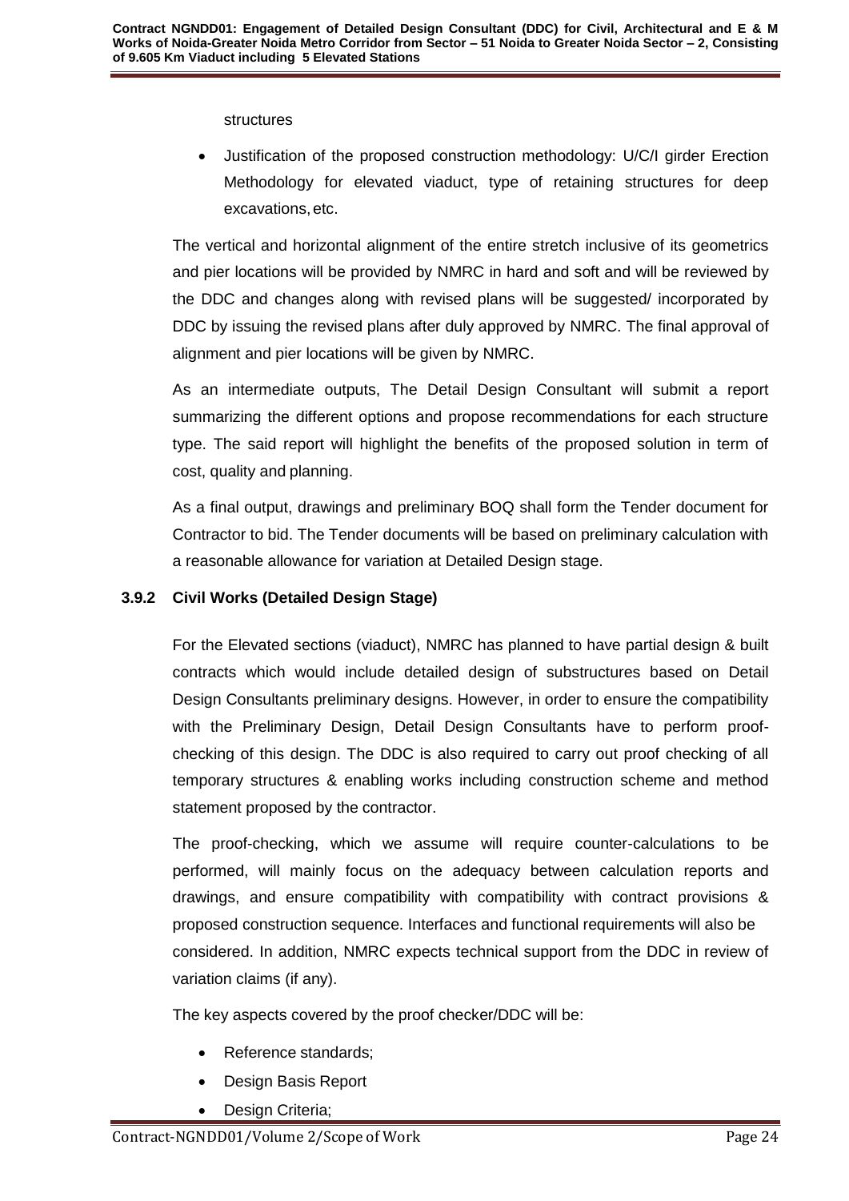structures

- Justification of the proposed construction methodology: U/C/I girder Erection Methodology for elevated viaduct, type of retaining structures for deep excavations, etc.

The vertical and horizontal alignment of the entire stretch inclusive of its geometrics and pier locations will be provided by NMRC in hard and soft and will be reviewed by the DDC and changes along with revised plans will be suggested/ incorporated by DDC by issuing the revised plans after duly approved by NMRC. The final approval of alignment and pier locations will be given by NMRC.

As an intermediate outputs, The Detail Design Consultant will submit a report summarizing the different options and propose recommendations for each structure type. The said report will highlight the benefits of the proposed solution in term of cost, quality and planning.

As a final output, drawings and preliminary BOQ shall form the Tender document for Contractor to bid. The Tender documents will be based on preliminary calculation with a reasonable allowance for variation at Detailed Design stage.

### 3.9.2 Civil Works (Detailed Design Stage)

For the Elevated sections (viaduct), NMRC has planned to have partial design & built contracts which would include detailed design of substructures based on Detail Design Consultants preliminary designs. However, in order to ensure the compatibility with the Preliminary Design, Detail Design Consultants have to perform proof-checking of this design. The DDC is also required to carry out proof checking of all temporary structures & enabling works including construction scheme and method statement proposed by the contractor.

The proof-checking, which we assume will require counter-calculations to be performed, will mainly focus on the adequacy between calculation reports and drawings, and ensure compatibility with compatibility with contract provisions & proposed construction sequence. Interfaces and functional requirements will also be considered. In addition, NMRC expects technical support from the DDC in review of variation claims (if any).

The key aspects covered by the proof checker/DDC will be:

- Reference standards;
- Design Basis Report
- Design Criteria;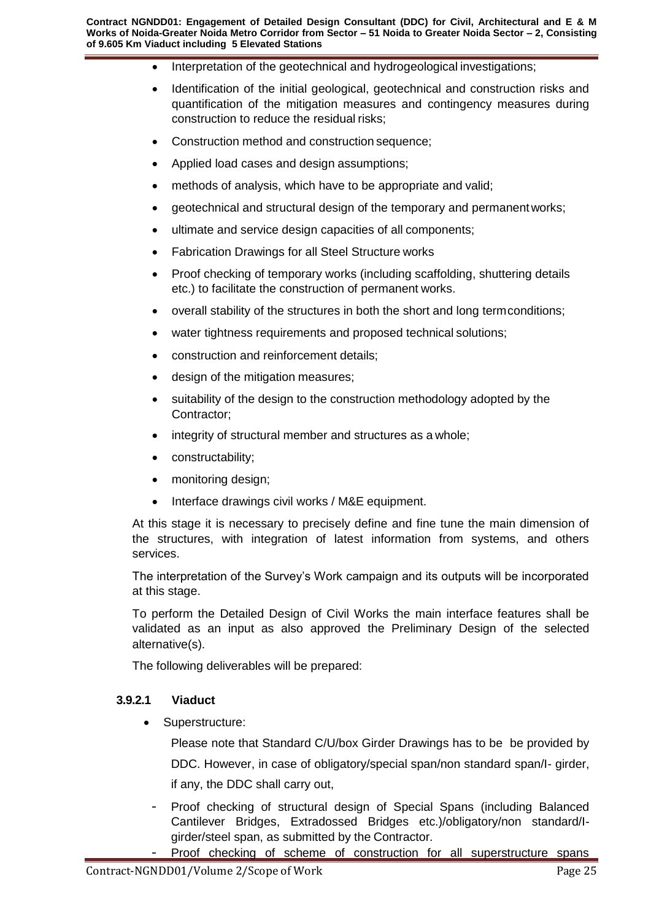- Interpretation of the geotechnical and hydrogeological investigations;
- Identification of the initial geological, geotechnical and construction risks and quantification of the mitigation measures and contingency measures during construction to reduce the residual risks;
- Construction method and construction sequence;
- Applied load cases and design assumptions;
- methods of analysis, which have to be appropriate and valid;
- geotechnical and structural design of the temporary and permanent works;
- ultimate and service design capacities of all components;
- Fabrication Drawings for all Steel Structure works
- Proof checking of temporary works (including scaffolding, shuttering details etc.) to facilitate the construction of permanent works.
- overall stability of the structures in both the short and long term conditions;
- water tightness requirements and proposed technical solutions;
- construction and reinforcement details;
- design of the mitigation measures;
- suitability of the design to the construction methodology adopted by the Contractor;
- integrity of structural member and structures as a whole;
- constructability;
- monitoring design;
- Interface drawings civil works / M&E equipment.

At this stage it is necessary to precisely define and fine tune the main dimension of the structures, with integration of latest information from systems, and others services.

The interpretation of the Survey's Work campaign and its outputs will be incorporated at this stage.

To perform the Detailed Design of Civil Works the main interface features shall be validated as an input as also approved the Preliminary Design of the selected alternative(s).

The following deliverables will be prepared:

#### 3.9.2.1 Viaduct

- Superstructure:

  Please note that Standard C/U/box Girder Drawings has to be be provided by DDC. However, in case of obligatory/special span/non standard span/I- girder, if any, the DDC shall carry out,

- Proof checking of structural design of Special Spans (including Balanced Cantilever Bridges, Extradossed Bridges etc.)/obligatory/non standard/I-girder/steel span, as submitted by the Contractor.
- Proof checking of scheme of construction for all superstructure spans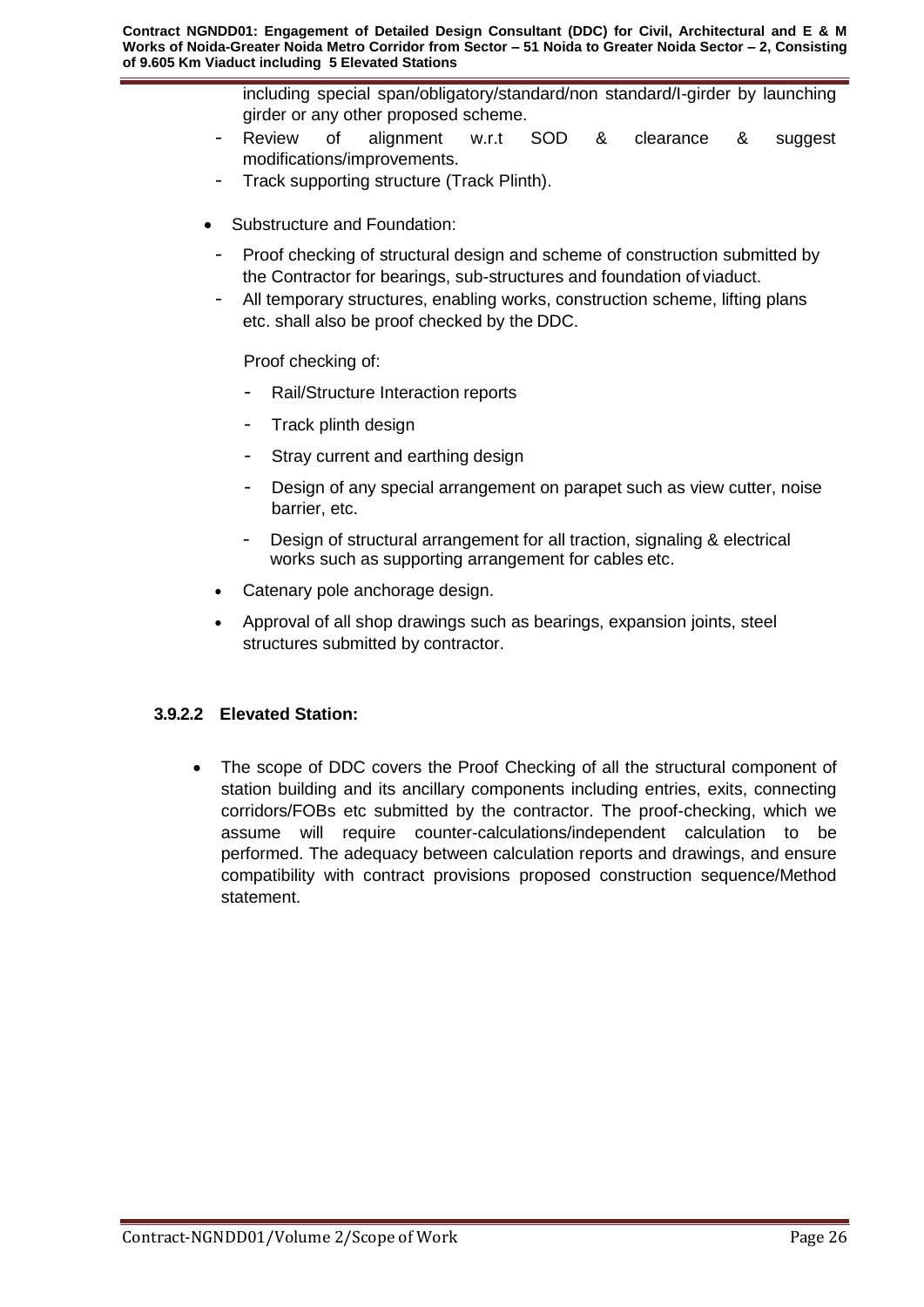including special span/obligatory/standard/non standard/I-girder by launching girder or any other proposed scheme.

- Review of alignment w.r.t SOD & clearance & suggest modifications/improvements.
- Track supporting structure (Track Plinth).

- Substructure and Foundation:
  - Proof checking of structural design and scheme of construction submitted by the Contractor for bearings, sub-structures and foundation of viaduct.
  - All temporary structures, enabling works, construction scheme, lifting plans etc. shall also be proof checked by the DDC.

  Proof checking of:

  - Rail/Structure Interaction reports
  - Track plinth design
  - Stray current and earthing design
  - Design of any special arrangement on parapet such as view cutter, noise barrier, etc.
  - Design of structural arrangement for all traction, signaling & electrical works such as supporting arrangement for cables etc.

- Catenary pole anchorage design.
- Approval of all shop drawings such as bearings, expansion joints, steel structures submitted by contractor.

#### 3.9.2.2 Elevated Station:

- The scope of DDC covers the Proof Checking of all the structural component of station building and its ancillary components including entries, exits, connecting corridors/FOBs etc submitted by the contractor. The proof-checking, which we assume will require counter-calculations/independent calculation to be performed. The adequacy between calculation reports and drawings, and ensure compatibility with contract provisions proposed construction sequence/Method statement.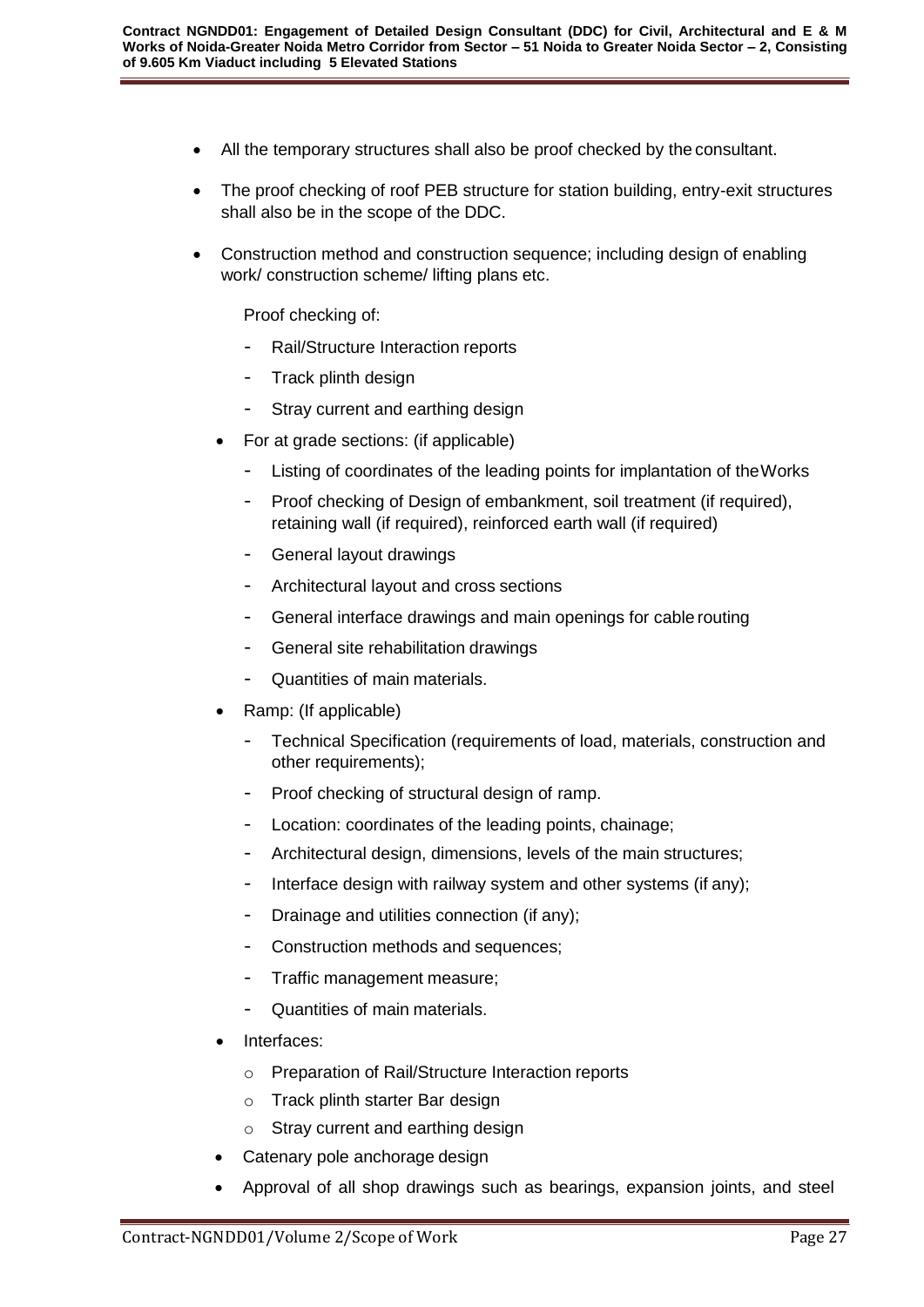- All the temporary structures shall also be proof checked by the consultant.
- The proof checking of roof PEB structure for station building, entry-exit structures shall also be in the scope of the DDC.
- Construction method and construction sequence; including design of enabling work/ construction scheme/ lifting plans etc.

  Proof checking of:

  - Rail/Structure Interaction reports
  - Track plinth design
  - Stray current and earthing design

- For at grade sections: (if applicable)
  - Listing of coordinates of the leading points for implantation of the Works
  - Proof checking of Design of embankment, soil treatment (if required), retaining wall (if required), reinforced earth wall (if required)
  - General layout drawings
  - Architectural layout and cross sections
  - General interface drawings and main openings for cable routing
  - General site rehabilitation drawings
  - Quantities of main materials.
- Ramp: (If applicable)
  - Technical Specification (requirements of load, materials, construction and other requirements);
  - Proof checking of structural design of ramp.
  - Location: coordinates of the leading points, chainage;
  - Architectural design, dimensions, levels of the main structures;
  - Interface design with railway system and other systems (if any);
  - Drainage and utilities connection (if any);
  - Construction methods and sequences;
  - Traffic management measure;
  - Quantities of main materials.
- Interfaces:
  - Preparation of Rail/Structure Interaction reports
  - Track plinth starter Bar design
  - Stray current and earthing design
- Catenary pole anchorage design
- Approval of all shop drawings such as bearings, expansion joints, and steel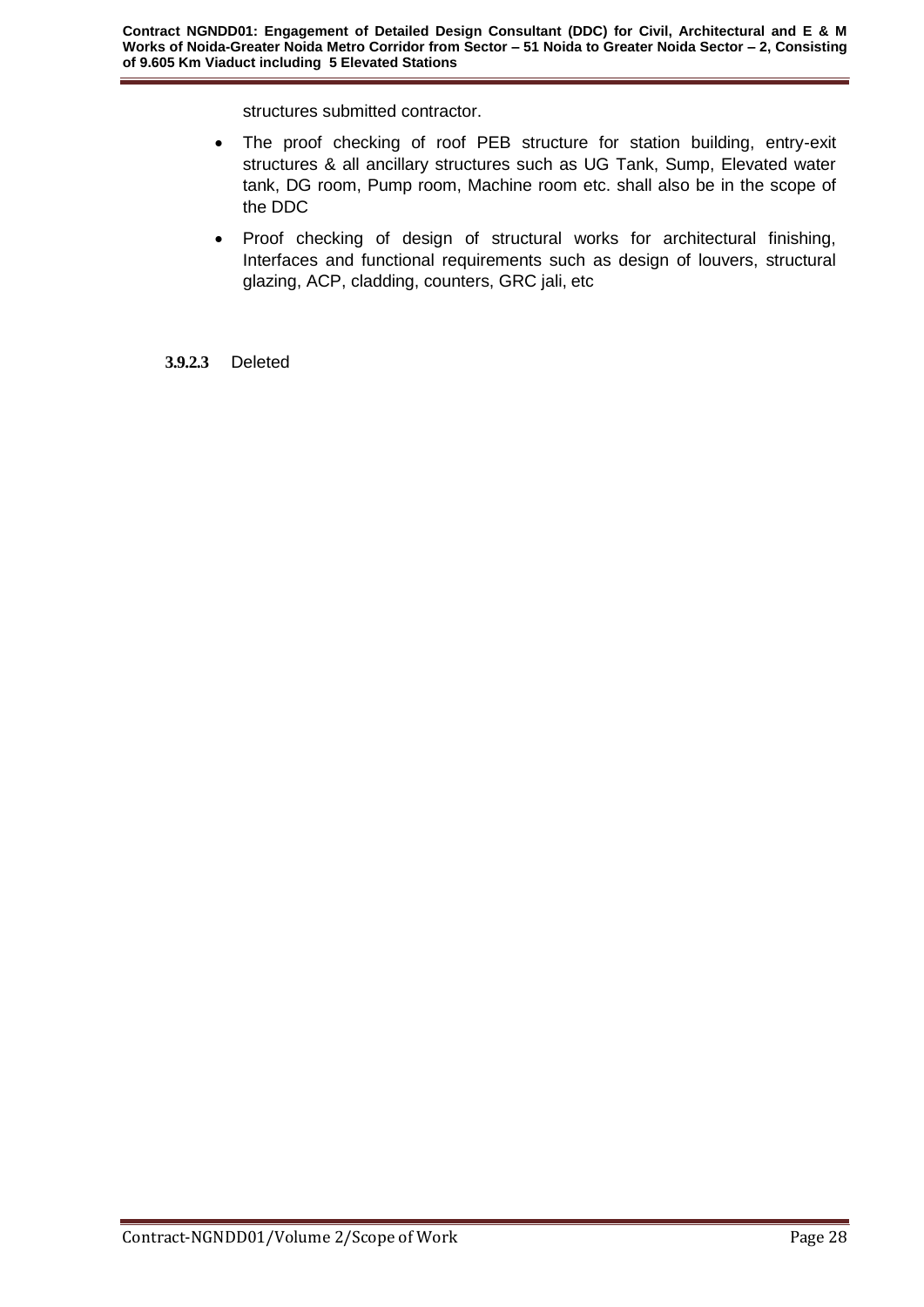structures submitted contractor.

- The proof checking of roof PEB structure for station building, entry-exit structures & all ancillary structures such as UG Tank, Sump, Elevated water tank, DG room, Pump room, Machine room etc. shall also be in the scope of the DDC
- Proof checking of design of structural works for architectural finishing, Interfaces and functional requirements such as design of louvers, structural glazing, ACP, cladding, counters, GRC jali, etc

**3.9.2.3** Deleted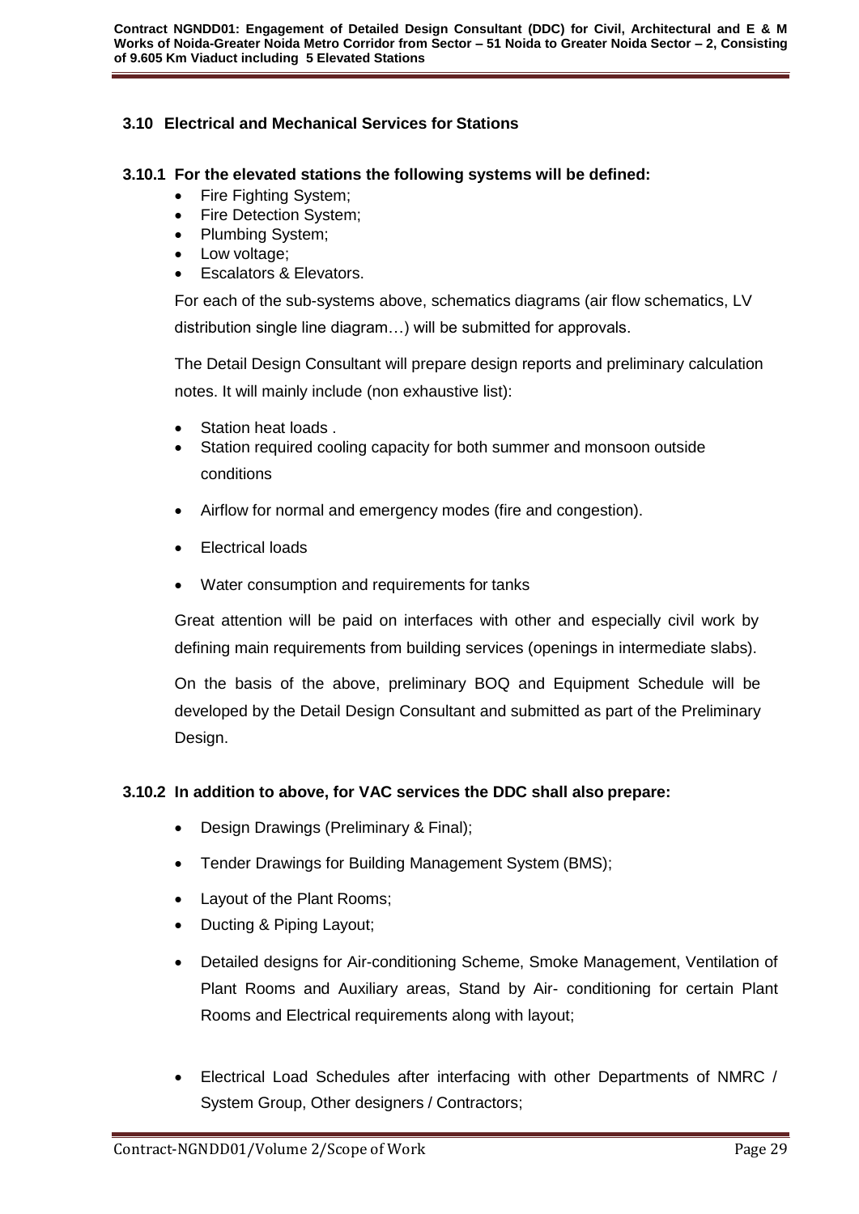### 3.10 Electrical and Mechanical Services for Stations

#### 3.10.1 For the elevated stations the following systems will be defined:

- Fire Fighting System;
- Fire Detection System;
- Plumbing System;
- Low voltage;
- Escalators & Elevators.

For each of the sub-systems above, schematics diagrams (air flow schematics, LV distribution single line diagram…) will be submitted for approvals.

The Detail Design Consultant will prepare design reports and preliminary calculation notes. It will mainly include (non exhaustive list):

- Station heat loads .
- Station required cooling capacity for both summer and monsoon outside conditions
- Airflow for normal and emergency modes (fire and congestion).
- Electrical loads
- Water consumption and requirements for tanks

Great attention will be paid on interfaces with other and especially civil work by defining main requirements from building services (openings in intermediate slabs).

On the basis of the above, preliminary BOQ and Equipment Schedule will be developed by the Detail Design Consultant and submitted as part of the Preliminary Design.

#### 3.10.2 In addition to above, for VAC services the DDC shall also prepare:

- Design Drawings (Preliminary & Final);
- Tender Drawings for Building Management System (BMS);
- Layout of the Plant Rooms;
- Ducting & Piping Layout;
- Detailed designs for Air-conditioning Scheme, Smoke Management, Ventilation of Plant Rooms and Auxiliary areas, Stand by Air- conditioning for certain Plant Rooms and Electrical requirements along with layout;
- Electrical Load Schedules after interfacing with other Departments of NMRC / System Group, Other designers / Contractors;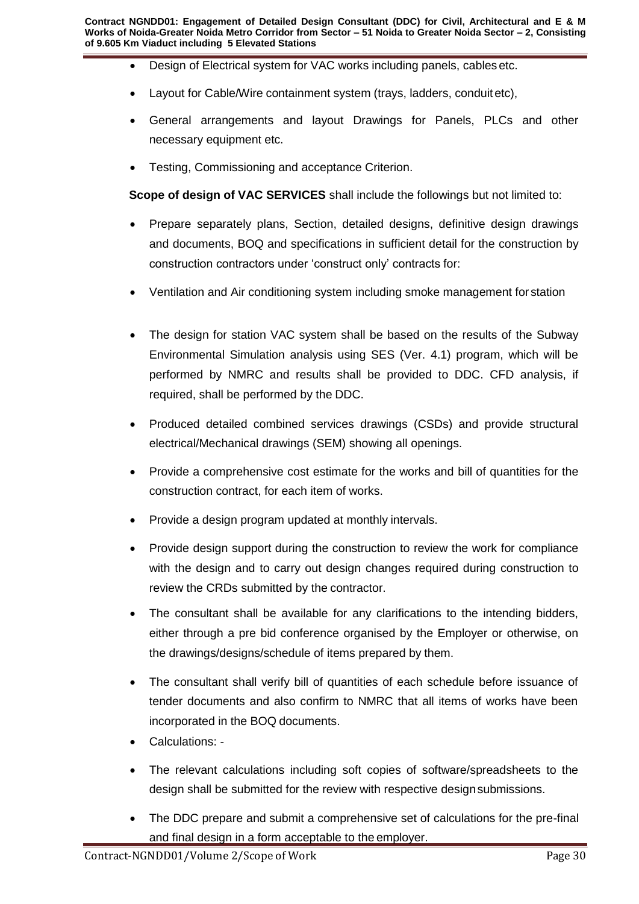- Design of Electrical system for VAC works including panels, cables etc.
- Layout for Cable/Wire containment system (trays, ladders, conduit etc),
- General arrangements and layout Drawings for Panels, PLCs and other necessary equipment etc.
- Testing, Commissioning and acceptance Criterion.

**Scope of design of VAC SERVICES** shall include the followings but not limited to:

- Prepare separately plans, Section, detailed designs, definitive design drawings and documents, BOQ and specifications in sufficient detail for the construction by construction contractors under 'construct only' contracts for:
- Ventilation and Air conditioning system including smoke management for station
- The design for station VAC system shall be based on the results of the Subway Environmental Simulation analysis using SES (Ver. 4.1) program, which will be performed by NMRC and results shall be provided to DDC. CFD analysis, if required, shall be performed by the DDC.
- Produced detailed combined services drawings (CSDs) and provide structural electrical/Mechanical drawings (SEM) showing all openings.
- Provide a comprehensive cost estimate for the works and bill of quantities for the construction contract, for each item of works.
- Provide a design program updated at monthly intervals.
- Provide design support during the construction to review the work for compliance with the design and to carry out design changes required during construction to review the CRDs submitted by the contractor.
- The consultant shall be available for any clarifications to the intending bidders, either through a pre bid conference organised by the Employer or otherwise, on the drawings/designs/schedule of items prepared by them.
- The consultant shall verify bill of quantities of each schedule before issuance of tender documents and also confirm to NMRC that all items of works have been incorporated in the BOQ documents.
- Calculations: -
- The relevant calculations including soft copies of software/spreadsheets to the design shall be submitted for the review with respective design submissions.
- The DDC prepare and submit a comprehensive set of calculations for the pre-final and final design in a form acceptable to the employer.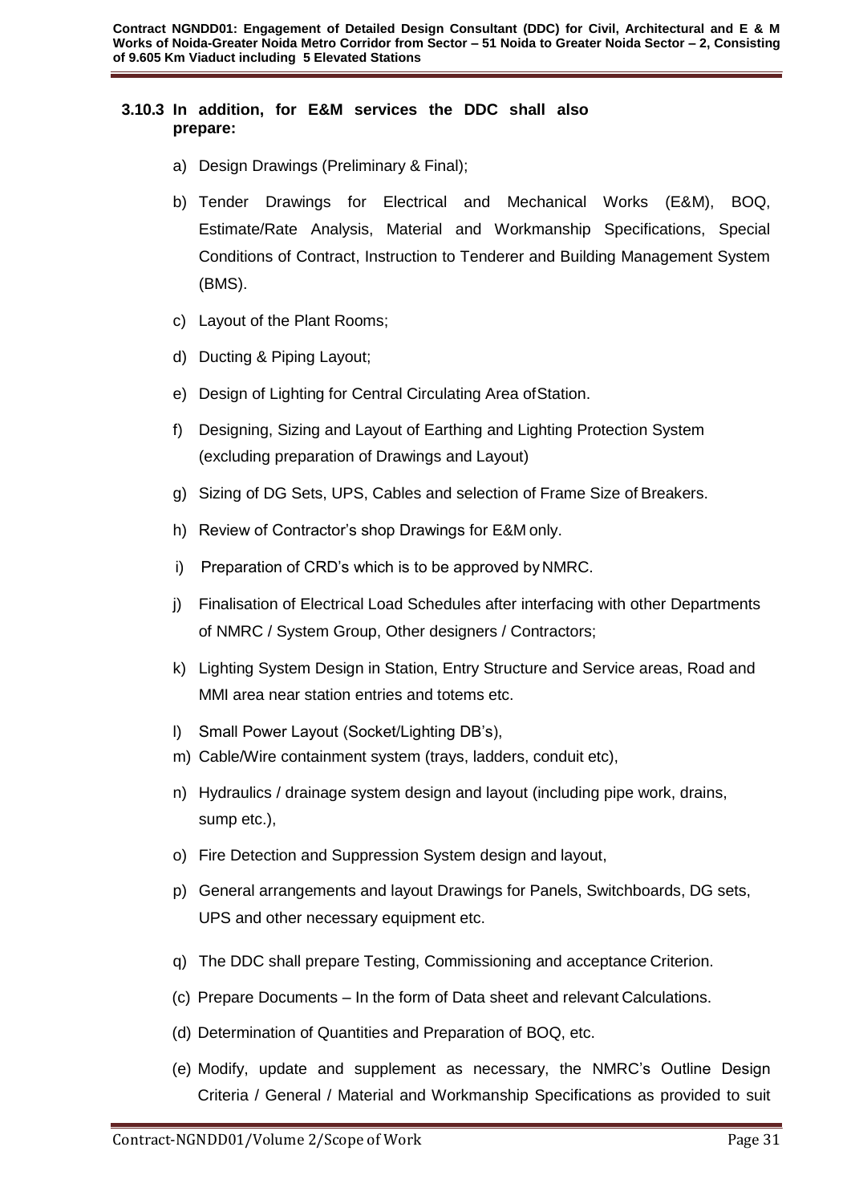### 3.10.3 In addition, for E&M services the DDC shall also prepare:

a) Design Drawings (Preliminary & Final);

b) Tender Drawings for Electrical and Mechanical Works (E&M), BOQ, Estimate/Rate Analysis, Material and Workmanship Specifications, Special Conditions of Contract, Instruction to Tenderer and Building Management System (BMS).

c) Layout of the Plant Rooms;

d) Ducting & Piping Layout;

e) Design of Lighting for Central Circulating Area of Station.

f) Designing, Sizing and Layout of Earthing and Lighting Protection System (excluding preparation of Drawings and Layout)

g) Sizing of DG Sets, UPS, Cables and selection of Frame Size of Breakers.

h) Review of Contractor's shop Drawings for E&M only.

i) Preparation of CRD's which is to be approved by NMRC.

j) Finalisation of Electrical Load Schedules after interfacing with other Departments of NMRC / System Group, Other designers / Contractors;

k) Lighting System Design in Station, Entry Structure and Service areas, Road and MMI area near station entries and totems etc.

l) Small Power Layout (Socket/Lighting DB's),

m) Cable/Wire containment system (trays, ladders, conduit etc),

n) Hydraulics / drainage system design and layout (including pipe work, drains, sump etc.),

o) Fire Detection and Suppression System design and layout,

p) General arrangements and layout Drawings for Panels, Switchboards, DG sets, UPS and other necessary equipment etc.

q) The DDC shall prepare Testing, Commissioning and acceptance Criterion.

(c) Prepare Documents – In the form of Data sheet and relevant Calculations.

(d) Determination of Quantities and Preparation of BOQ, etc.

(e) Modify, update and supplement as necessary, the NMRC's Outline Design Criteria / General / Material and Workmanship Specifications as provided to suit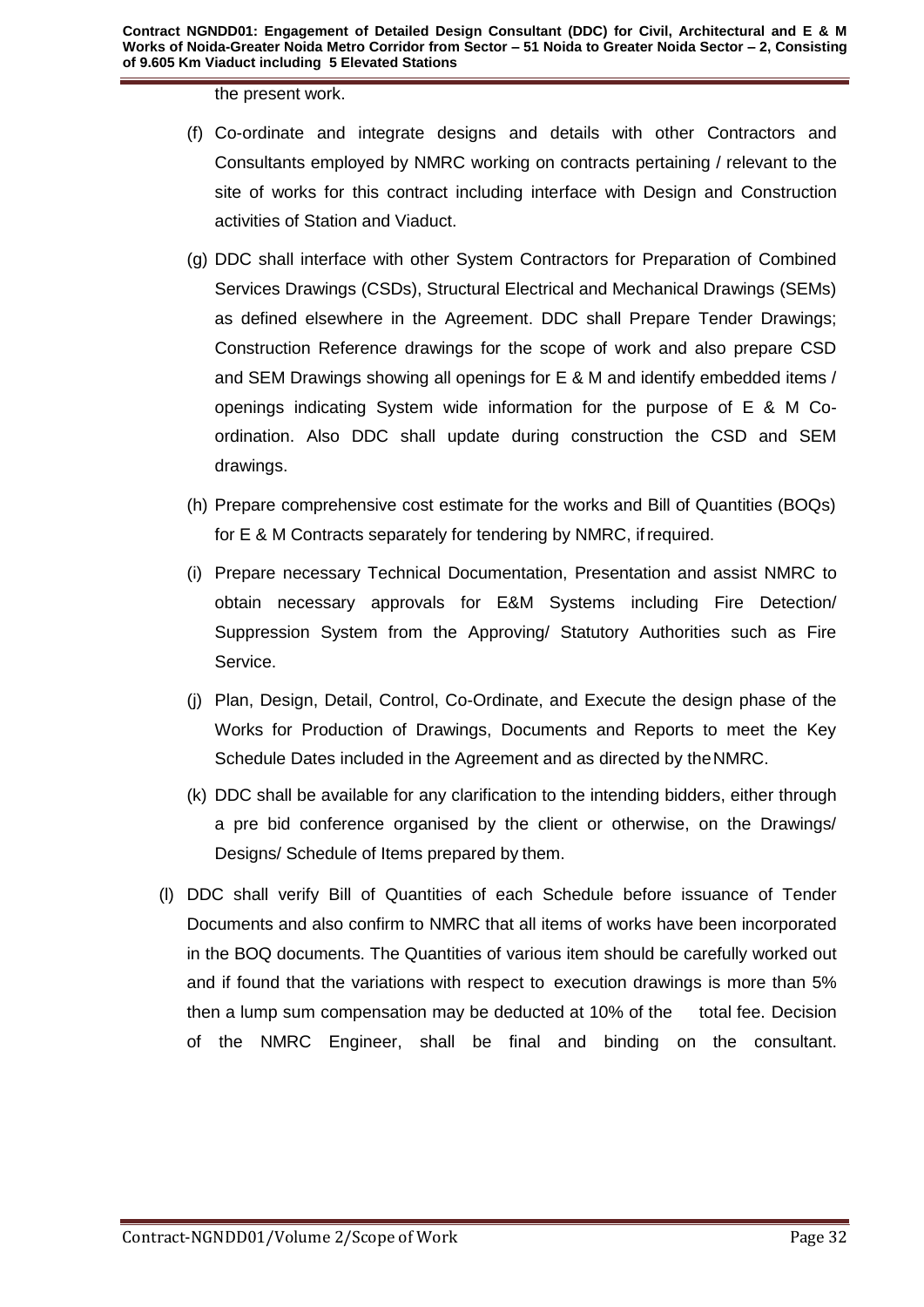the present work.

(f) Co-ordinate and integrate designs and details with other Contractors and Consultants employed by NMRC working on contracts pertaining / relevant to the site of works for this contract including interface with Design and Construction activities of Station and Viaduct.

(g) DDC shall interface with other System Contractors for Preparation of Combined Services Drawings (CSDs), Structural Electrical and Mechanical Drawings (SEMs) as defined elsewhere in the Agreement. DDC shall Prepare Tender Drawings; Construction Reference drawings for the scope of work and also prepare CSD and SEM Drawings showing all openings for E & M and identify embedded items / openings indicating System wide information for the purpose of E & M Co-ordination. Also DDC shall update during construction the CSD and SEM drawings.

(h) Prepare comprehensive cost estimate for the works and Bill of Quantities (BOQs) for E & M Contracts separately for tendering by NMRC, if required.

(i) Prepare necessary Technical Documentation, Presentation and assist NMRC to obtain necessary approvals for E&M Systems including Fire Detection/ Suppression System from the Approving/ Statutory Authorities such as Fire Service.

(j) Plan, Design, Detail, Control, Co-Ordinate, and Execute the design phase of the Works for Production of Drawings, Documents and Reports to meet the Key Schedule Dates included in the Agreement and as directed by the NMRC.

(k) DDC shall be available for any clarification to the intending bidders, either through a pre bid conference organised by the client or otherwise, on the Drawings/ Designs/ Schedule of Items prepared by them.

(l) DDC shall verify Bill of Quantities of each Schedule before issuance of Tender Documents and also confirm to NMRC that all items of works have been incorporated in the BOQ documents. The Quantities of various item should be carefully worked out and if found that the variations with respect to execution drawings is more than 5% then a lump sum compensation may be deducted at 10% of the total fee. Decision of the NMRC Engineer, shall be final and binding on the consultant.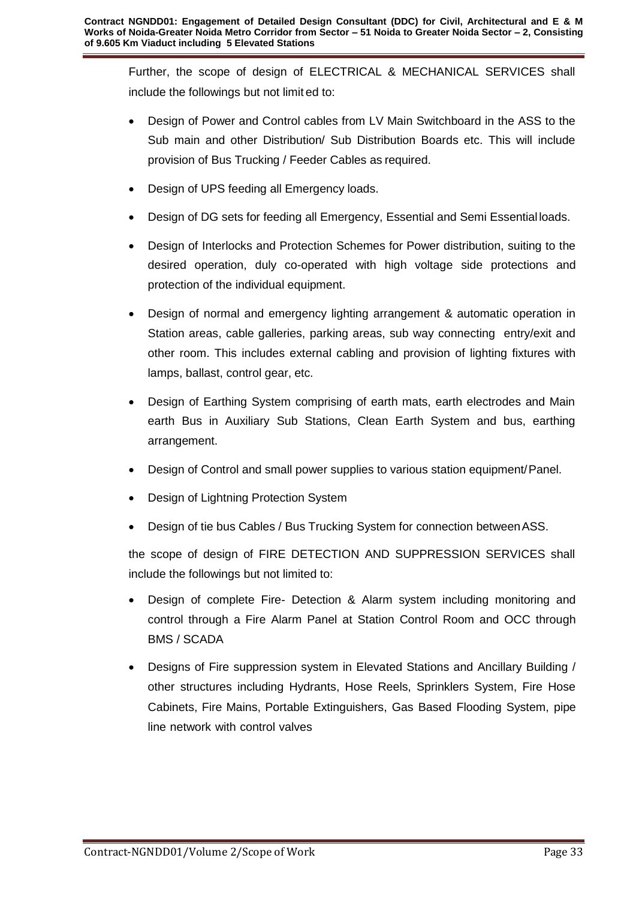Further, the scope of design of ELECTRICAL & MECHANICAL SERVICES shall include the followings but not limit ed to:

- Design of Power and Control cables from LV Main Switchboard in the ASS to the Sub main and other Distribution/ Sub Distribution Boards etc. This will include provision of Bus Trucking / Feeder Cables as required.
- Design of UPS feeding all Emergency loads.
- Design of DG sets for feeding all Emergency, Essential and Semi Essential loads.
- Design of Interlocks and Protection Schemes for Power distribution, suiting to the desired operation, duly co-operated with high voltage side protections and protection of the individual equipment.
- Design of normal and emergency lighting arrangement & automatic operation in Station areas, cable galleries, parking areas, sub way connecting entry/exit and other room. This includes external cabling and provision of lighting fixtures with lamps, ballast, control gear, etc.
- Design of Earthing System comprising of earth mats, earth electrodes and Main earth Bus in Auxiliary Sub Stations, Clean Earth System and bus, earthing arrangement.
- Design of Control and small power supplies to various station equipment/ Panel.
- Design of Lightning Protection System
- Design of tie bus Cables / Bus Trucking System for connection between ASS.

the scope of design of FIRE DETECTION AND SUPPRESSION SERVICES shall include the followings but not limited to:

- Design of complete Fire- Detection & Alarm system including monitoring and control through a Fire Alarm Panel at Station Control Room and OCC through BMS / SCADA
- Designs of Fire suppression system in Elevated Stations and Ancillary Building / other structures including Hydrants, Hose Reels, Sprinklers System, Fire Hose Cabinets, Fire Mains, Portable Extinguishers, Gas Based Flooding System, pipe line network with control valves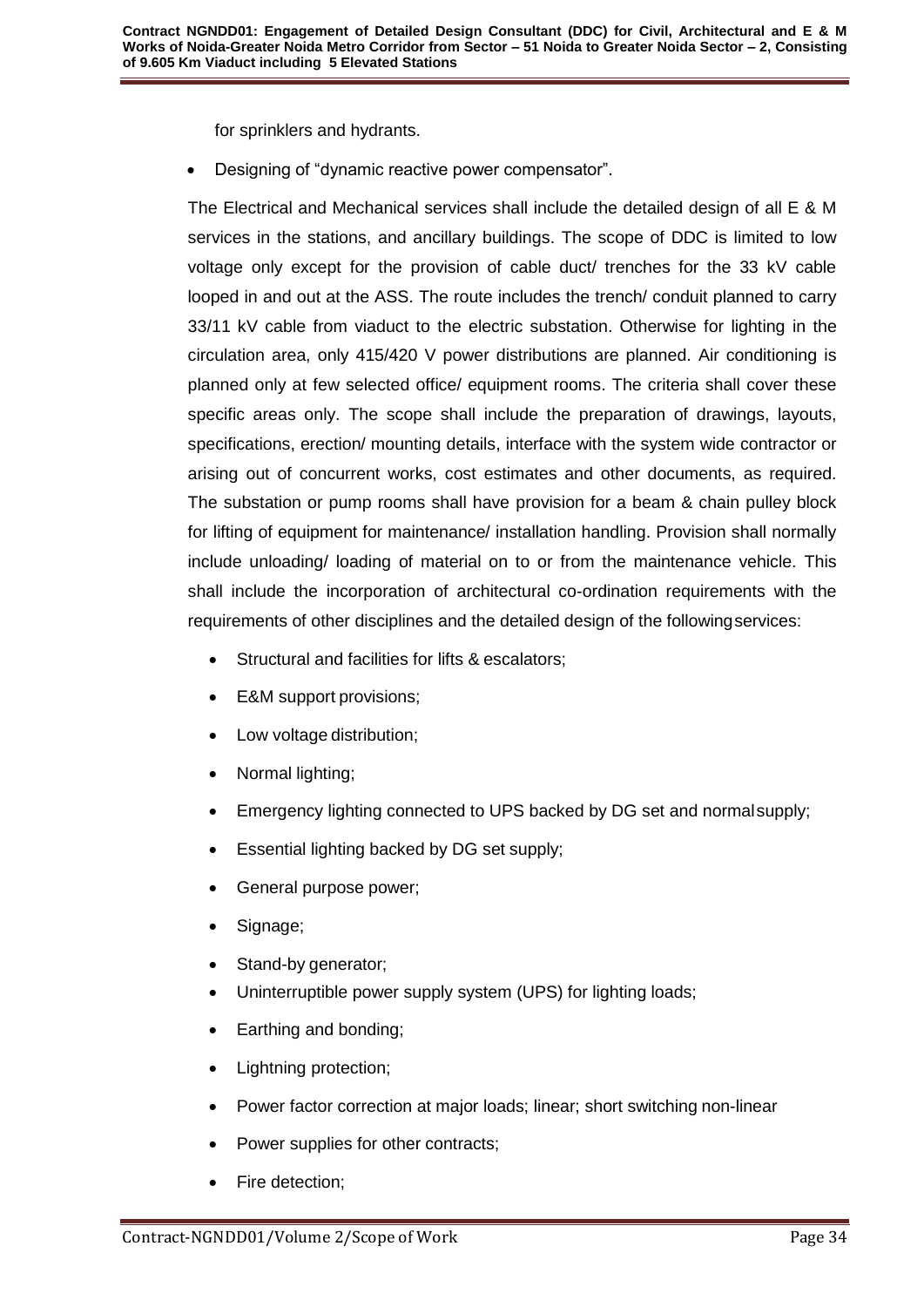for sprinklers and hydrants.

- Designing of "dynamic reactive power compensator".

The Electrical and Mechanical services shall include the detailed design of all E & M services in the stations, and ancillary buildings. The scope of DDC is limited to low voltage only except for the provision of cable duct/ trenches for the 33 kV cable looped in and out at the ASS. The route includes the trench/ conduit planned to carry 33/11 kV cable from viaduct to the electric substation. Otherwise for lighting in the circulation area, only 415/420 V power distributions are planned. Air conditioning is planned only at few selected office/ equipment rooms. The criteria shall cover these specific areas only. The scope shall include the preparation of drawings, layouts, specifications, erection/ mounting details, interface with the system wide contractor or arising out of concurrent works, cost estimates and other documents, as required. The substation or pump rooms shall have provision for a beam & chain pulley block for lifting of equipment for maintenance/ installation handling. Provision shall normally include unloading/ loading of material on to or from the maintenance vehicle. This shall include the incorporation of architectural co-ordination requirements with the requirements of other disciplines and the detailed design of the following services:

- Structural and facilities for lifts & escalators;
- E&M support provisions;
- Low voltage distribution;
- Normal lighting;
- Emergency lighting connected to UPS backed by DG set and normal supply;
- Essential lighting backed by DG set supply;
- General purpose power;
- Signage;
- Stand-by generator;
- Uninterruptible power supply system (UPS) for lighting loads;
- Earthing and bonding;
- Lightning protection;
- Power factor correction at major loads; linear; short switching non-linear
- Power supplies for other contracts;
- Fire detection;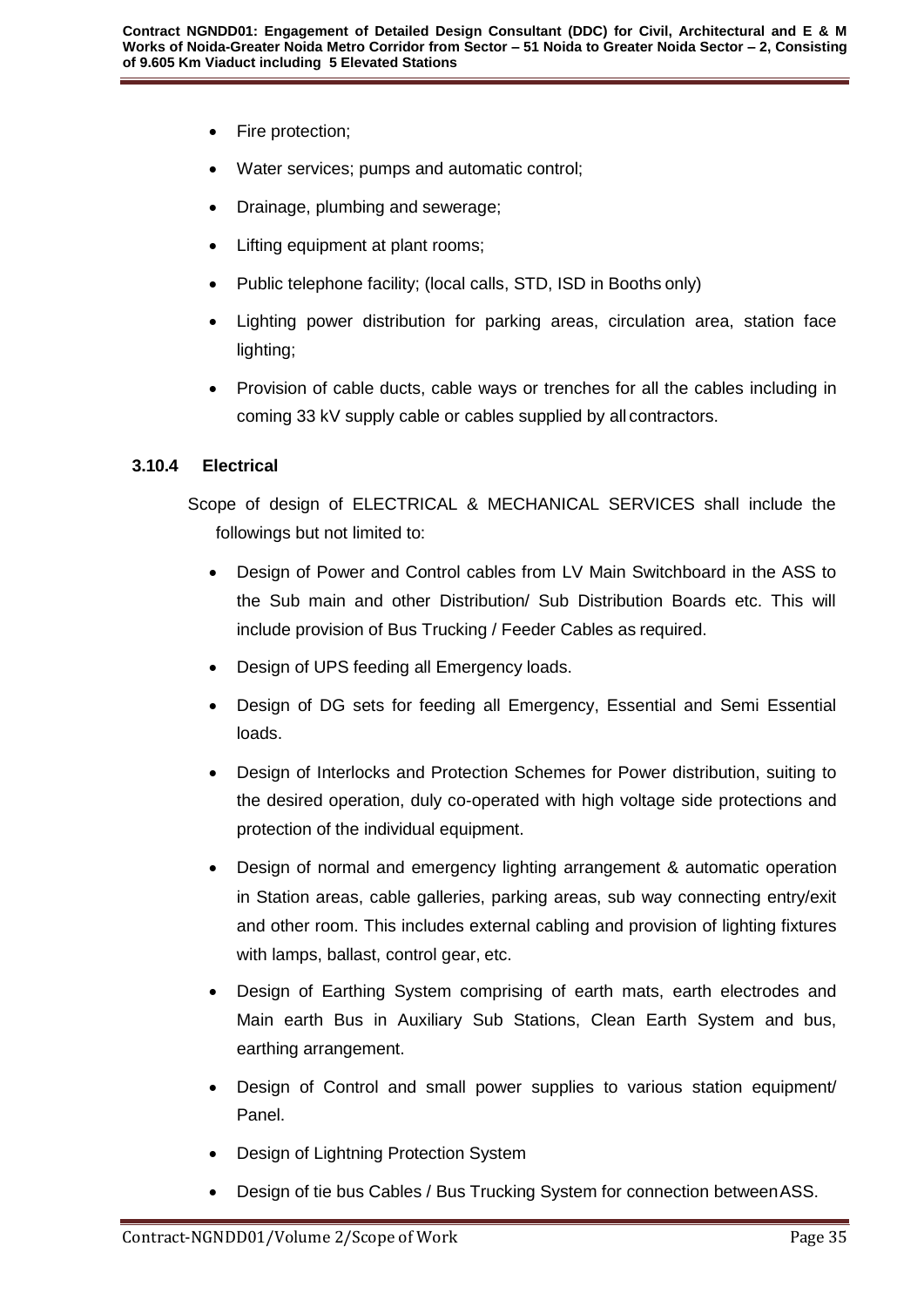- Fire protection;
- Water services; pumps and automatic control;
- Drainage, plumbing and sewerage;
- Lifting equipment at plant rooms;
- Public telephone facility; (local calls, STD, ISD in Booths only)
- Lighting power distribution for parking areas, circulation area, station face lighting;
- Provision of cable ducts, cable ways or trenches for all the cables including in coming 33 kV supply cable or cables supplied by all contractors.

### 3.10.4 Electrical

Scope of design of ELECTRICAL & MECHANICAL SERVICES shall include the followings but not limited to:

- Design of Power and Control cables from LV Main Switchboard in the ASS to the Sub main and other Distribution/ Sub Distribution Boards etc. This will include provision of Bus Trucking / Feeder Cables as required.
- Design of UPS feeding all Emergency loads.
- Design of DG sets for feeding all Emergency, Essential and Semi Essential loads.
- Design of Interlocks and Protection Schemes for Power distribution, suiting to the desired operation, duly co-operated with high voltage side protections and protection of the individual equipment.
- Design of normal and emergency lighting arrangement & automatic operation in Station areas, cable galleries, parking areas, sub way connecting entry/exit and other room. This includes external cabling and provision of lighting fixtures with lamps, ballast, control gear, etc.
- Design of Earthing System comprising of earth mats, earth electrodes and Main earth Bus in Auxiliary Sub Stations, Clean Earth System and bus, earthing arrangement.
- Design of Control and small power supplies to various station equipment/ Panel.
- Design of Lightning Protection System
- Design of tie bus Cables / Bus Trucking System for connection between ASS.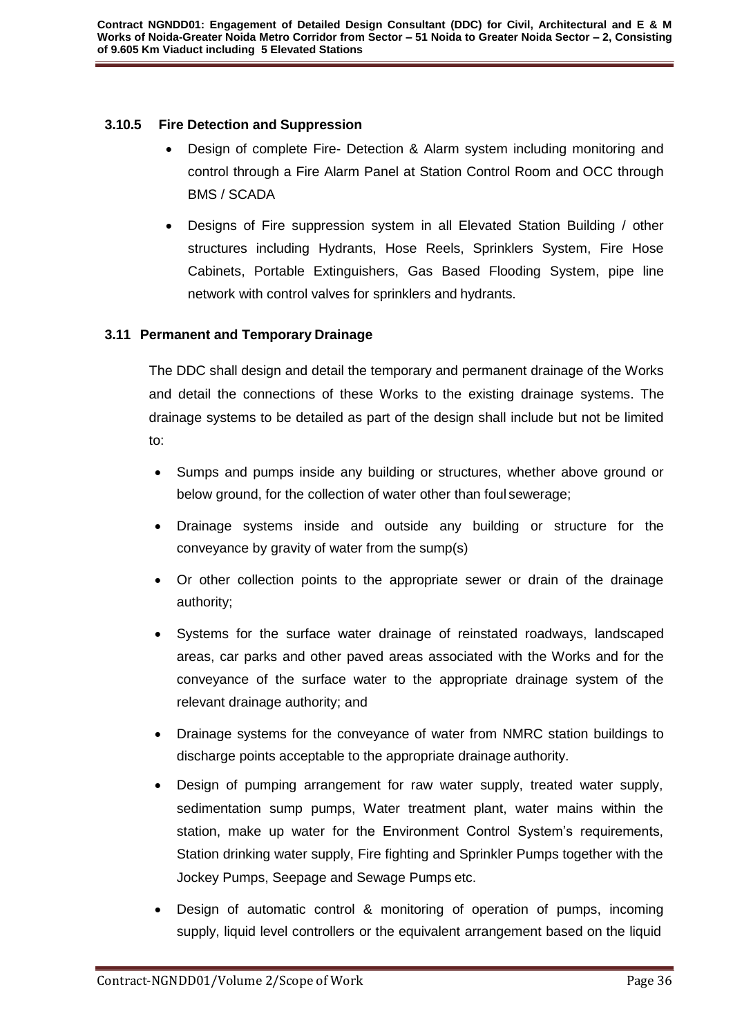### 3.10.5 Fire Detection and Suppression

- Design of complete Fire- Detection & Alarm system including monitoring and control through a Fire Alarm Panel at Station Control Room and OCC through BMS / SCADA
- Designs of Fire suppression system in all Elevated Station Building / other structures including Hydrants, Hose Reels, Sprinklers System, Fire Hose Cabinets, Portable Extinguishers, Gas Based Flooding System, pipe line network with control valves for sprinklers and hydrants.

### 3.11 Permanent and Temporary Drainage

The DDC shall design and detail the temporary and permanent drainage of the Works and detail the connections of these Works to the existing drainage systems. The drainage systems to be detailed as part of the design shall include but not be limited to:

- Sumps and pumps inside any building or structures, whether above ground or below ground, for the collection of water other than foul sewerage;
- Drainage systems inside and outside any building or structure for the conveyance by gravity of water from the sump(s)
- Or other collection points to the appropriate sewer or drain of the drainage authority;
- Systems for the surface water drainage of reinstated roadways, landscaped areas, car parks and other paved areas associated with the Works and for the conveyance of the surface water to the appropriate drainage system of the relevant drainage authority; and
- Drainage systems for the conveyance of water from NMRC station buildings to discharge points acceptable to the appropriate drainage authority.
- Design of pumping arrangement for raw water supply, treated water supply, sedimentation sump pumps, Water treatment plant, water mains within the station, make up water for the Environment Control System's requirements, Station drinking water supply, Fire fighting and Sprinkler Pumps together with the Jockey Pumps, Seepage and Sewage Pumps etc.
- Design of automatic control & monitoring of operation of pumps, incoming supply, liquid level controllers or the equivalent arrangement based on the liquid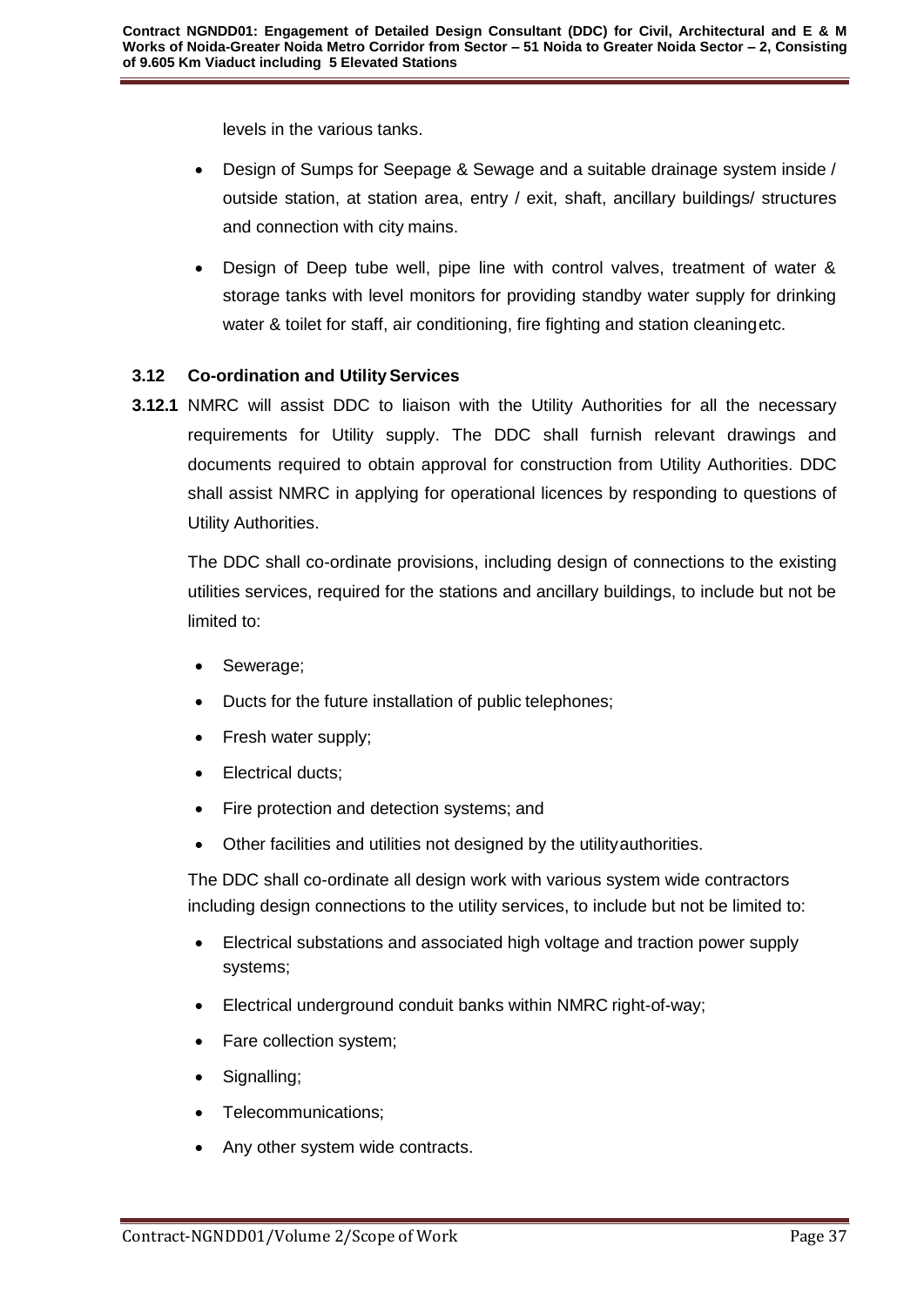levels in the various tanks.

- Design of Sumps for Seepage & Sewage and a suitable drainage system inside / outside station, at station area, entry / exit, shaft, ancillary buildings/ structures and connection with city mains.
- Design of Deep tube well, pipe line with control valves, treatment of water & storage tanks with level monitors for providing standby water supply for drinking water & toilet for staff, air conditioning, fire fighting and station cleaning etc.

### 3.12 Co-ordination and Utility Services

**3.12.1** NMRC will assist DDC to liaison with the Utility Authorities for all the necessary requirements for Utility supply. The DDC shall furnish relevant drawings and documents required to obtain approval for construction from Utility Authorities. DDC shall assist NMRC in applying for operational licences by responding to questions of Utility Authorities.

The DDC shall co-ordinate provisions, including design of connections to the existing utilities services, required for the stations and ancillary buildings, to include but not be limited to:

- Sewerage;
- Ducts for the future installation of public telephones;
- Fresh water supply;
- Electrical ducts;
- Fire protection and detection systems; and
- Other facilities and utilities not designed by the utility authorities.

The DDC shall co-ordinate all design work with various system wide contractors including design connections to the utility services, to include but not be limited to:

- Electrical substations and associated high voltage and traction power supply systems;
- Electrical underground conduit banks within NMRC right-of-way;
- Fare collection system;
- Signalling;
- Telecommunications;
- Any other system wide contracts.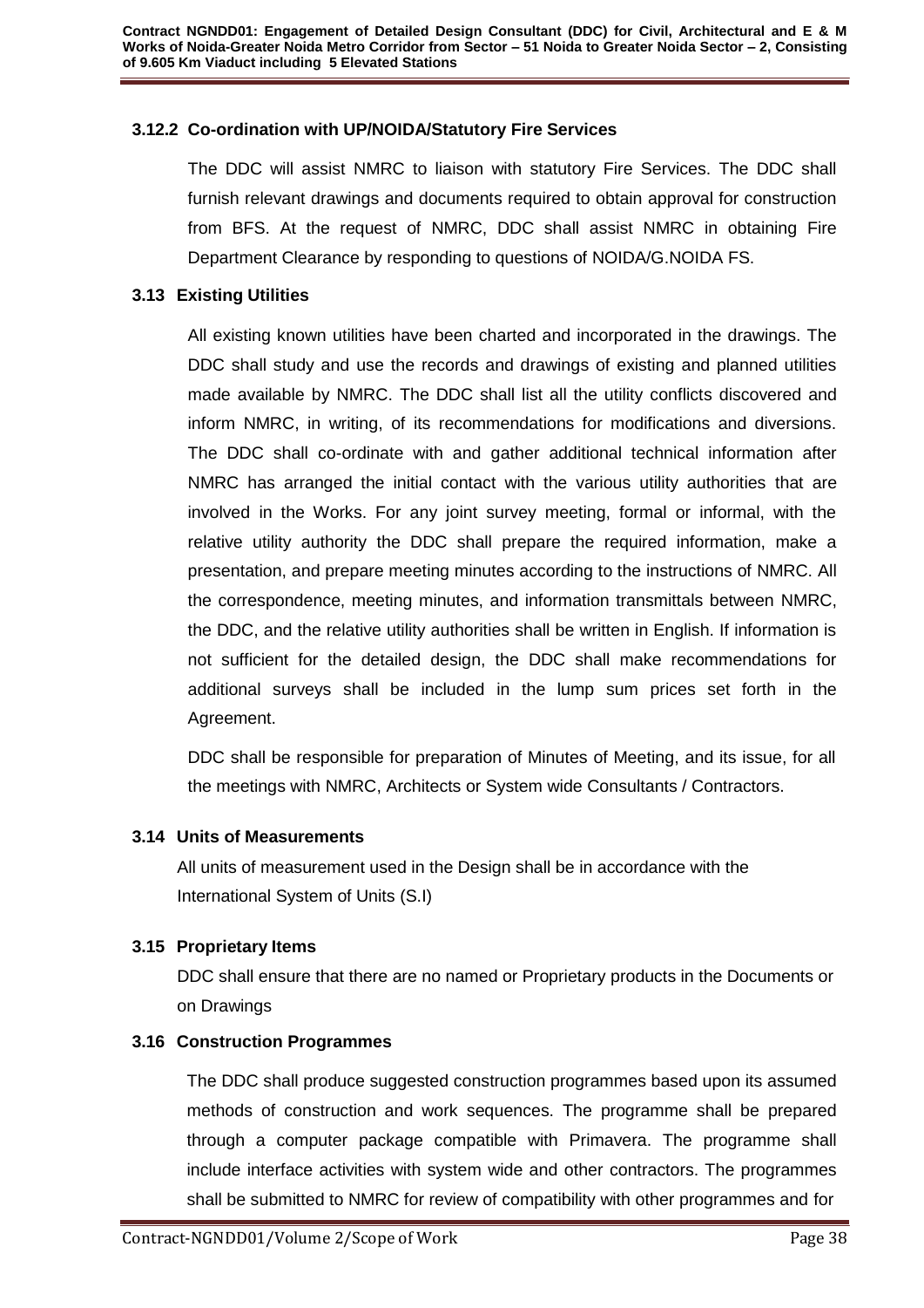### 3.12.2 Co-ordination with UP/NOIDA/Statutory Fire Services

The DDC will assist NMRC to liaison with statutory Fire Services. The DDC shall furnish relevant drawings and documents required to obtain approval for construction from BFS. At the request of NMRC, DDC shall assist NMRC in obtaining Fire Department Clearance by responding to questions of NOIDA/G.NOIDA FS.

### 3.13 Existing Utilities

All existing known utilities have been charted and incorporated in the drawings. The DDC shall study and use the records and drawings of existing and planned utilities made available by NMRC. The DDC shall list all the utility conflicts discovered and inform NMRC, in writing, of its recommendations for modifications and diversions. The DDC shall co-ordinate with and gather additional technical information after NMRC has arranged the initial contact with the various utility authorities that are involved in the Works. For any joint survey meeting, formal or informal, with the relative utility authority the DDC shall prepare the required information, make a presentation, and prepare meeting minutes according to the instructions of NMRC. All the correspondence, meeting minutes, and information transmittals between NMRC, the DDC, and the relative utility authorities shall be written in English. If information is not sufficient for the detailed design, the DDC shall make recommendations for additional surveys shall be included in the lump sum prices set forth in the Agreement.

DDC shall be responsible for preparation of Minutes of Meeting, and its issue, for all the meetings with NMRC, Architects or System wide Consultants / Contractors.

### 3.14 Units of Measurements

All units of measurement used in the Design shall be in accordance with the International System of Units (S.I)

### 3.15 Proprietary Items

DDC shall ensure that there are no named or Proprietary products in the Documents or on Drawings

### 3.16 Construction Programmes

The DDC shall produce suggested construction programmes based upon its assumed methods of construction and work sequences. The programme shall be prepared through a computer package compatible with Primavera. The programme shall include interface activities with system wide and other contractors. The programmes shall be submitted to NMRC for review of compatibility with other programmes and for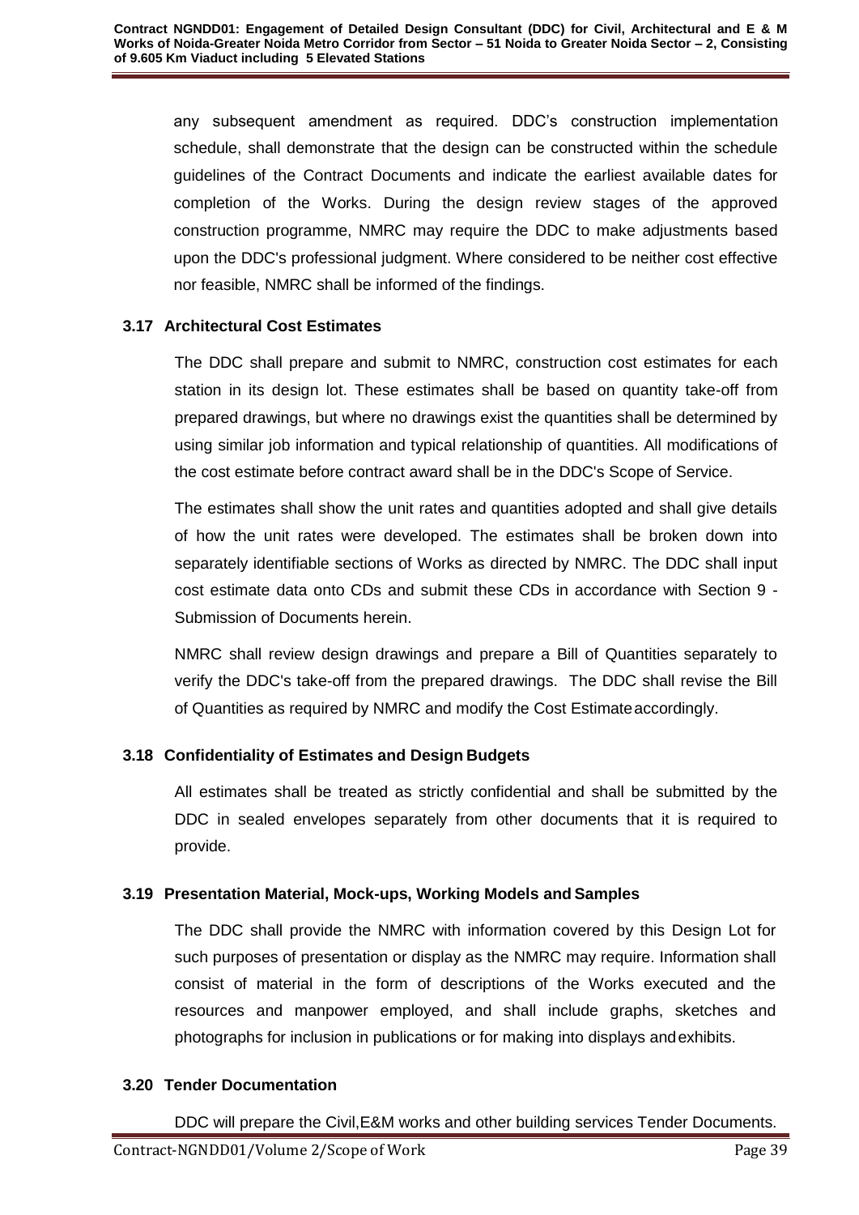any subsequent amendment as required. DDC's construction implementation schedule, shall demonstrate that the design can be constructed within the schedule guidelines of the Contract Documents and indicate the earliest available dates for completion of the Works. During the design review stages of the approved construction programme, NMRC may require the DDC to make adjustments based upon the DDC's professional judgment. Where considered to be neither cost effective nor feasible, NMRC shall be informed of the findings.

### 3.17 Architectural Cost Estimates

The DDC shall prepare and submit to NMRC, construction cost estimates for each station in its design lot. These estimates shall be based on quantity take-off from prepared drawings, but where no drawings exist the quantities shall be determined by using similar job information and typical relationship of quantities. All modifications of the cost estimate before contract award shall be in the DDC's Scope of Service.

The estimates shall show the unit rates and quantities adopted and shall give details of how the unit rates were developed. The estimates shall be broken down into separately identifiable sections of Works as directed by NMRC. The DDC shall input cost estimate data onto CDs and submit these CDs in accordance with Section 9 - Submission of Documents herein.

NMRC shall review design drawings and prepare a Bill of Quantities separately to verify the DDC's take-off from the prepared drawings. The DDC shall revise the Bill of Quantities as required by NMRC and modify the Cost Estimate accordingly.

### 3.18 Confidentiality of Estimates and Design Budgets

All estimates shall be treated as strictly confidential and shall be submitted by the DDC in sealed envelopes separately from other documents that it is required to provide.

### 3.19 Presentation Material, Mock-ups, Working Models and Samples

The DDC shall provide the NMRC with information covered by this Design Lot for such purposes of presentation or display as the NMRC may require. Information shall consist of material in the form of descriptions of the Works executed and the resources and manpower employed, and shall include graphs, sketches and photographs for inclusion in publications or for making into displays and exhibits.

### 3.20 Tender Documentation

DDC will prepare the Civil,E&M works and other building services Tender Documents.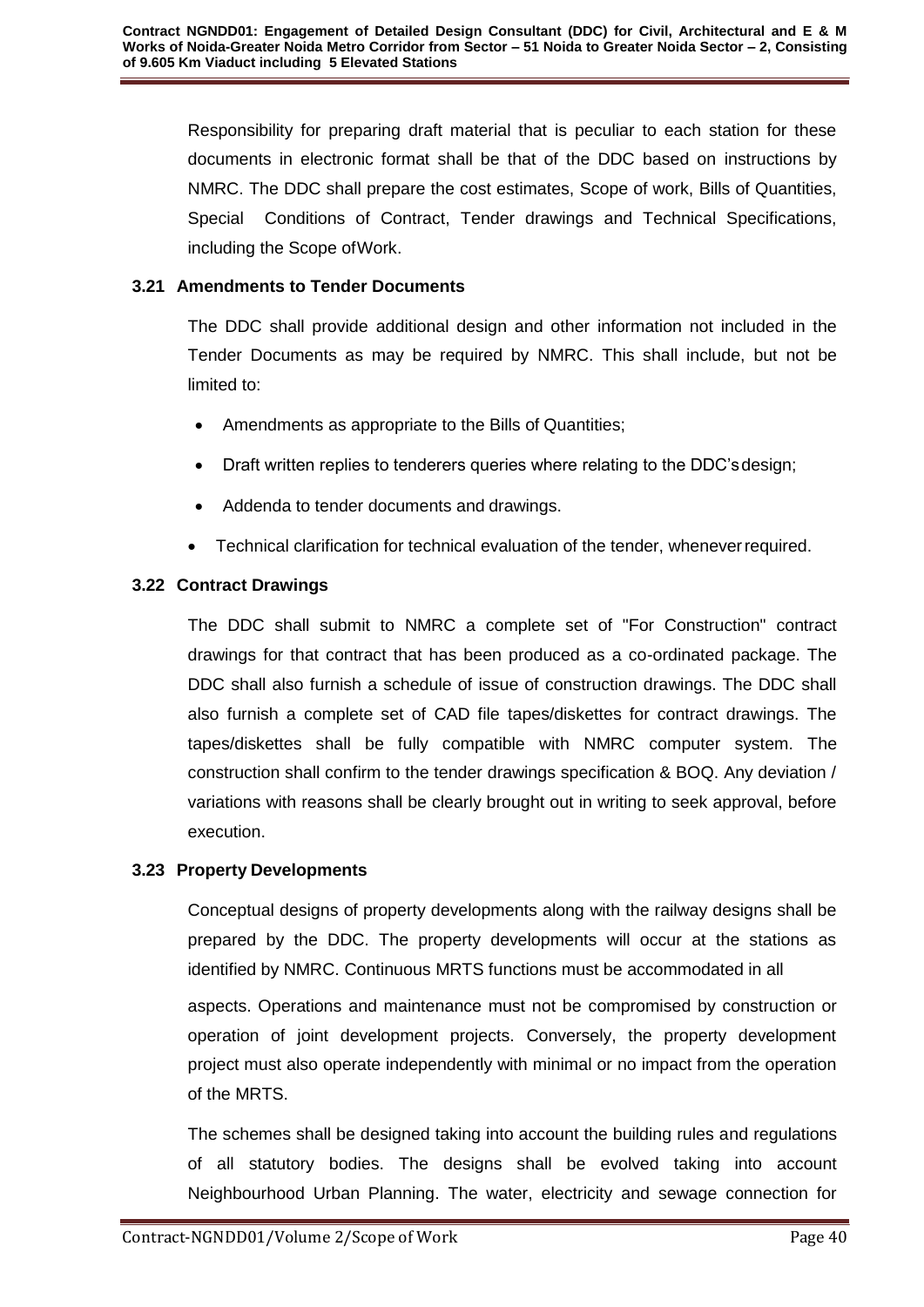Responsibility for preparing draft material that is peculiar to each station for these documents in electronic format shall be that of the DDC based on instructions by NMRC. The DDC shall prepare the cost estimates, Scope of work, Bills of Quantities, Special Conditions of Contract, Tender drawings and Technical Specifications, including the Scope of Work.

### 3.21 Amendments to Tender Documents

The DDC shall provide additional design and other information not included in the Tender Documents as may be required by NMRC. This shall include, but not be limited to:

- Amendments as appropriate to the Bills of Quantities;
- Draft written replies to tenderers queries where relating to the DDC's design;
- Addenda to tender documents and drawings.
- Technical clarification for technical evaluation of the tender, whenever required.

### 3.22 Contract Drawings

The DDC shall submit to NMRC a complete set of "For Construction" contract drawings for that contract that has been produced as a co-ordinated package. The DDC shall also furnish a schedule of issue of construction drawings. The DDC shall also furnish a complete set of CAD file tapes/diskettes for contract drawings. The tapes/diskettes shall be fully compatible with NMRC computer system. The construction shall confirm to the tender drawings specification & BOQ. Any deviation / variations with reasons shall be clearly brought out in writing to seek approval, before execution.

### 3.23 Property Developments

Conceptual designs of property developments along with the railway designs shall be prepared by the DDC. The property developments will occur at the stations as identified by NMRC. Continuous MRTS functions must be accommodated in all aspects. Operations and maintenance must not be compromised by construction or operation of joint development projects. Conversely, the property development project must also operate independently with minimal or no impact from the operation of the MRTS.

The schemes shall be designed taking into account the building rules and regulations of all statutory bodies. The designs shall be evolved taking into account Neighbourhood Urban Planning. The water, electricity and sewage connection for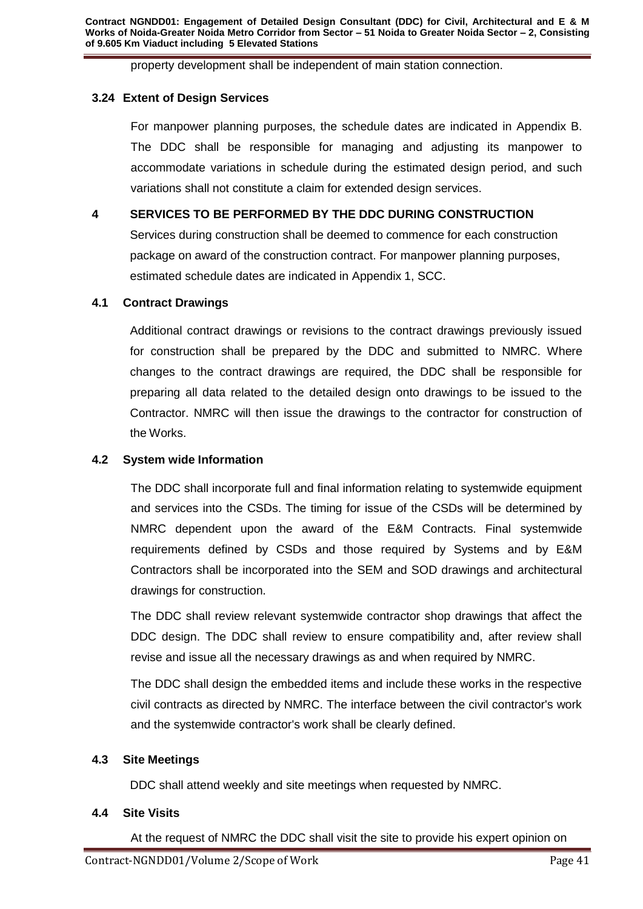property development shall be independent of main station connection.

### 3.24 Extent of Design Services

For manpower planning purposes, the schedule dates are indicated in Appendix B. The DDC shall be responsible for managing and adjusting its manpower to accommodate variations in schedule during the estimated design period, and such variations shall not constitute a claim for extended design services.

## 4 SERVICES TO BE PERFORMED BY THE DDC DURING CONSTRUCTION

Services during construction shall be deemed to commence for each construction package on award of the construction contract. For manpower planning purposes, estimated schedule dates are indicated in Appendix 1, SCC.

### 4.1 Contract Drawings

Additional contract drawings or revisions to the contract drawings previously issued for construction shall be prepared by the DDC and submitted to NMRC. Where changes to the contract drawings are required, the DDC shall be responsible for preparing all data related to the detailed design onto drawings to be issued to the Contractor. NMRC will then issue the drawings to the contractor for construction of the Works.

### 4.2 System wide Information

The DDC shall incorporate full and final information relating to systemwide equipment and services into the CSDs. The timing for issue of the CSDs will be determined by NMRC dependent upon the award of the E&M Contracts. Final systemwide requirements defined by CSDs and those required by Systems and by E&M Contractors shall be incorporated into the SEM and SOD drawings and architectural drawings for construction.

The DDC shall review relevant systemwide contractor shop drawings that affect the DDC design. The DDC shall review to ensure compatibility and, after review shall revise and issue all the necessary drawings as and when required by NMRC.

The DDC shall design the embedded items and include these works in the respective civil contracts as directed by NMRC. The interface between the civil contractor's work and the systemwide contractor's work shall be clearly defined.

### 4.3 Site Meetings

DDC shall attend weekly and site meetings when requested by NMRC.

### 4.4 Site Visits

At the request of NMRC the DDC shall visit the site to provide his expert opinion on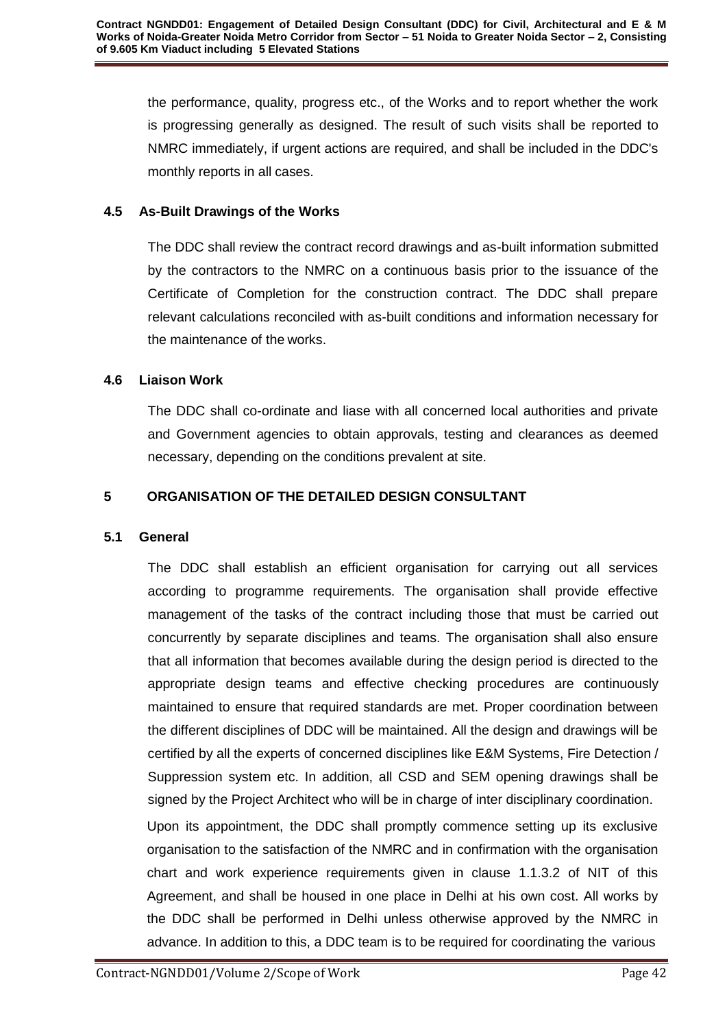the performance, quality, progress etc., of the Works and to report whether the work is progressing generally as designed. The result of such visits shall be reported to NMRC immediately, if urgent actions are required, and shall be included in the DDC's monthly reports in all cases.

### 4.5 As-Built Drawings of the Works

The DDC shall review the contract record drawings and as-built information submitted by the contractors to the NMRC on a continuous basis prior to the issuance of the Certificate of Completion for the construction contract. The DDC shall prepare relevant calculations reconciled with as-built conditions and information necessary for the maintenance of the works.

### 4.6 Liaison Work

The DDC shall co-ordinate and liase with all concerned local authorities and private and Government agencies to obtain approvals, testing and clearances as deemed necessary, depending on the conditions prevalent at site.

## 5 ORGANISATION OF THE DETAILED DESIGN CONSULTANT

### 5.1 General

The DDC shall establish an efficient organisation for carrying out all services according to programme requirements. The organisation shall provide effective management of the tasks of the contract including those that must be carried out concurrently by separate disciplines and teams. The organisation shall also ensure that all information that becomes available during the design period is directed to the appropriate design teams and effective checking procedures are continuously maintained to ensure that required standards are met. Proper coordination between the different disciplines of DDC will be maintained. All the design and drawings will be certified by all the experts of concerned disciplines like E&M Systems, Fire Detection / Suppression system etc. In addition, all CSD and SEM opening drawings shall be signed by the Project Architect who will be in charge of inter disciplinary coordination.

Upon its appointment, the DDC shall promptly commence setting up its exclusive organisation to the satisfaction of the NMRC and in confirmation with the organisation chart and work experience requirements given in clause 1.1.3.2 of NIT of this Agreement, and shall be housed in one place in Delhi at his own cost. All works by the DDC shall be performed in Delhi unless otherwise approved by the NMRC in advance. In addition to this, a DDC team is to be required for coordinating the various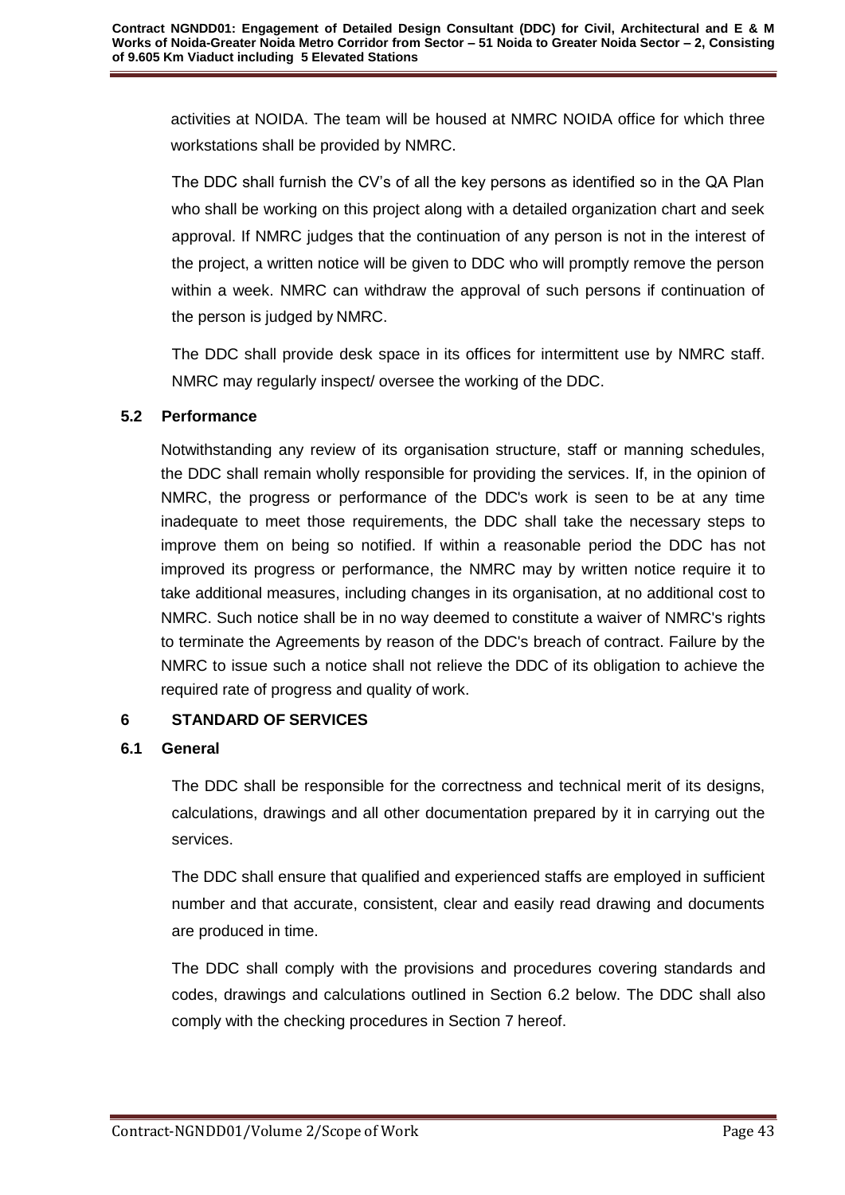activities at NOIDA. The team will be housed at NMRC NOIDA office for which three workstations shall be provided by NMRC.

The DDC shall furnish the CV's of all the key persons as identified so in the QA Plan who shall be working on this project along with a detailed organization chart and seek approval. If NMRC judges that the continuation of any person is not in the interest of the project, a written notice will be given to DDC who will promptly remove the person within a week. NMRC can withdraw the approval of such persons if continuation of the person is judged by NMRC.

The DDC shall provide desk space in its offices for intermittent use by NMRC staff. NMRC may regularly inspect/ oversee the working of the DDC.

### 5.2 Performance

Notwithstanding any review of its organisation structure, staff or manning schedules, the DDC shall remain wholly responsible for providing the services. If, in the opinion of NMRC, the progress or performance of the DDC's work is seen to be at any time inadequate to meet those requirements, the DDC shall take the necessary steps to improve them on being so notified. If within a reasonable period the DDC has not improved its progress or performance, the NMRC may by written notice require it to take additional measures, including changes in its organisation, at no additional cost to NMRC. Such notice shall be in no way deemed to constitute a waiver of NMRC's rights to terminate the Agreements by reason of the DDC's breach of contract. Failure by the NMRC to issue such a notice shall not relieve the DDC of its obligation to achieve the required rate of progress and quality of work.

## 6 STANDARD OF SERVICES

### 6.1 General

The DDC shall be responsible for the correctness and technical merit of its designs, calculations, drawings and all other documentation prepared by it in carrying out the services.

The DDC shall ensure that qualified and experienced staffs are employed in sufficient number and that accurate, consistent, clear and easily read drawing and documents are produced in time.

The DDC shall comply with the provisions and procedures covering standards and codes, drawings and calculations outlined in Section 6.2 below. The DDC shall also comply with the checking procedures in Section 7 hereof.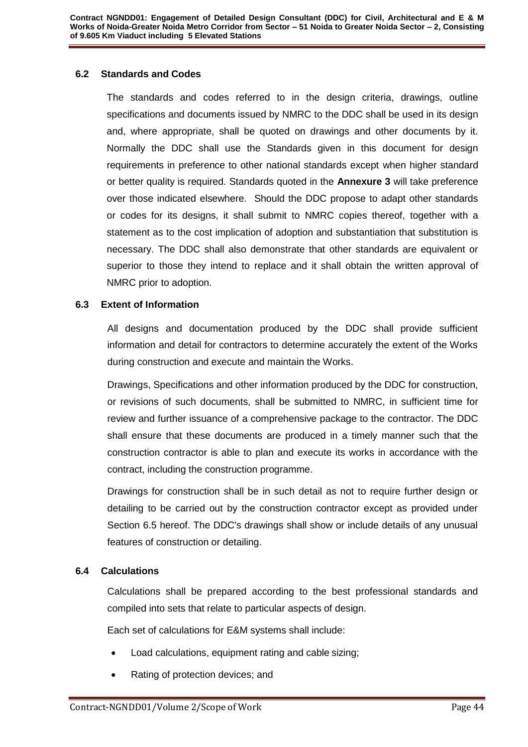### 6.2 Standards and Codes

The standards and codes referred to in the design criteria, drawings, outline specifications and documents issued by NMRC to the DDC shall be used in its design and, where appropriate, shall be quoted on drawings and other documents by it. Normally the DDC shall use the Standards given in this document for design requirements in preference to other national standards except when higher standard or better quality is required. Standards quoted in the **Annexure 3** will take preference over those indicated elsewhere. Should the DDC propose to adapt other standards or codes for its designs, it shall submit to NMRC copies thereof, together with a statement as to the cost implication of adoption and substantiation that substitution is necessary. The DDC shall also demonstrate that other standards are equivalent or superior to those they intend to replace and it shall obtain the written approval of NMRC prior to adoption.

### 6.3 Extent of Information

All designs and documentation produced by the DDC shall provide sufficient information and detail for contractors to determine accurately the extent of the Works during construction and execute and maintain the Works.

Drawings, Specifications and other information produced by the DDC for construction, or revisions of such documents, shall be submitted to NMRC, in sufficient time for review and further issuance of a comprehensive package to the contractor. The DDC shall ensure that these documents are produced in a timely manner such that the construction contractor is able to plan and execute its works in accordance with the contract, including the construction programme.

Drawings for construction shall be in such detail as not to require further design or detailing to be carried out by the construction contractor except as provided under Section 6.5 hereof. The DDC's drawings shall show or include details of any unusual features of construction or detailing.

### 6.4 Calculations

Calculations shall be prepared according to the best professional standards and compiled into sets that relate to particular aspects of design.

Each set of calculations for E&M systems shall include:

- Load calculations, equipment rating and cable sizing;
- Rating of protection devices; and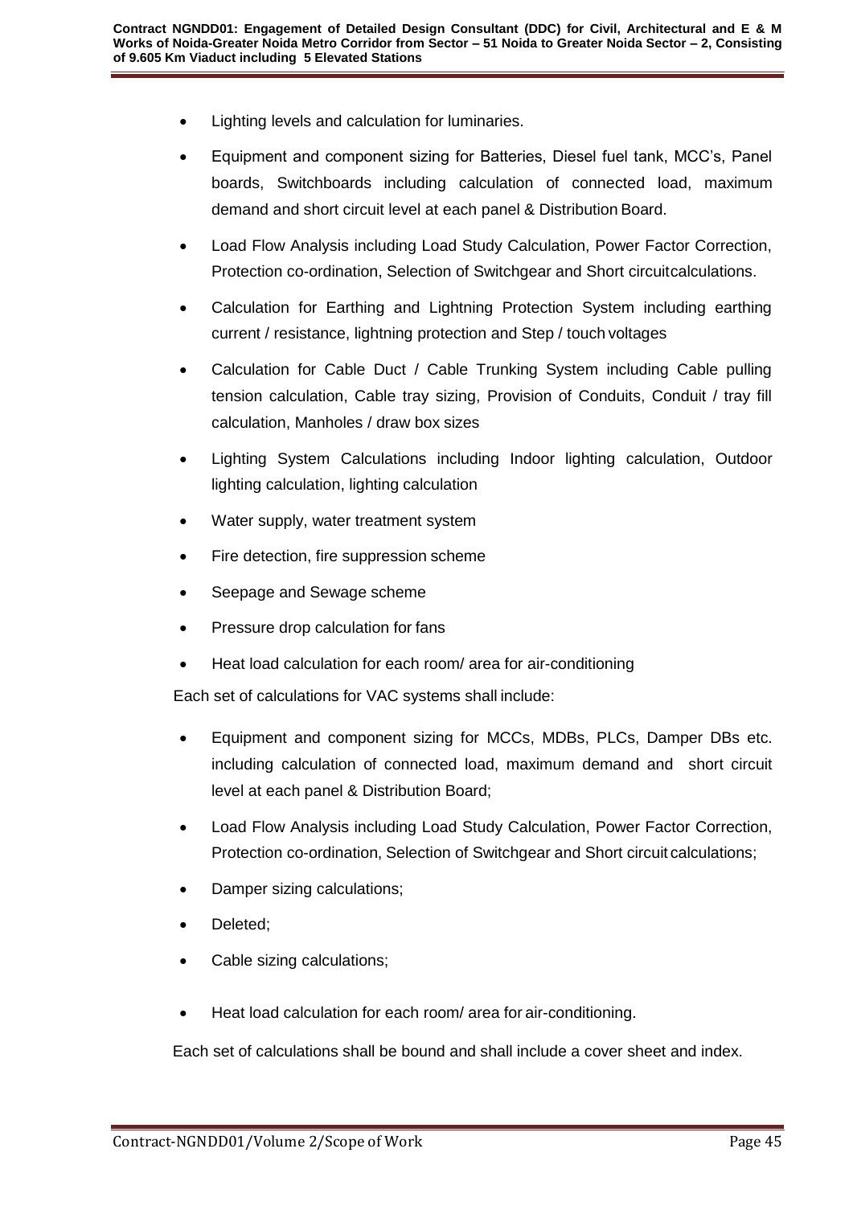- Lighting levels and calculation for luminaries.
- Equipment and component sizing for Batteries, Diesel fuel tank, MCC's, Panel boards, Switchboards including calculation of connected load, maximum demand and short circuit level at each panel & Distribution Board.
- Load Flow Analysis including Load Study Calculation, Power Factor Correction, Protection co-ordination, Selection of Switchgear and Short circuitcalculations.
- Calculation for Earthing and Lightning Protection System including earthing current / resistance, lightning protection and Step / touch voltages
- Calculation for Cable Duct / Cable Trunking System including Cable pulling tension calculation, Cable tray sizing, Provision of Conduits, Conduit / tray fill calculation, Manholes / draw box sizes
- Lighting System Calculations including Indoor lighting calculation, Outdoor lighting calculation, lighting calculation
- Water supply, water treatment system
- Fire detection, fire suppression scheme
- Seepage and Sewage scheme
- Pressure drop calculation for fans
- Heat load calculation for each room/ area for air-conditioning

Each set of calculations for VAC systems shall include:

- Equipment and component sizing for MCCs, MDBs, PLCs, Damper DBs etc. including calculation of connected load, maximum demand and short circuit level at each panel & Distribution Board;
- Load Flow Analysis including Load Study Calculation, Power Factor Correction, Protection co-ordination, Selection of Switchgear and Short circuit calculations;
- Damper sizing calculations;
- Deleted;
- Cable sizing calculations;
- Heat load calculation for each room/ area for air-conditioning.

Each set of calculations shall be bound and shall include a cover sheet and index.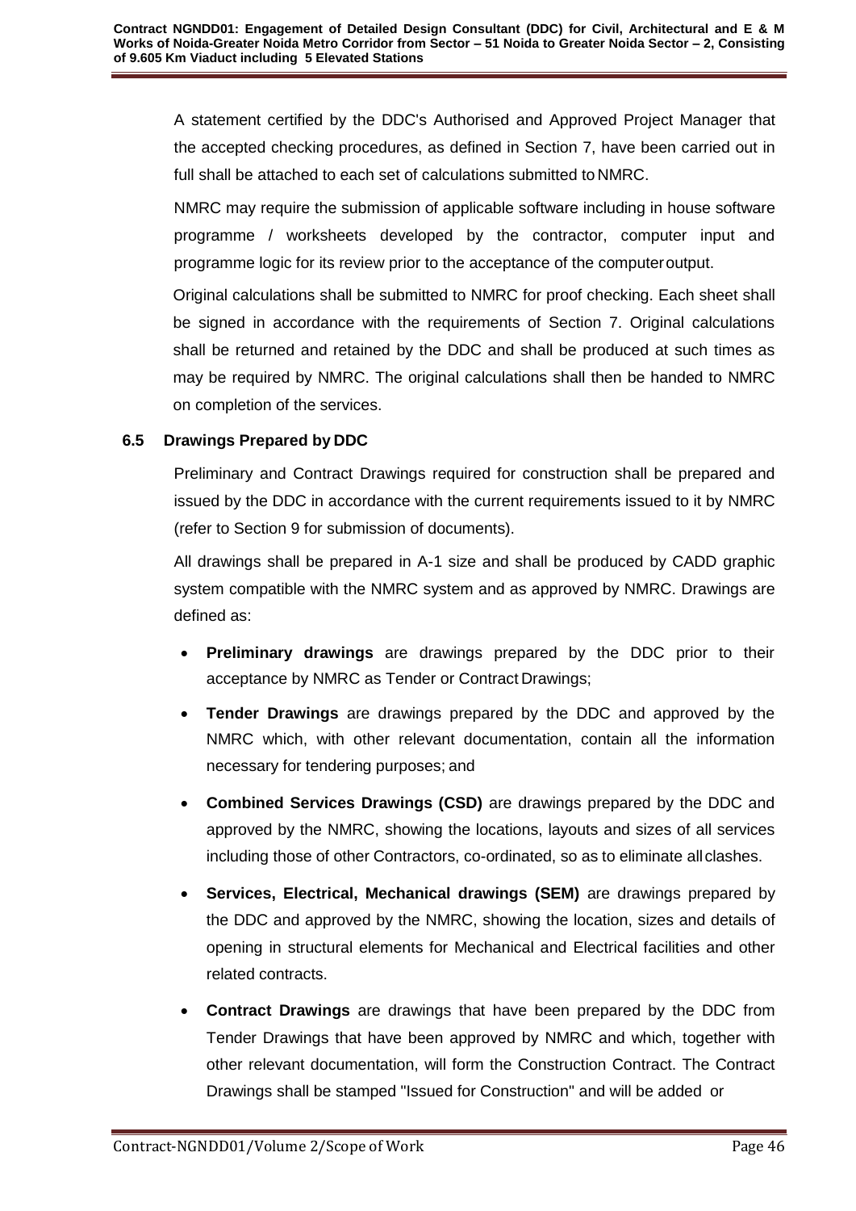A statement certified by the DDC's Authorised and Approved Project Manager that the accepted checking procedures, as defined in Section 7, have been carried out in full shall be attached to each set of calculations submitted to NMRC.

NMRC may require the submission of applicable software including in house software programme / worksheets developed by the contractor, computer input and programme logic for its review prior to the acceptance of the computer output.

Original calculations shall be submitted to NMRC for proof checking. Each sheet shall be signed in accordance with the requirements of Section 7. Original calculations shall be returned and retained by the DDC and shall be produced at such times as may be required by NMRC. The original calculations shall then be handed to NMRC on completion of the services.

### 6.5 Drawings Prepared by DDC

Preliminary and Contract Drawings required for construction shall be prepared and issued by the DDC in accordance with the current requirements issued to it by NMRC (refer to Section 9 for submission of documents).

All drawings shall be prepared in A-1 size and shall be produced by CADD graphic system compatible with the NMRC system and as approved by NMRC. Drawings are defined as:

- **Preliminary drawings** are drawings prepared by the DDC prior to their acceptance by NMRC as Tender or Contract Drawings;
- **Tender Drawings** are drawings prepared by the DDC and approved by the NMRC which, with other relevant documentation, contain all the information necessary for tendering purposes; and
- **Combined Services Drawings (CSD)** are drawings prepared by the DDC and approved by the NMRC, showing the locations, layouts and sizes of all services including those of other Contractors, co-ordinated, so as to eliminate all clashes.
- **Services, Electrical, Mechanical drawings (SEM)** are drawings prepared by the DDC and approved by the NMRC, showing the location, sizes and details of opening in structural elements for Mechanical and Electrical facilities and other related contracts.
- **Contract Drawings** are drawings that have been prepared by the DDC from Tender Drawings that have been approved by NMRC and which, together with other relevant documentation, will form the Construction Contract. The Contract Drawings shall be stamped "Issued for Construction" and will be added or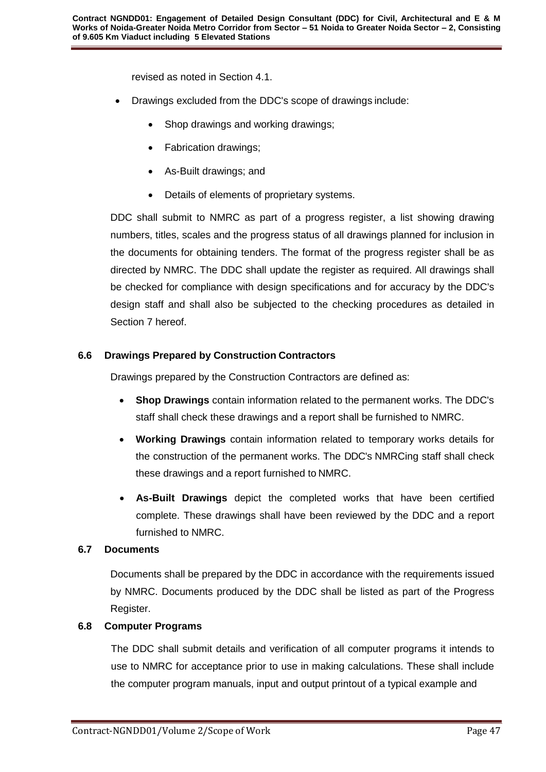revised as noted in Section 4.1.

- Drawings excluded from the DDC's scope of drawings include:
  - Shop drawings and working drawings;
  - Fabrication drawings;
  - As-Built drawings; and
  - Details of elements of proprietary systems.

DDC shall submit to NMRC as part of a progress register, a list showing drawing numbers, titles, scales and the progress status of all drawings planned for inclusion in the documents for obtaining tenders. The format of the progress register shall be as directed by NMRC. The DDC shall update the register as required. All drawings shall be checked for compliance with design specifications and for accuracy by the DDC's design staff and shall also be subjected to the checking procedures as detailed in Section 7 hereof.

### 6.6 Drawings Prepared by Construction Contractors

Drawings prepared by the Construction Contractors are defined as:

- **Shop Drawings** contain information related to the permanent works. The DDC's staff shall check these drawings and a report shall be furnished to NMRC.
- **Working Drawings** contain information related to temporary works details for the construction of the permanent works. The DDC's NMRCing staff shall check these drawings and a report furnished to NMRC.
- **As-Built Drawings** depict the completed works that have been certified complete. These drawings shall have been reviewed by the DDC and a report furnished to NMRC.

### 6.7 Documents

Documents shall be prepared by the DDC in accordance with the requirements issued by NMRC. Documents produced by the DDC shall be listed as part of the Progress Register.

### 6.8 Computer Programs

The DDC shall submit details and verification of all computer programs it intends to use to NMRC for acceptance prior to use in making calculations. These shall include the computer program manuals, input and output printout of a typical example and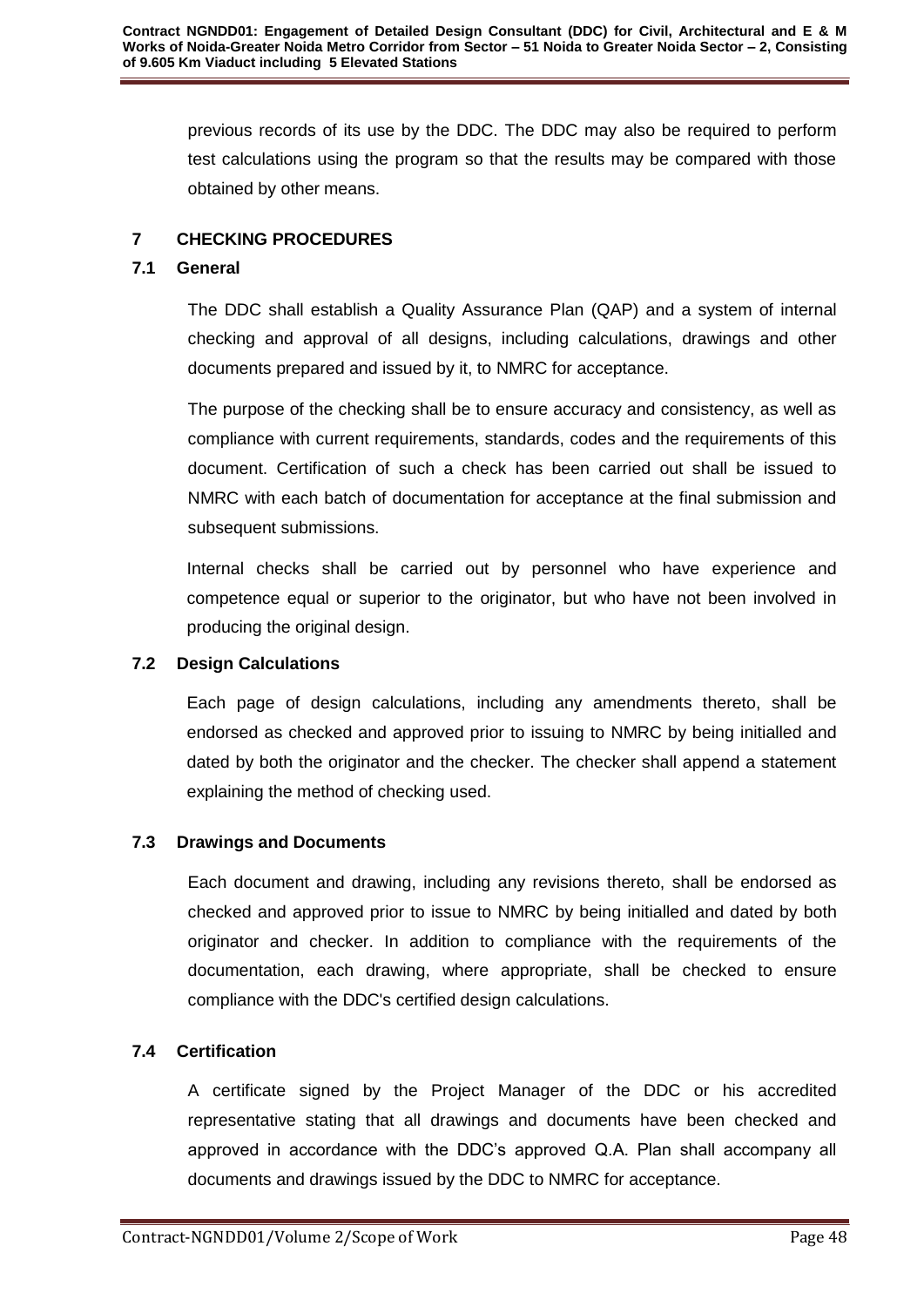previous records of its use by the DDC. The DDC may also be required to perform test calculations using the program so that the results may be compared with those obtained by other means.

## 7 CHECKING PROCEDURES

### 7.1 General

The DDC shall establish a Quality Assurance Plan (QAP) and a system of internal checking and approval of all designs, including calculations, drawings and other documents prepared and issued by it, to NMRC for acceptance.

The purpose of the checking shall be to ensure accuracy and consistency, as well as compliance with current requirements, standards, codes and the requirements of this document. Certification of such a check has been carried out shall be issued to NMRC with each batch of documentation for acceptance at the final submission and subsequent submissions.

Internal checks shall be carried out by personnel who have experience and competence equal or superior to the originator, but who have not been involved in producing the original design.

### 7.2 Design Calculations

Each page of design calculations, including any amendments thereto, shall be endorsed as checked and approved prior to issuing to NMRC by being initialled and dated by both the originator and the checker. The checker shall append a statement explaining the method of checking used.

### 7.3 Drawings and Documents

Each document and drawing, including any revisions thereto, shall be endorsed as checked and approved prior to issue to NMRC by being initialled and dated by both originator and checker. In addition to compliance with the requirements of the documentation, each drawing, where appropriate, shall be checked to ensure compliance with the DDC's certified design calculations.

### 7.4 Certification

A certificate signed by the Project Manager of the DDC or his accredited representative stating that all drawings and documents have been checked and approved in accordance with the DDC's approved Q.A. Plan shall accompany all documents and drawings issued by the DDC to NMRC for acceptance.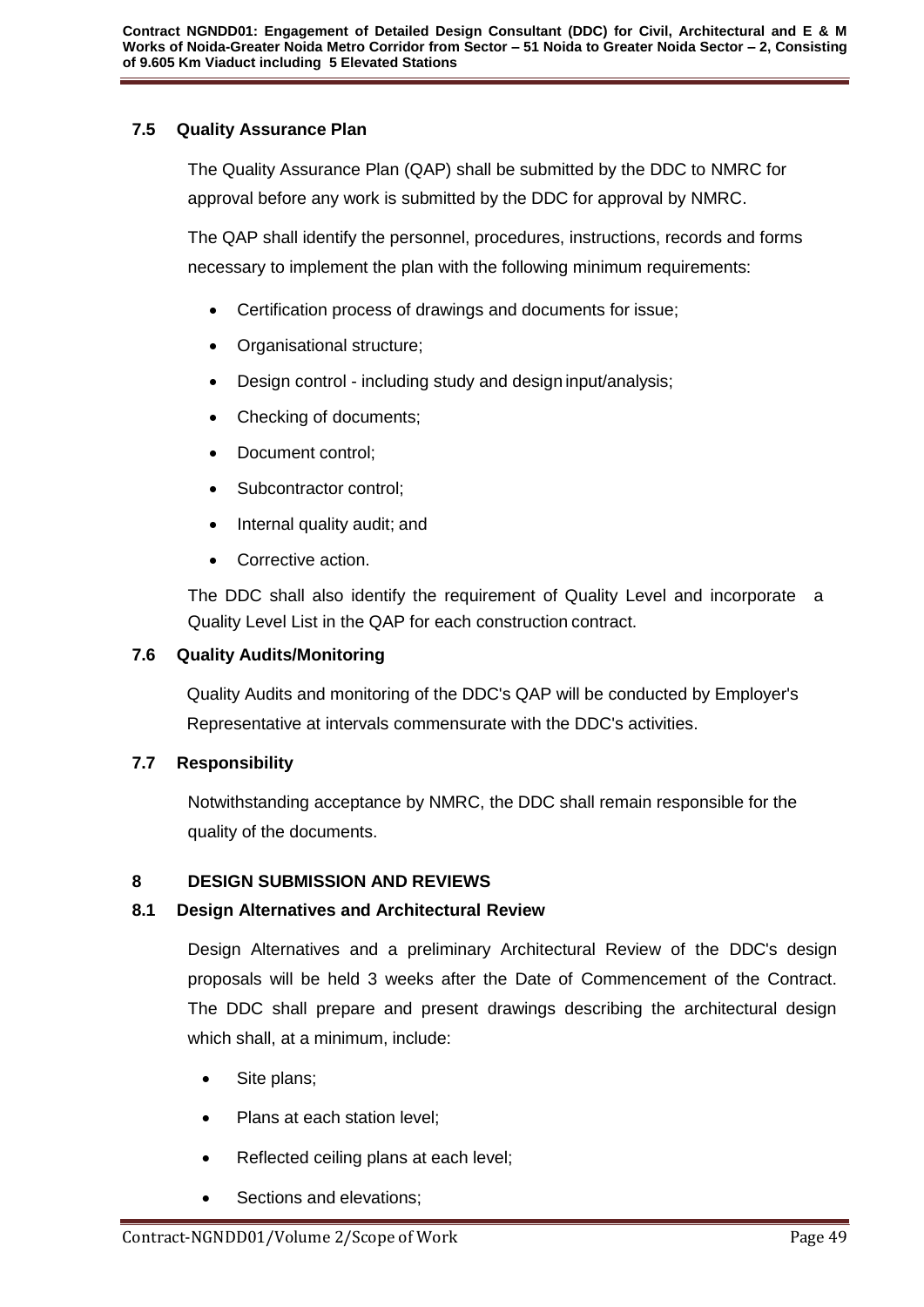### 7.5 Quality Assurance Plan

The Quality Assurance Plan (QAP) shall be submitted by the DDC to NMRC for approval before any work is submitted by the DDC for approval by NMRC.

The QAP shall identify the personnel, procedures, instructions, records and forms necessary to implement the plan with the following minimum requirements:

- Certification process of drawings and documents for issue;
- Organisational structure;
- Design control - including study and design input/analysis;
- Checking of documents;
- Document control;
- Subcontractor control;
- Internal quality audit; and
- Corrective action.

The DDC shall also identify the requirement of Quality Level and incorporate a Quality Level List in the QAP for each construction contract.

### 7.6 Quality Audits/Monitoring

Quality Audits and monitoring of the DDC's QAP will be conducted by Employer's Representative at intervals commensurate with the DDC's activities.

### 7.7 Responsibility

Notwithstanding acceptance by NMRC, the DDC shall remain responsible for the quality of the documents.

## 8 DESIGN SUBMISSION AND REVIEWS

### 8.1 Design Alternatives and Architectural Review

Design Alternatives and a preliminary Architectural Review of the DDC's design proposals will be held 3 weeks after the Date of Commencement of the Contract. The DDC shall prepare and present drawings describing the architectural design which shall, at a minimum, include:

- Site plans;
- Plans at each station level;
- Reflected ceiling plans at each level;
- Sections and elevations;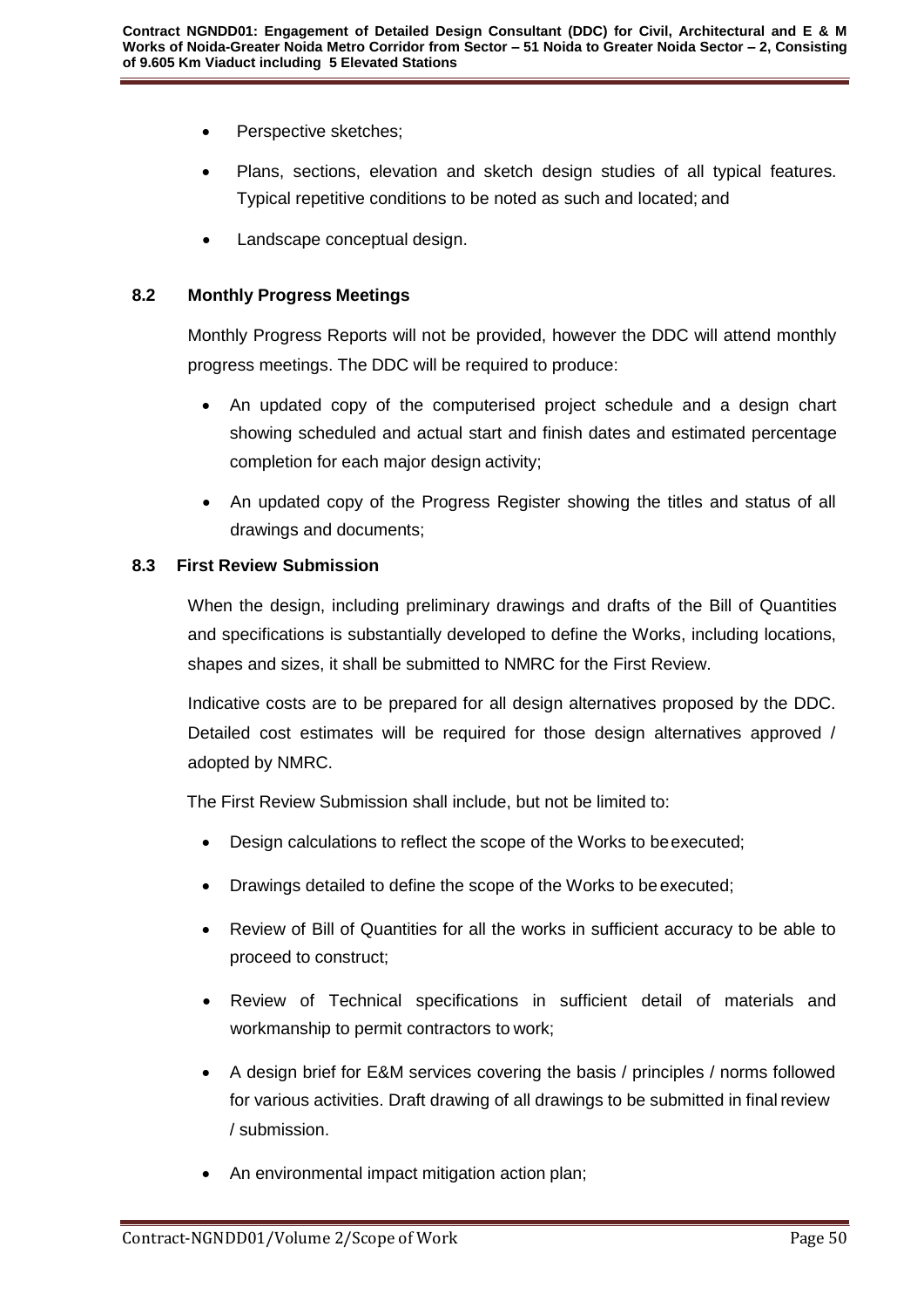- Perspective sketches;
- Plans, sections, elevation and sketch design studies of all typical features. Typical repetitive conditions to be noted as such and located; and
- Landscape conceptual design.

### 8.2 Monthly Progress Meetings

Monthly Progress Reports will not be provided, however the DDC will attend monthly progress meetings. The DDC will be required to produce:

- An updated copy of the computerised project schedule and a design chart showing scheduled and actual start and finish dates and estimated percentage completion for each major design activity;
- An updated copy of the Progress Register showing the titles and status of all drawings and documents;

### 8.3 First Review Submission

When the design, including preliminary drawings and drafts of the Bill of Quantities and specifications is substantially developed to define the Works, including locations, shapes and sizes, it shall be submitted to NMRC for the First Review.

Indicative costs are to be prepared for all design alternatives proposed by the DDC. Detailed cost estimates will be required for those design alternatives approved / adopted by NMRC.

The First Review Submission shall include, but not be limited to:

- Design calculations to reflect the scope of the Works to be executed;
- Drawings detailed to define the scope of the Works to be executed;
- Review of Bill of Quantities for all the works in sufficient accuracy to be able to proceed to construct;
- Review of Technical specifications in sufficient detail of materials and workmanship to permit contractors to work;
- A design brief for E&M services covering the basis / principles / norms followed for various activities. Draft drawing of all drawings to be submitted in final review / submission.
- An environmental impact mitigation action plan;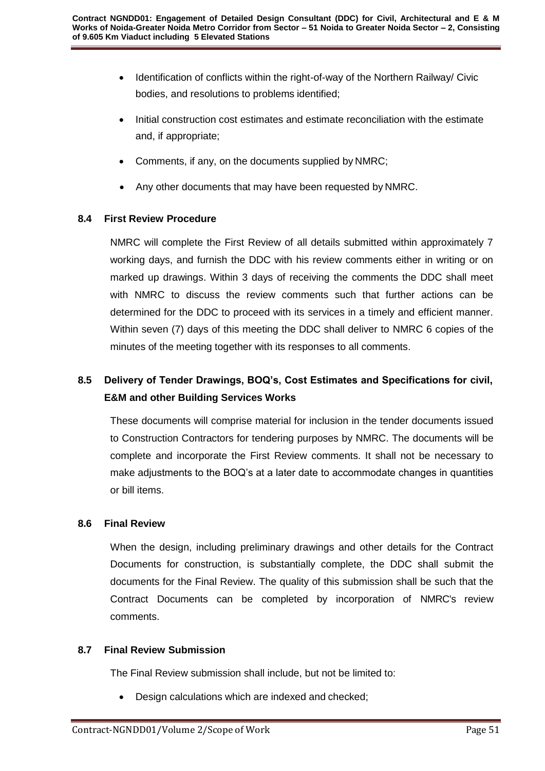- Identification of conflicts within the right-of-way of the Northern Railway/ Civic bodies, and resolutions to problems identified;
- Initial construction cost estimates and estimate reconciliation with the estimate and, if appropriate;
- Comments, if any, on the documents supplied by NMRC;
- Any other documents that may have been requested by NMRC.

### 8.4 First Review Procedure

NMRC will complete the First Review of all details submitted within approximately 7 working days, and furnish the DDC with his review comments either in writing or on marked up drawings. Within 3 days of receiving the comments the DDC shall meet with NMRC to discuss the review comments such that further actions can be determined for the DDC to proceed with its services in a timely and efficient manner. Within seven (7) days of this meeting the DDC shall deliver to NMRC 6 copies of the minutes of the meeting together with its responses to all comments.

### 8.5 Delivery of Tender Drawings, BOQ's, Cost Estimates and Specifications for civil, E&M and other Building Services Works

These documents will comprise material for inclusion in the tender documents issued to Construction Contractors for tendering purposes by NMRC. The documents will be complete and incorporate the First Review comments. It shall not be necessary to make adjustments to the BOQ's at a later date to accommodate changes in quantities or bill items.

### 8.6 Final Review

When the design, including preliminary drawings and other details for the Contract Documents for construction, is substantially complete, the DDC shall submit the documents for the Final Review. The quality of this submission shall be such that the Contract Documents can be completed by incorporation of NMRC's review comments.

### 8.7 Final Review Submission

The Final Review submission shall include, but not be limited to:

- Design calculations which are indexed and checked;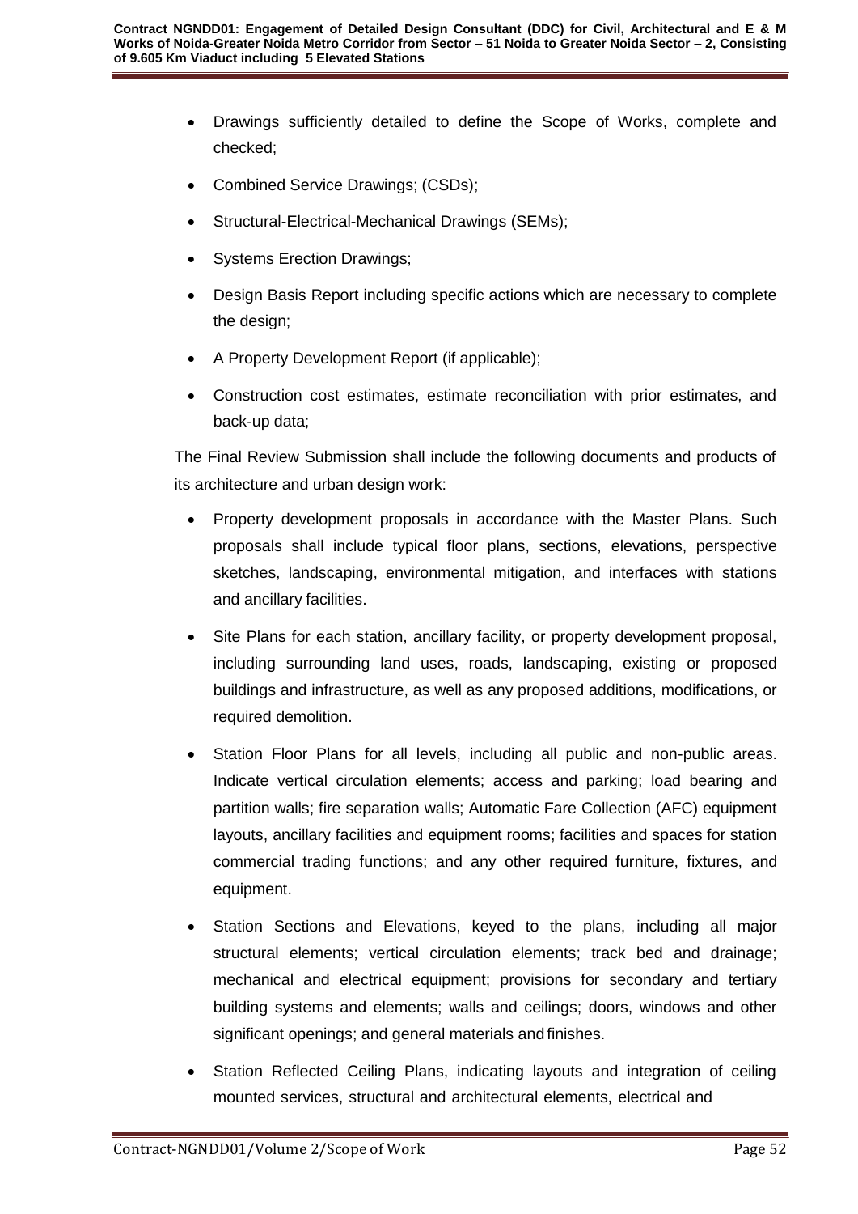- Drawings sufficiently detailed to define the Scope of Works, complete and checked;
- Combined Service Drawings; (CSDs);
- Structural-Electrical-Mechanical Drawings (SEMs);
- Systems Erection Drawings;
- Design Basis Report including specific actions which are necessary to complete the design;
- A Property Development Report (if applicable);
- Construction cost estimates, estimate reconciliation with prior estimates, and back-up data;

The Final Review Submission shall include the following documents and products of its architecture and urban design work:

- Property development proposals in accordance with the Master Plans. Such proposals shall include typical floor plans, sections, elevations, perspective sketches, landscaping, environmental mitigation, and interfaces with stations and ancillary facilities.
- Site Plans for each station, ancillary facility, or property development proposal, including surrounding land uses, roads, landscaping, existing or proposed buildings and infrastructure, as well as any proposed additions, modifications, or required demolition.
- Station Floor Plans for all levels, including all public and non-public areas. Indicate vertical circulation elements; access and parking; load bearing and partition walls; fire separation walls; Automatic Fare Collection (AFC) equipment layouts, ancillary facilities and equipment rooms; facilities and spaces for station commercial trading functions; and any other required furniture, fixtures, and equipment.
- Station Sections and Elevations, keyed to the plans, including all major structural elements; vertical circulation elements; track bed and drainage; mechanical and electrical equipment; provisions for secondary and tertiary building systems and elements; walls and ceilings; doors, windows and other significant openings; and general materials and finishes.
- Station Reflected Ceiling Plans, indicating layouts and integration of ceiling mounted services, structural and architectural elements, electrical and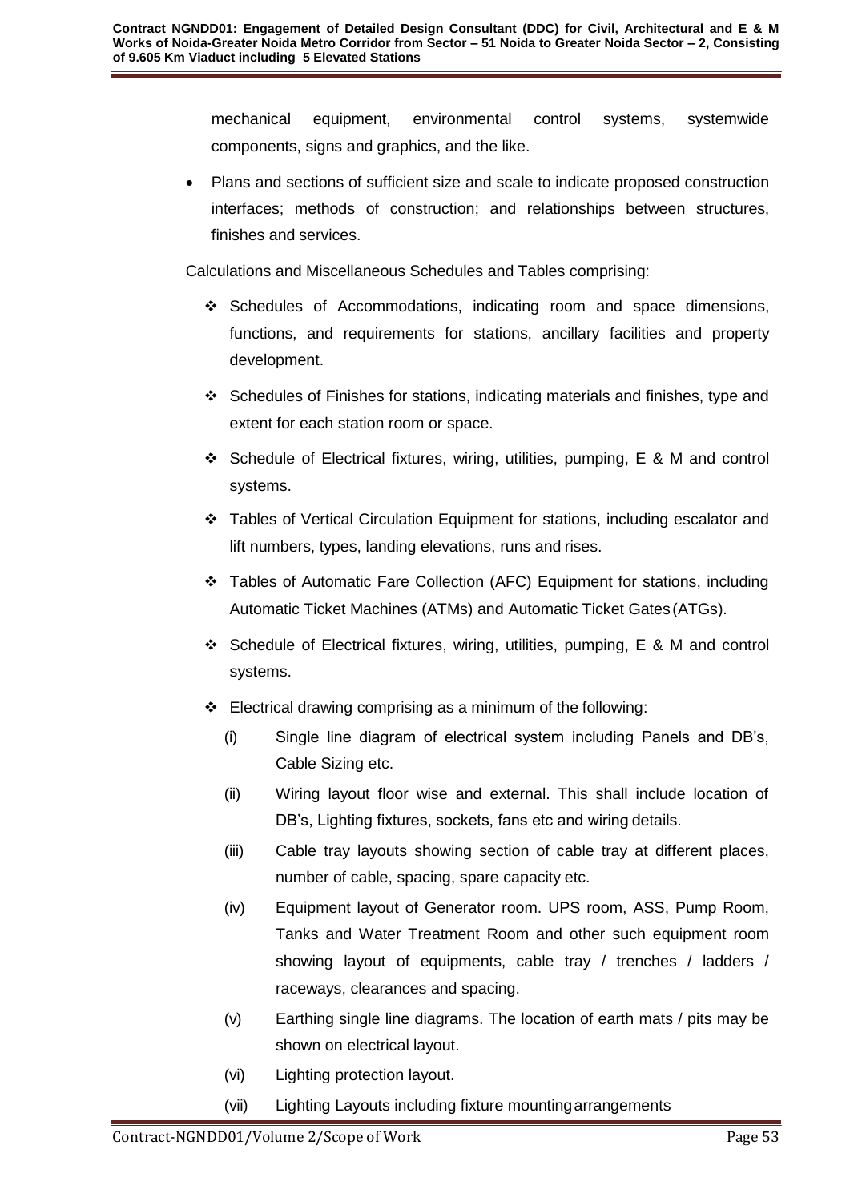mechanical equipment, environmental control systems, systemwide components, signs and graphics, and the like.

- Plans and sections of sufficient size and scale to indicate proposed construction interfaces; methods of construction; and relationships between structures, finishes and services.

Calculations and Miscellaneous Schedules and Tables comprising:

- ❖ Schedules of Accommodations, indicating room and space dimensions, functions, and requirements for stations, ancillary facilities and property development.
- ❖ Schedules of Finishes for stations, indicating materials and finishes, type and extent for each station room or space.
- ❖ Schedule of Electrical fixtures, wiring, utilities, pumping, E & M and control systems.
- ❖ Tables of Vertical Circulation Equipment for stations, including escalator and lift numbers, types, landing elevations, runs and rises.
- ❖ Tables of Automatic Fare Collection (AFC) Equipment for stations, including Automatic Ticket Machines (ATMs) and Automatic Ticket Gates (ATGs).
- ❖ Schedule of Electrical fixtures, wiring, utilities, pumping, E & M and control systems.
- ❖ Electrical drawing comprising as a minimum of the following:
  - (i) Single line diagram of electrical system including Panels and DB's, Cable Sizing etc.
  - (ii) Wiring layout floor wise and external. This shall include location of DB's, Lighting fixtures, sockets, fans etc and wiring details.
  - (iii) Cable tray layouts showing section of cable tray at different places, number of cable, spacing, spare capacity etc.
  - (iv) Equipment layout of Generator room. UPS room, ASS, Pump Room, Tanks and Water Treatment Room and other such equipment room showing layout of equipments, cable tray / trenches / ladders / raceways, clearances and spacing.
  - (v) Earthing single line diagrams. The location of earth mats / pits may be shown on electrical layout.
  - (vi) Lighting protection layout.
  - (vii) Lighting Layouts including fixture mounting arrangements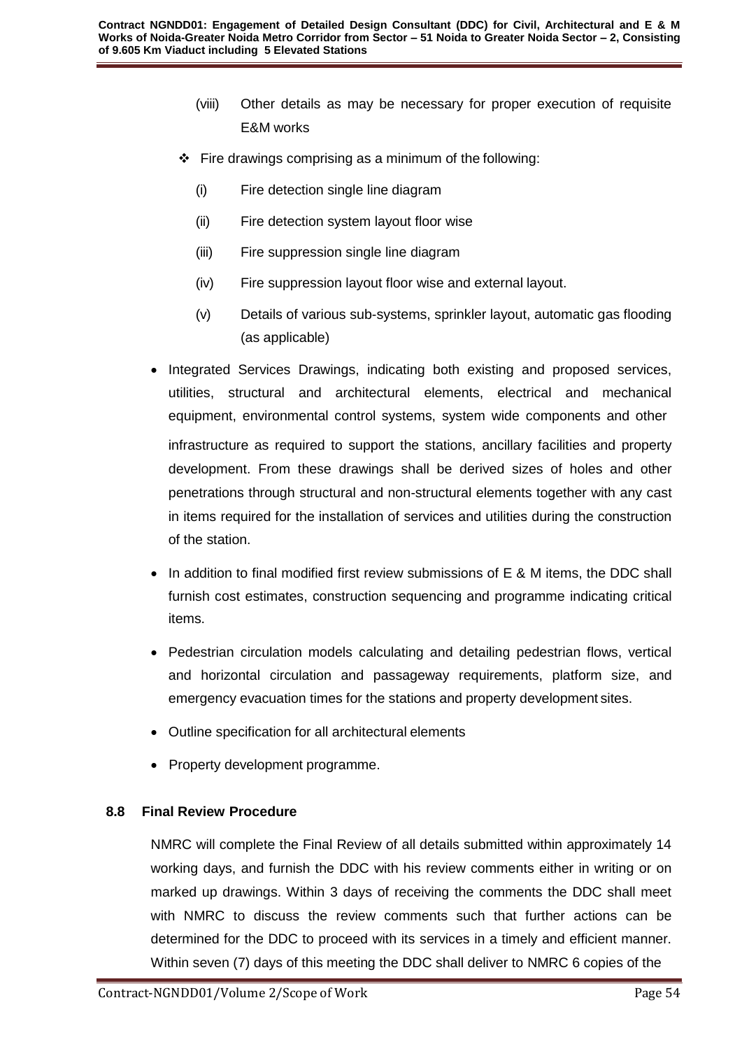(viii) Other details as may be necessary for proper execution of requisite E&M works

- ❖ Fire drawings comprising as a minimum of the following:
  - (i) Fire detection single line diagram
  - (ii) Fire detection system layout floor wise
  - (iii) Fire suppression single line diagram
  - (iv) Fire suppression layout floor wise and external layout.
  - (v) Details of various sub-systems, sprinkler layout, automatic gas flooding (as applicable)

- Integrated Services Drawings, indicating both existing and proposed services, utilities, structural and architectural elements, electrical and mechanical equipment, environmental control systems, system wide components and other infrastructure as required to support the stations, ancillary facilities and property development. From these drawings shall be derived sizes of holes and other penetrations through structural and non-structural elements together with any cast in items required for the installation of services and utilities during the construction of the station.
- In addition to final modified first review submissions of E & M items, the DDC shall furnish cost estimates, construction sequencing and programme indicating critical items.
- Pedestrian circulation models calculating and detailing pedestrian flows, vertical and horizontal circulation and passageway requirements, platform size, and emergency evacuation times for the stations and property development sites.
- Outline specification for all architectural elements
- Property development programme.

## 8.8 Final Review Procedure

NMRC will complete the Final Review of all details submitted within approximately 14 working days, and furnish the DDC with his review comments either in writing or on marked up drawings. Within 3 days of receiving the comments the DDC shall meet with NMRC to discuss the review comments such that further actions can be determined for the DDC to proceed with its services in a timely and efficient manner. Within seven (7) days of this meeting the DDC shall deliver to NMRC 6 copies of the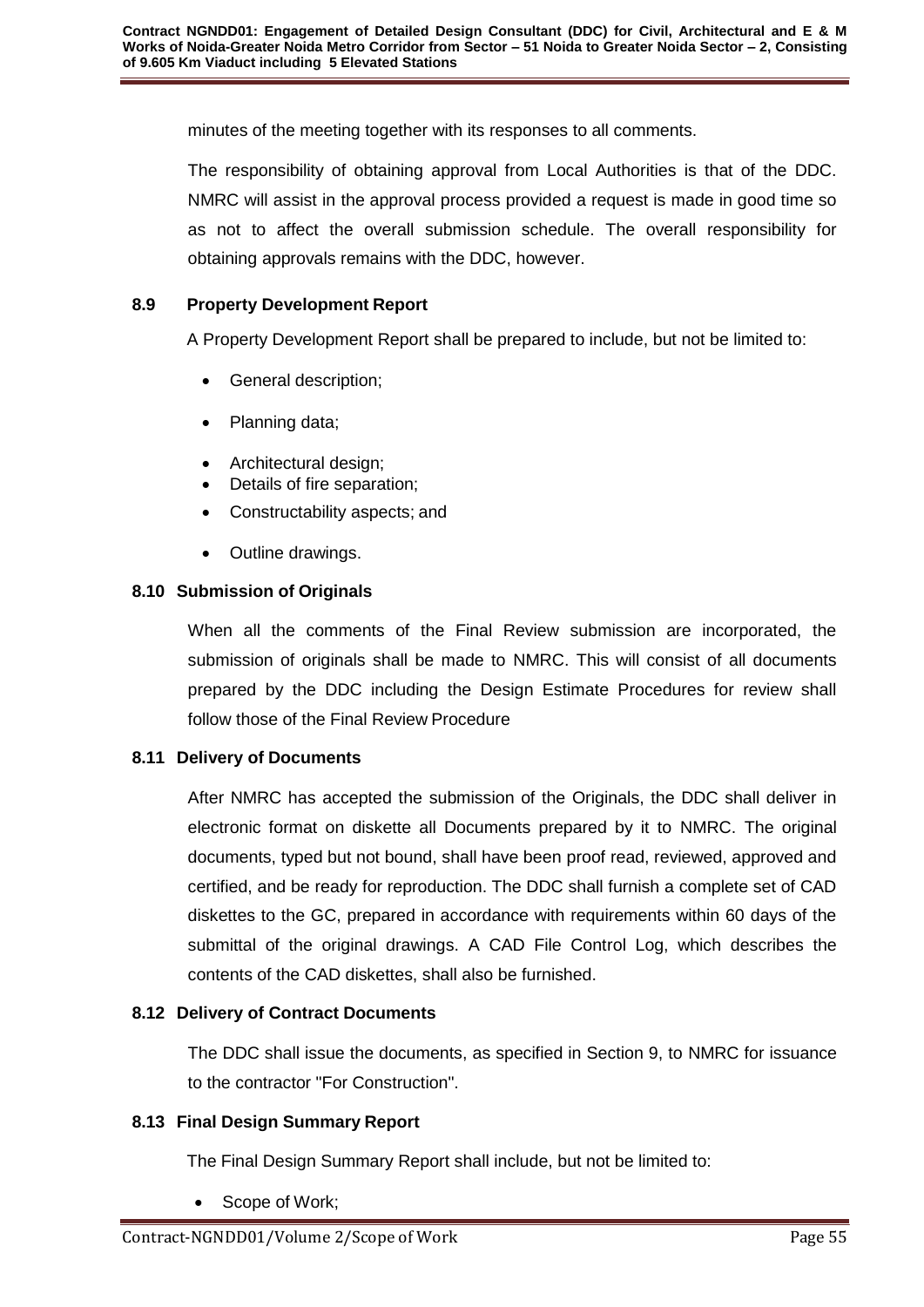minutes of the meeting together with its responses to all comments.

The responsibility of obtaining approval from Local Authorities is that of the DDC. NMRC will assist in the approval process provided a request is made in good time so as not to affect the overall submission schedule. The overall responsibility for obtaining approvals remains with the DDC, however.

### 8.9 Property Development Report

A Property Development Report shall be prepared to include, but not be limited to:

- General description;
- Planning data;
- Architectural design;
- Details of fire separation;
- Constructability aspects; and
- Outline drawings.

### 8.10 Submission of Originals

When all the comments of the Final Review submission are incorporated, the submission of originals shall be made to NMRC. This will consist of all documents prepared by the DDC including the Design Estimate Procedures for review shall follow those of the Final Review Procedure

### 8.11 Delivery of Documents

After NMRC has accepted the submission of the Originals, the DDC shall deliver in electronic format on diskette all Documents prepared by it to NMRC. The original documents, typed but not bound, shall have been proof read, reviewed, approved and certified, and be ready for reproduction. The DDC shall furnish a complete set of CAD diskettes to the GC, prepared in accordance with requirements within 60 days of the submittal of the original drawings. A CAD File Control Log, which describes the contents of the CAD diskettes, shall also be furnished.

### 8.12 Delivery of Contract Documents

The DDC shall issue the documents, as specified in Section 9, to NMRC for issuance to the contractor "For Construction".

### 8.13 Final Design Summary Report

The Final Design Summary Report shall include, but not be limited to:

- Scope of Work;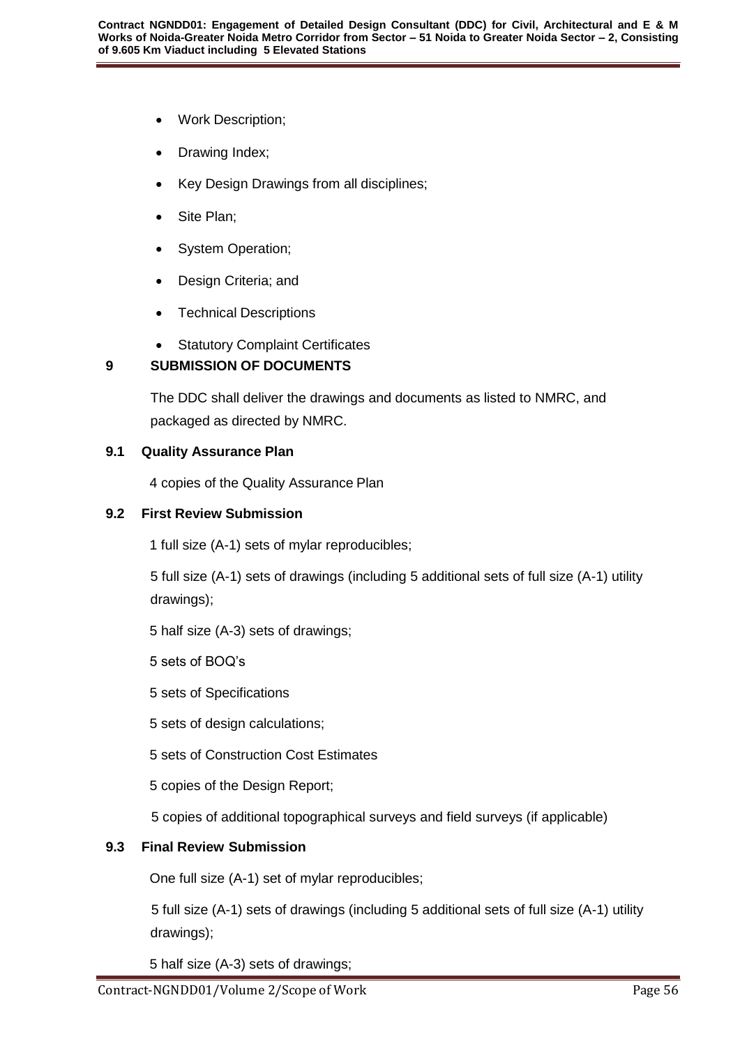- Work Description;
- Drawing Index;
- Key Design Drawings from all disciplines;
- Site Plan;
- System Operation;
- Design Criteria; and
- Technical Descriptions
- Statutory Complaint Certificates

## 9 SUBMISSION OF DOCUMENTS

The DDC shall deliver the drawings and documents as listed to NMRC, and packaged as directed by NMRC.

### 9.1 Quality Assurance Plan

4 copies of the Quality Assurance Plan

### 9.2 First Review Submission

1 full size (A-1) sets of mylar reproducibles;

5 full size (A-1) sets of drawings (including 5 additional sets of full size (A-1) utility drawings);

5 half size (A-3) sets of drawings;

5 sets of BOQ's

5 sets of Specifications

5 sets of design calculations;

5 sets of Construction Cost Estimates

5 copies of the Design Report;

5 copies of additional topographical surveys and field surveys (if applicable)

### 9.3 Final Review Submission

One full size (A-1) set of mylar reproducibles;

5 full size (A-1) sets of drawings (including 5 additional sets of full size (A-1) utility drawings);

5 half size (A-3) sets of drawings;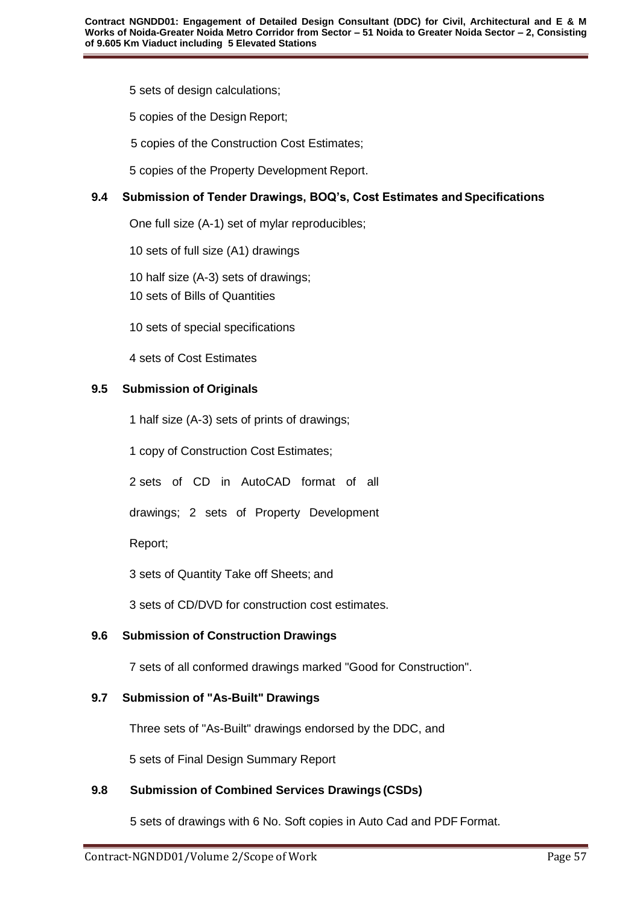5 sets of design calculations;

5 copies of the Design Report;

5 copies of the Construction Cost Estimates;

5 copies of the Property Development Report.

### 9.4 Submission of Tender Drawings, BOQ's, Cost Estimates and Specifications

One full size (A-1) set of mylar reproducibles;

10 sets of full size (A1) drawings

10 half size (A-3) sets of drawings;

10 sets of Bills of Quantities

10 sets of special specifications

4 sets of Cost Estimates

### 9.5 Submission of Originals

1 half size (A-3) sets of prints of drawings;

1 copy of Construction Cost Estimates;

2 sets of CD in AutoCAD format of all drawings; 2 sets of Property Development Report;

3 sets of Quantity Take off Sheets; and

3 sets of CD/DVD for construction cost estimates.

### 9.6 Submission of Construction Drawings

7 sets of all conformed drawings marked "Good for Construction".

### 9.7 Submission of "As-Built" Drawings

Three sets of "As-Built" drawings endorsed by the DDC, and

5 sets of Final Design Summary Report

### 9.8 Submission of Combined Services Drawings (CSDs)

5 sets of drawings with 6 No. Soft copies in Auto Cad and PDF Format.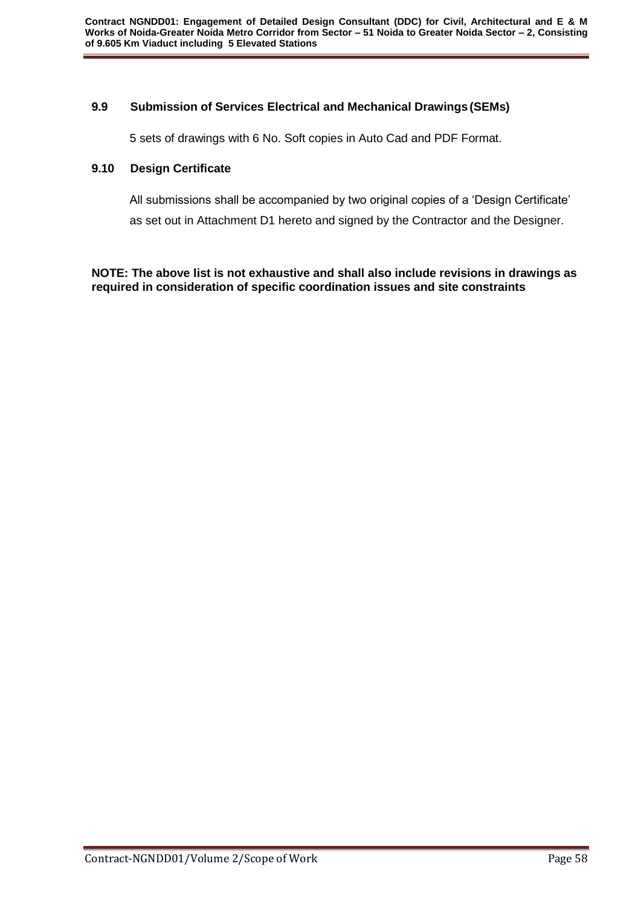### 9.9 Submission of Services Electrical and Mechanical Drawings (SEMs)

5 sets of drawings with 6 No. Soft copies in Auto Cad and PDF Format.

### 9.10 Design Certificate

All submissions shall be accompanied by two original copies of a 'Design Certificate' as set out in Attachment D1 hereto and signed by the Contractor and the Designer.

**NOTE: The above list is not exhaustive and shall also include revisions in drawings as required in consideration of specific coordination issues and site constraints**